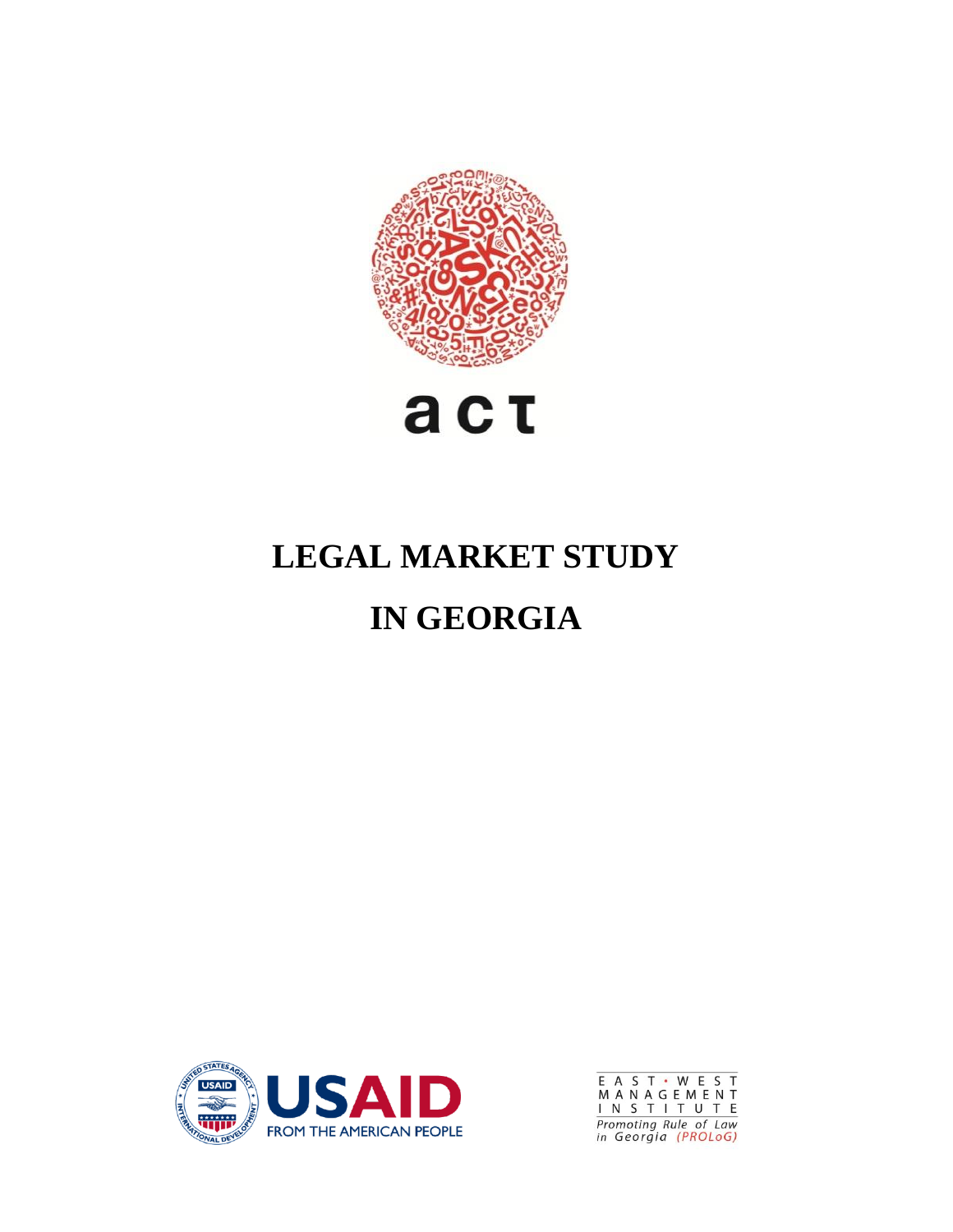act

# LEGAL MARKET STUDY IN GEORGIA

USAID
FROM THE AMERICAN PEOPLE

EAST • WEST
MANAGEMENT
INSTITUTE
Promoting Rule of Law in Georgia (PROLoG)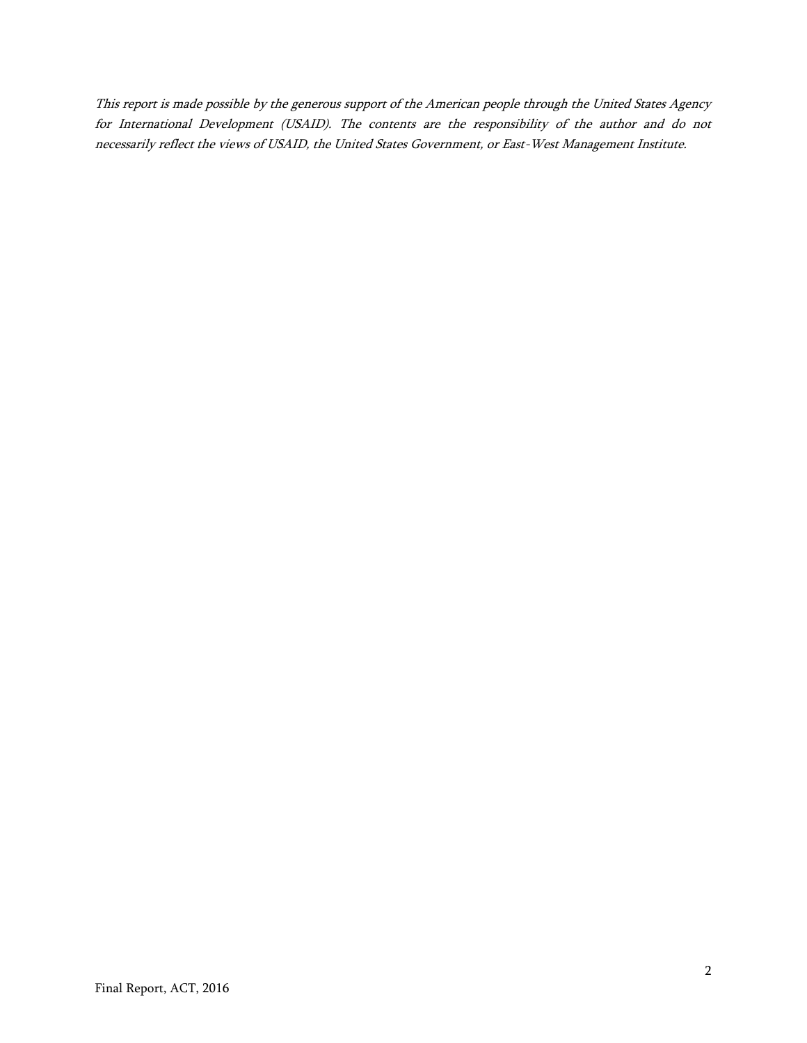*This report is made possible by the generous support of the American people through the United States Agency for International Development (USAID). The contents are the responsibility of the author and do not necessarily reflect the views of USAID, the United States Government, or East-West Management Institute.*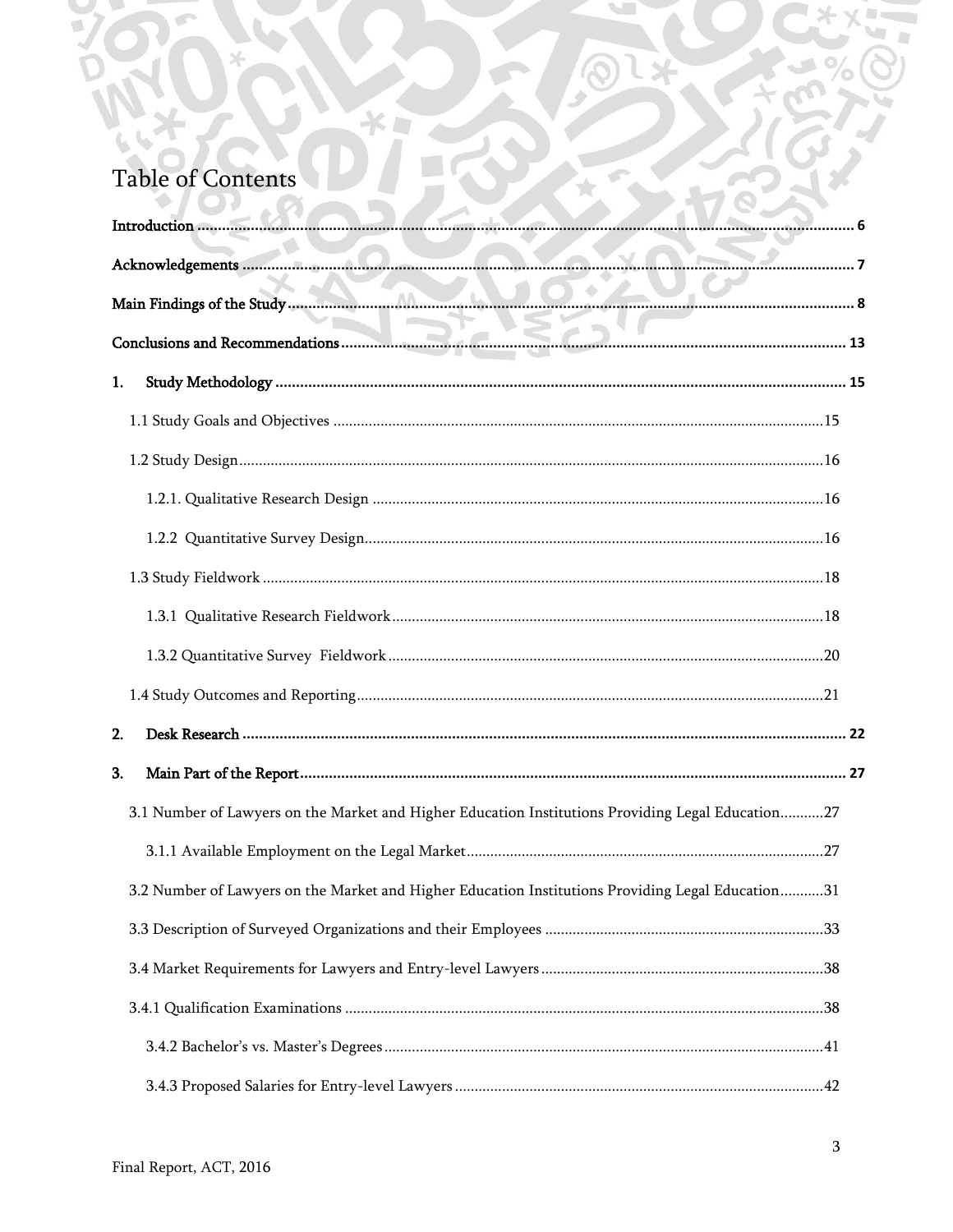# Table of Contents

**Introduction** ........................................................ **6**

**Acknowledgements** ........................................................ **7**

**Main Findings of the Study** ........................................................ **8**

**Conclusions and Recommendations** ........................................................ **13**

**1. Study Methodology** ........................................................ **15**

- 1.1 Study Goals and Objectives ........................................................ 15
- 1.2 Study Design ........................................................ 16
  - 1.2.1. Qualitative Research Design ........................................................ 16
  - 1.2.2 Quantitative Survey Design ........................................................ 16
- 1.3 Study Fieldwork ........................................................ 18
  - 1.3.1 Qualitative Research Fieldwork ........................................................ 18
  - 1.3.2 Quantitative Survey Fieldwork ........................................................ 20
- 1.4 Study Outcomes and Reporting ........................................................ 21

**2. Desk Research** ........................................................ **22**

**3. Main Part of the Report** ........................................................ **27**

- 3.1 Number of Lawyers on the Market and Higher Education Institutions Providing Legal Education ........................................................ 27
  - 3.1.1 Available Employment on the Legal Market ........................................................ 27
- 3.2 Number of Lawyers on the Market and Higher Education Institutions Providing Legal Education ........................................................ 31
- 3.3 Description of Surveyed Organizations and their Employees ........................................................ 33
- 3.4 Market Requirements for Lawyers and Entry-level Lawyers ........................................................ 38
- 3.4.1 Qualification Examinations ........................................................ 38
  - 3.4.2 Bachelor's vs. Master's Degrees ........................................................ 41
  - 3.4.3 Proposed Salaries for Entry-level Lawyers ........................................................ 42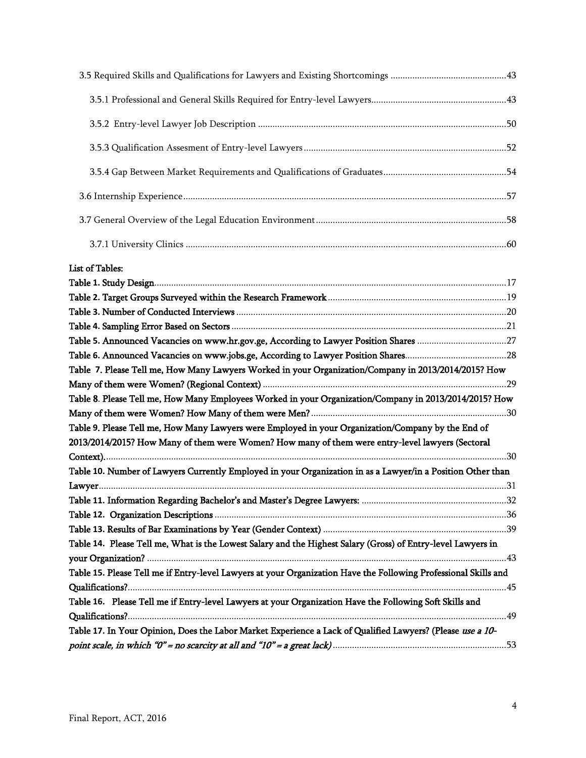3.5 Required Skills and Qualifications for Lawyers and Existing Shortcomings ....................................................43

3.5.1 Professional and General Skills Required for Entry-level Lawyers....................................................43

3.5.2 Entry-level Lawyer Job Description ....................................................50

3.5.3 Qualification Assesment of Entry-level Lawyers ....................................................52

3.5.4 Gap Between Market Requirements and Qualifications of Graduates....................................................54

3.6 Internship Experience....................................................57

3.7 General Overview of the Legal Education Environment....................................................58

3.7.1 University Clinics ....................................................60

**List of Tables:**

**Table 1. Study Design**....................................................17

**Table 2. Target Groups Surveyed within the Research Framework**....................................................19

**Table 3. Number of Conducted Interviews**....................................................20

**Table 4. Sampling Error Based on Sectors**....................................................21

**Table 5. Announced Vacancies on www.hr.gov.ge, According to Lawyer Position Shares**....................................................27

**Table 6. Announced Vacancies on www.jobs.ge, According to Lawyer Position Shares**....................................................28

**Table 7. Please Tell me, How Many Lawyers Worked in your Organization/Company in 2013/2014/2015? How Many of them were Women? (Regional Context)**....................................................29

**Table 8. Please Tell me, How Many Employees Worked in your Organization/Company in 2013/2014/2015? How Many of them were Women? How Many of them were Men?**....................................................30

**Table 9. Please Tell me, How Many Lawyers were Employed in your Organization/Company by the End of 2013/2014/2015? How Many of them were Women? How many of them were entry-level lawyers (Sectoral Context).**....................................................30

**Table 10. Number of Lawyers Currently Employed in your Organization in as a Lawyer/in a Position Other than Lawyer**....................................................31

**Table 11. Information Regarding Bachelor's and Master's Degree Lawyers:**....................................................32

**Table 12. Organization Descriptions**....................................................36

**Table 13. Results of Bar Examinations by Year (Gender Context)**....................................................39

**Table 14. Please Tell me, What is the Lowest Salary and the Highest Salary (Gross) of Entry-level Lawyers in your Organization?**....................................................43

**Table 15. Please Tell me if Entry-level Lawyers at your Organization Have the Following Professional Skills and Qualifications?**....................................................45

**Table 16. Please Tell me if Entry-level Lawyers at your Organization Have the Following Soft Skills and Qualifications?**....................................................49

**Table 17. In Your Opinion, Does the Labor Market Experience a Lack of Qualified Lawyers? (Please *use a 10-point scale, in which "0" = no scarcity at all and "10" = a great lack)***....................................................53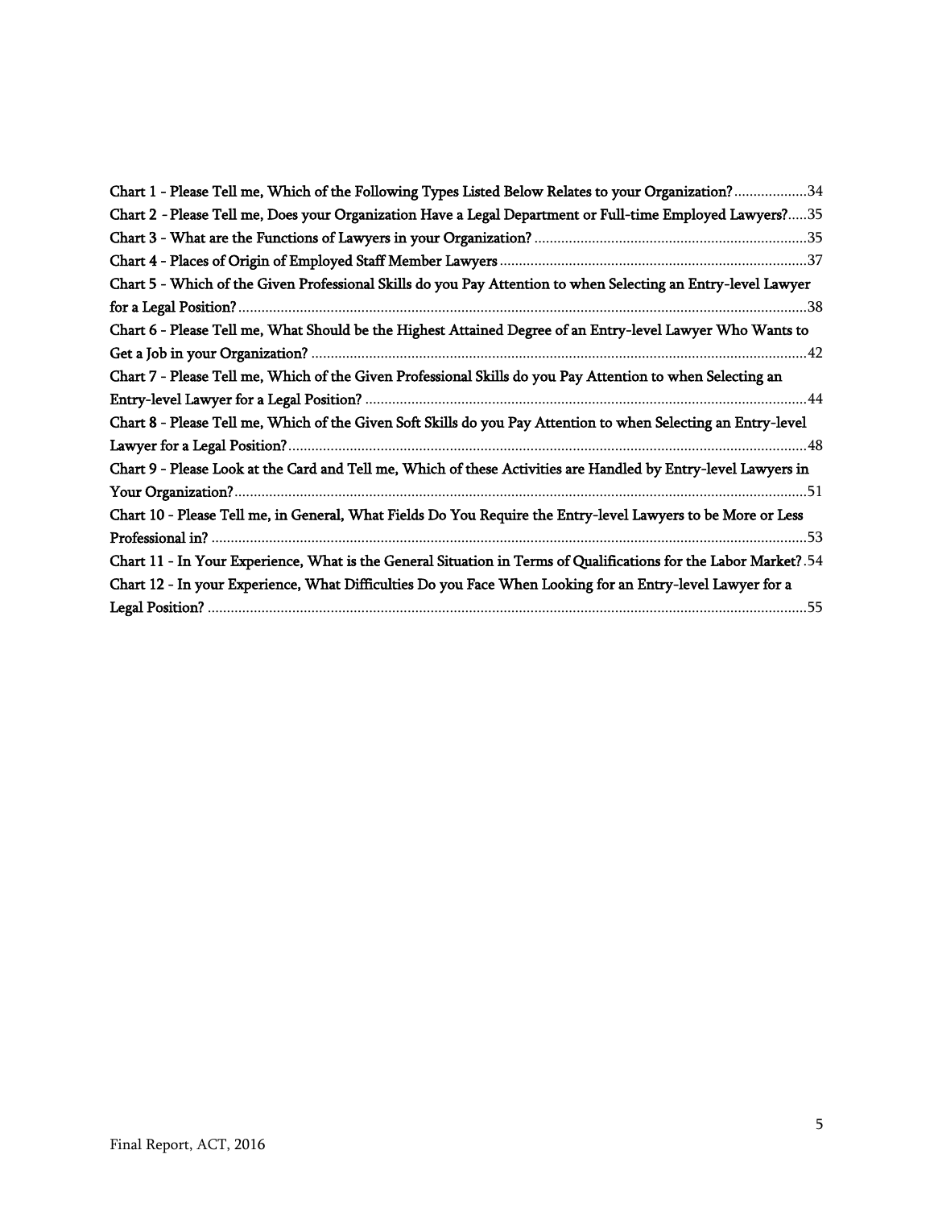Chart 1 - Please Tell me, Which of the Following Types Listed Below Relates to your Organization? ..................34
Chart 2 - Please Tell me, Does your Organization Have a Legal Department or Full-time Employed Lawyers?.....35
Chart 3 - What are the Functions of Lawyers in your Organization? ......................................................................35
Chart 4 - Places of Origin of Employed Staff Member Lawyers ...............................................................................37
Chart 5 - Which of the Given Professional Skills do you Pay Attention to when Selecting an Entry-level Lawyer for a Legal Position? ..................................................................................................................................38
Chart 6 - Please Tell me, What Should be the Highest Attained Degree of an Entry-level Lawyer Who Wants to Get a Job in your Organization? ...............................................................................................................42
Chart 7 - Please Tell me, Which of the Given Professional Skills do you Pay Attention to when Selecting an Entry-level Lawyer for a Legal Position? ..................................................................................................44
Chart 8 - Please Tell me, Which of the Given Soft Skills do you Pay Attention to when Selecting an Entry-level Lawyer for a Legal Position? ......................................................................................................................48
Chart 9 - Please Look at the Card and Tell me, Which of these Activities are Handled by Entry-level Lawyers in Your Organization? ....................................................................................................................................51
Chart 10 - Please Tell me, in General, What Fields Do You Require the Entry-level Lawyers to be More or Less Professional in? .........................................................................................................................................53
Chart 11 - In Your Experience, What is the General Situation in Terms of Qualifications for the Labor Market? .54
Chart 12 - In your Experience, What Difficulties Do you Face When Looking for an Entry-level Lawyer for a Legal Position? ..........................................................................................................................................55

Final Report, ACT, 2016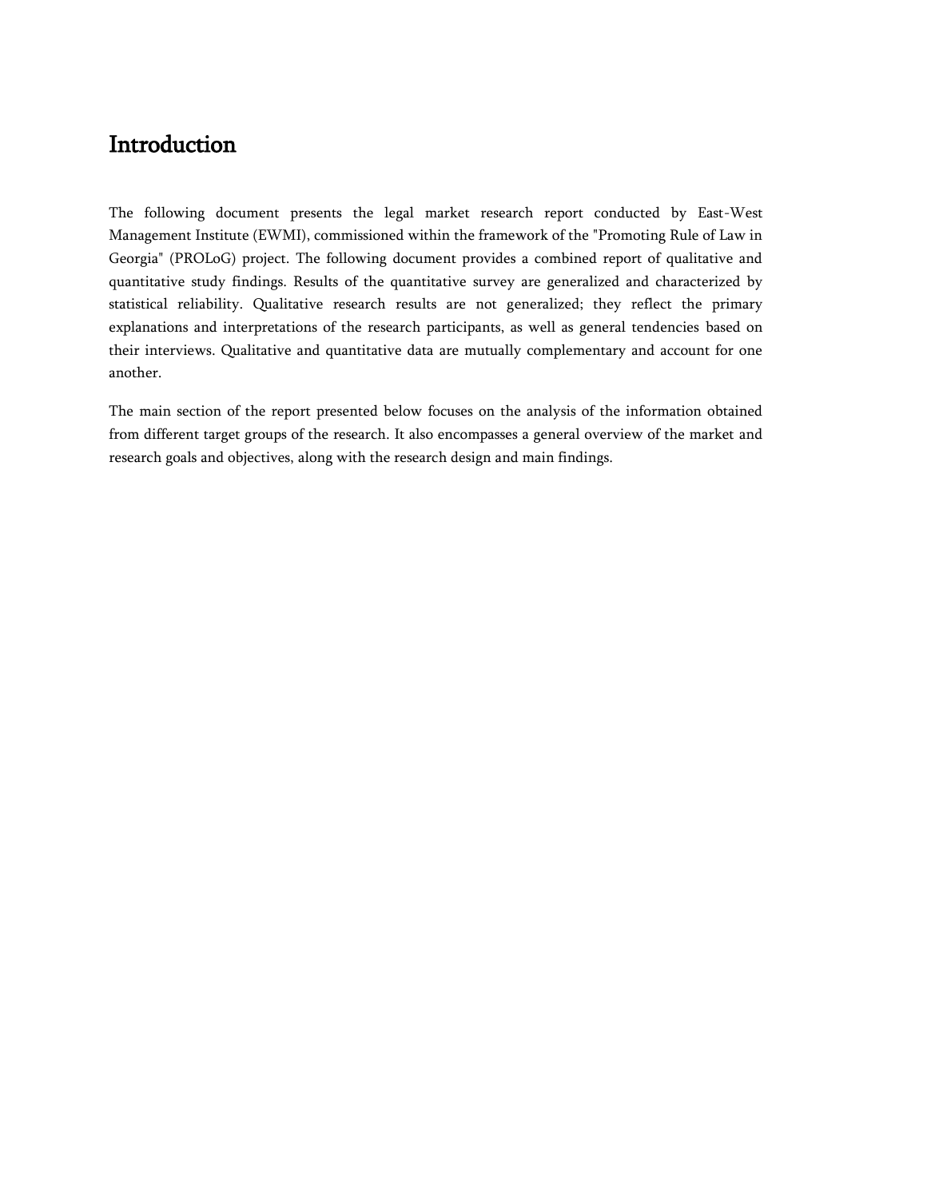# Introduction

The following document presents the legal market research report conducted by East-West Management Institute (EWMI), commissioned within the framework of the "Promoting Rule of Law in Georgia" (PROLoG) project. The following document provides a combined report of qualitative and quantitative study findings. Results of the quantitative survey are generalized and characterized by statistical reliability. Qualitative research results are not generalized; they reflect the primary explanations and interpretations of the research participants, as well as general tendencies based on their interviews. Qualitative and quantitative data are mutually complementary and account for one another.

The main section of the report presented below focuses on the analysis of the information obtained from different target groups of the research. It also encompasses a general overview of the market and research goals and objectives, along with the research design and main findings.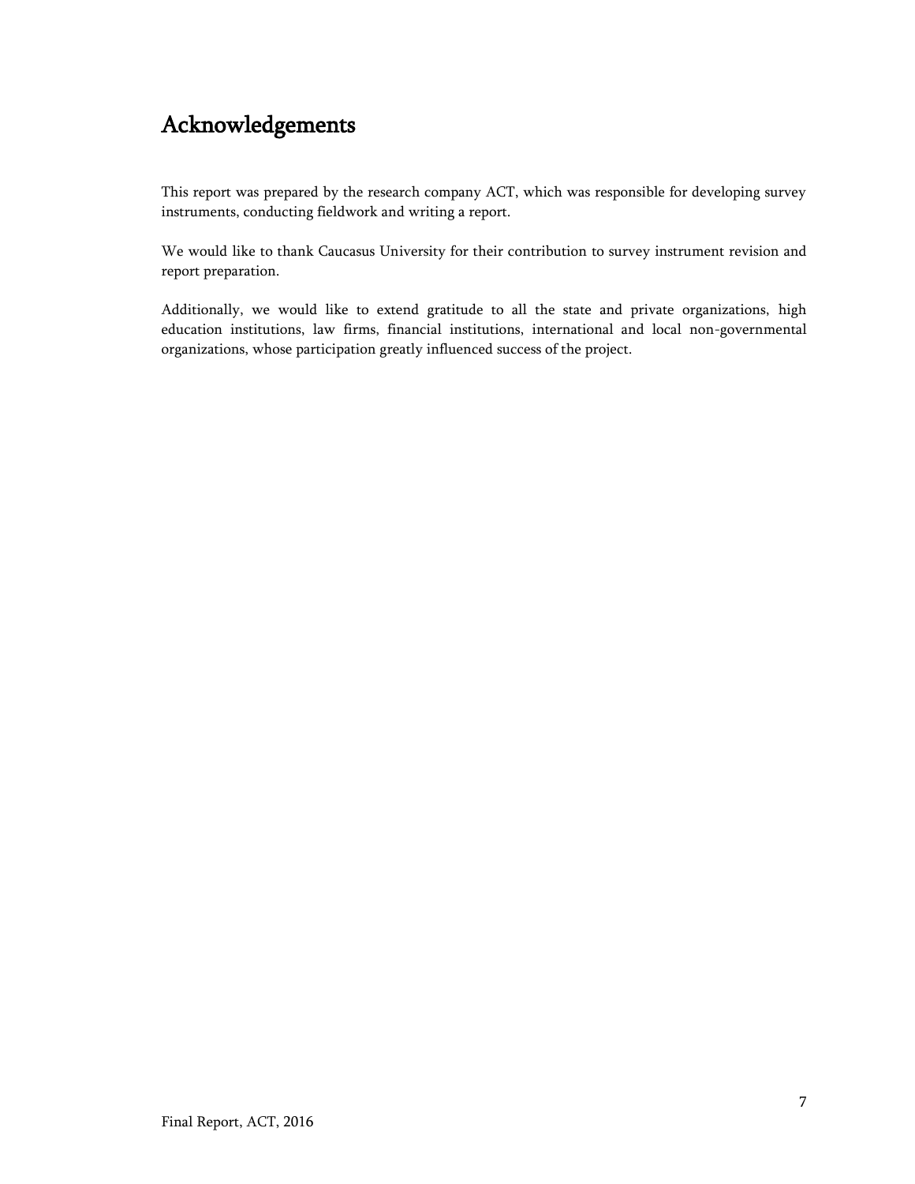# Acknowledgements

This report was prepared by the research company ACT, which was responsible for developing survey instruments, conducting fieldwork and writing a report.

We would like to thank Caucasus University for their contribution to survey instrument revision and report preparation.

Additionally, we would like to extend gratitude to all the state and private organizations, high education institutions, law firms, financial institutions, international and local non-governmental organizations, whose participation greatly influenced success of the project.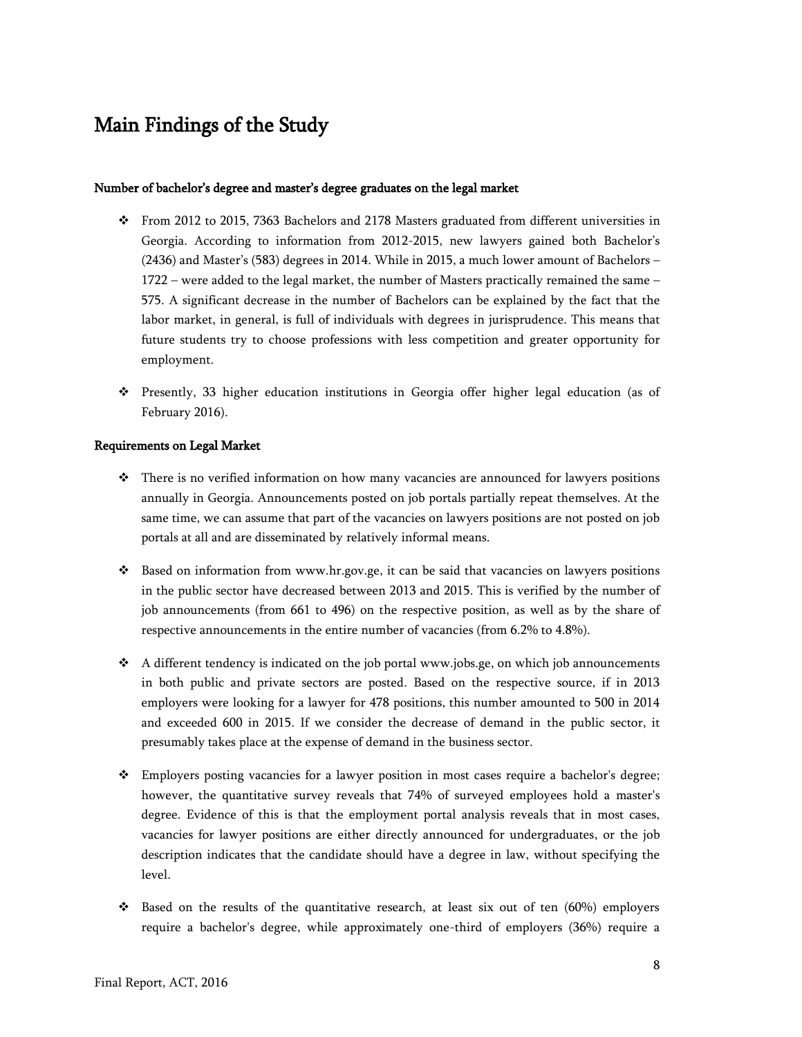# Main Findings of the Study

**Number of bachelor's degree and master's degree graduates on the legal market**

- From 2012 to 2015, 7363 Bachelors and 2178 Masters graduated from different universities in Georgia. According to information from 2012-2015, new lawyers gained both Bachelor's (2436) and Master's (583) degrees in 2014. While in 2015, a much lower amount of Bachelors – 1722 – were added to the legal market, the number of Masters practically remained the same – 575. A significant decrease in the number of Bachelors can be explained by the fact that the labor market, in general, is full of individuals with degrees in jurisprudence. This means that future students try to choose professions with less competition and greater opportunity for employment.
- Presently, 33 higher education institutions in Georgia offer higher legal education (as of February 2016).

**Requirements on Legal Market**

- There is no verified information on how many vacancies are announced for lawyers positions annually in Georgia. Announcements posted on job portals partially repeat themselves. At the same time, we can assume that part of the vacancies on lawyers positions are not posted on job portals at all and are disseminated by relatively informal means.
- Based on information from www.hr.gov.ge, it can be said that vacancies on lawyers positions in the public sector have decreased between 2013 and 2015. This is verified by the number of job announcements (from 661 to 496) on the respective position, as well as by the share of respective announcements in the entire number of vacancies (from 6.2% to 4.8%).
- A different tendency is indicated on the job portal www.jobs.ge, on which job announcements in both public and private sectors are posted. Based on the respective source, if in 2013 employers were looking for a lawyer for 478 positions, this number amounted to 500 in 2014 and exceeded 600 in 2015. If we consider the decrease of demand in the public sector, it presumably takes place at the expense of demand in the business sector.
- Employers posting vacancies for a lawyer position in most cases require a bachelor's degree; however, the quantitative survey reveals that 74% of surveyed employees hold a master's degree. Evidence of this is that the employment portal analysis reveals that in most cases, vacancies for lawyer positions are either directly announced for undergraduates, or the job description indicates that the candidate should have a degree in law, without specifying the level.
- Based on the results of the quantitative research, at least six out of ten (60%) employers require a bachelor's degree, while approximately one-third of employers (36%) require a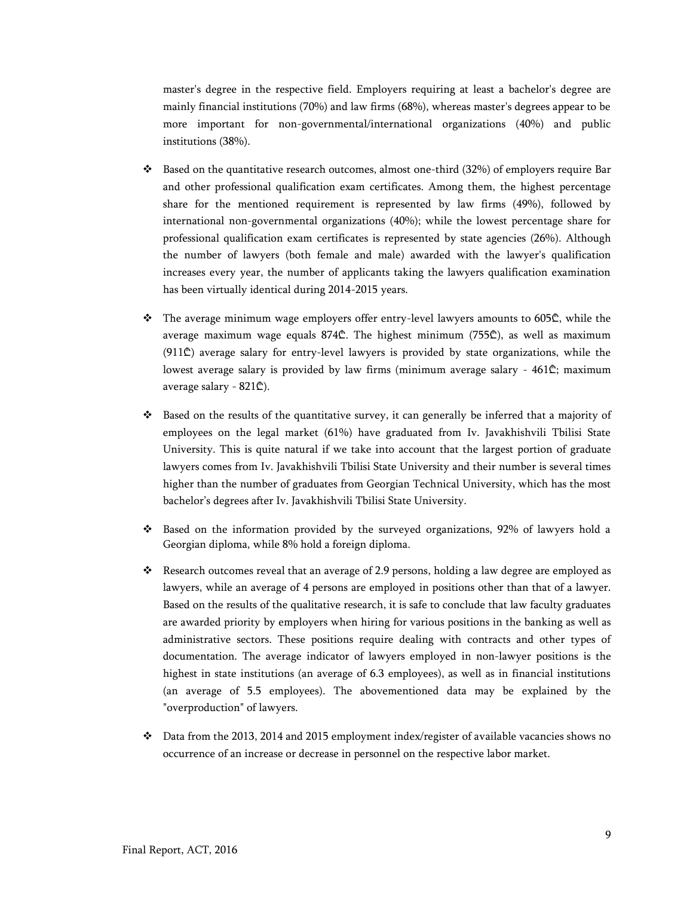master's degree in the respective field. Employers requiring at least a bachelor's degree are mainly financial institutions (70%) and law firms (68%), whereas master's degrees appear to be more important for non-governmental/international organizations (40%) and public institutions (38%).

- Based on the quantitative research outcomes, almost one-third (32%) of employers require Bar and other professional qualification exam certificates. Among them, the highest percentage share for the mentioned requirement is represented by law firms (49%), followed by international non-governmental organizations (40%); while the lowest percentage share for professional qualification exam certificates is represented by state agencies (26%). Although the number of lawyers (both female and male) awarded with the lawyer's qualification increases every year, the number of applicants taking the lawyers qualification examination has been virtually identical during 2014-2015 years.

- The average minimum wage employers offer entry-level lawyers amounts to 605₾, while the average maximum wage equals 874₾. The highest minimum (755₾), as well as maximum (911₾) average salary for entry-level lawyers is provided by state organizations, while the lowest average salary is provided by law firms (minimum average salary - 461₾; maximum average salary - 821₾).

- Based on the results of the quantitative survey, it can generally be inferred that a majority of employees on the legal market (61%) have graduated from Iv. Javakhishvili Tbilisi State University. This is quite natural if we take into account that the largest portion of graduate lawyers comes from Iv. Javakhishvili Tbilisi State University and their number is several times higher than the number of graduates from Georgian Technical University, which has the most bachelor's degrees after Iv. Javakhishvili Tbilisi State University.

- Based on the information provided by the surveyed organizations, 92% of lawyers hold a Georgian diploma, while 8% hold a foreign diploma.

- Research outcomes reveal that an average of 2.9 persons, holding a law degree are employed as lawyers, while an average of 4 persons are employed in positions other than that of a lawyer. Based on the results of the qualitative research, it is safe to conclude that law faculty graduates are awarded priority by employers when hiring for various positions in the banking as well as administrative sectors. These positions require dealing with contracts and other types of documentation. The average indicator of lawyers employed in non-lawyer positions is the highest in state institutions (an average of 6.3 employees), as well as in financial institutions (an average of 5.5 employees). The abovementioned data may be explained by the "overproduction" of lawyers.

- Data from the 2013, 2014 and 2015 employment index/register of available vacancies shows no occurrence of an increase or decrease in personnel on the respective labor market.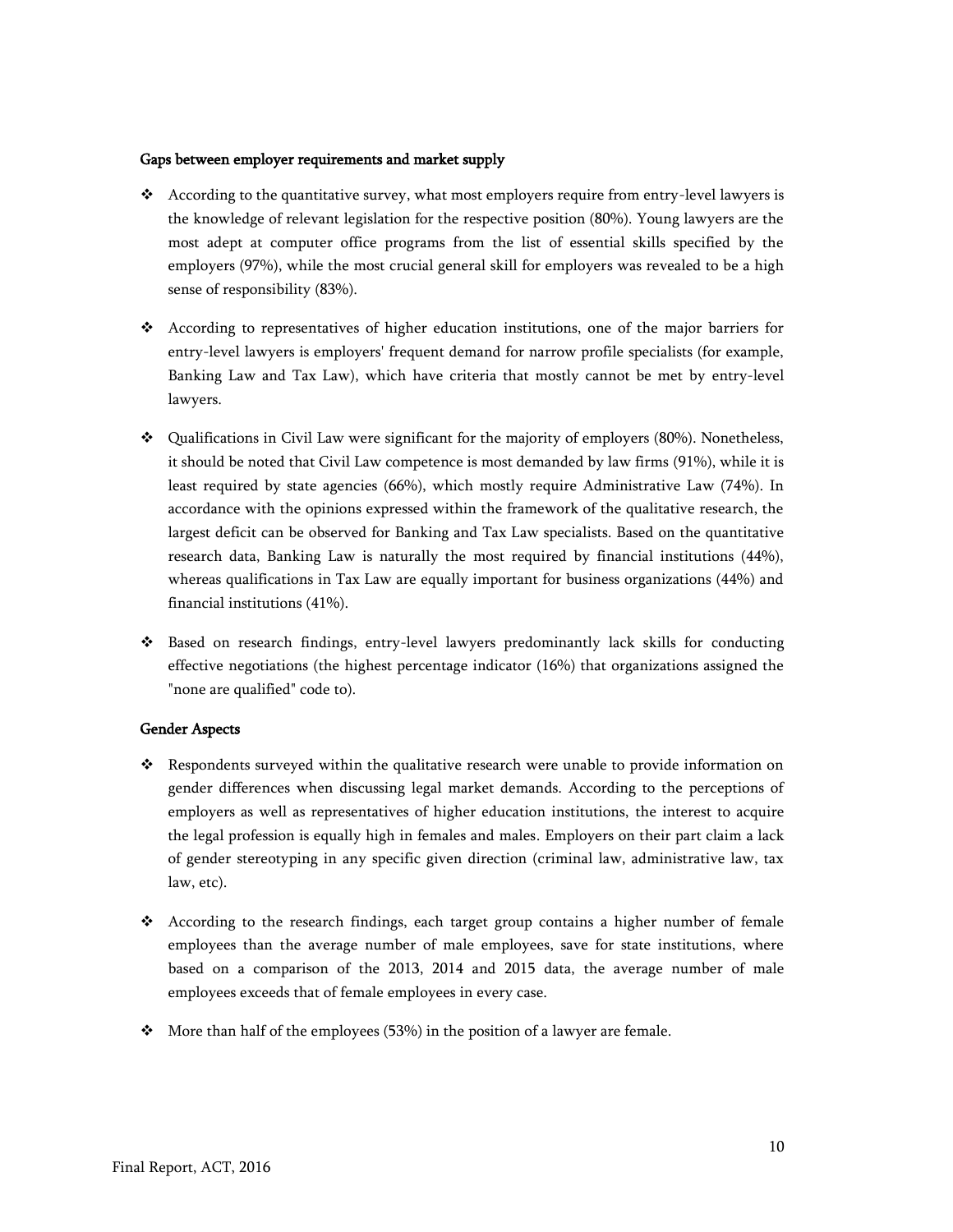### Gaps between employer requirements and market supply

- According to the quantitative survey, what most employers require from entry-level lawyers is the knowledge of relevant legislation for the respective position (80%). Young lawyers are the most adept at computer office programs from the list of essential skills specified by the employers (97%), while the most crucial general skill for employers was revealed to be a high sense of responsibility (83%).

- According to representatives of higher education institutions, one of the major barriers for entry-level lawyers is employers' frequent demand for narrow profile specialists (for example, Banking Law and Tax Law), which have criteria that mostly cannot be met by entry-level lawyers.

- Qualifications in Civil Law were significant for the majority of employers (80%). Nonetheless, it should be noted that Civil Law competence is most demanded by law firms (91%), while it is least required by state agencies (66%), which mostly require Administrative Law (74%). In accordance with the opinions expressed within the framework of the qualitative research, the largest deficit can be observed for Banking and Tax Law specialists. Based on the quantitative research data, Banking Law is naturally the most required by financial institutions (44%), whereas qualifications in Tax Law are equally important for business organizations (44%) and financial institutions (41%).

- Based on research findings, entry-level lawyers predominantly lack skills for conducting effective negotiations (the highest percentage indicator (16%) that organizations assigned the "none are qualified" code to).

### Gender Aspects

- Respondents surveyed within the qualitative research were unable to provide information on gender differences when discussing legal market demands. According to the perceptions of employers as well as representatives of higher education institutions, the interest to acquire the legal profession is equally high in females and males. Employers on their part claim a lack of gender stereotyping in any specific given direction (criminal law, administrative law, tax law, etc).

- According to the research findings, each target group contains a higher number of female employees than the average number of male employees, save for state institutions, where based on a comparison of the 2013, 2014 and 2015 data, the average number of male employees exceeds that of female employees in every case.

- More than half of the employees (53%) in the position of a lawyer are female.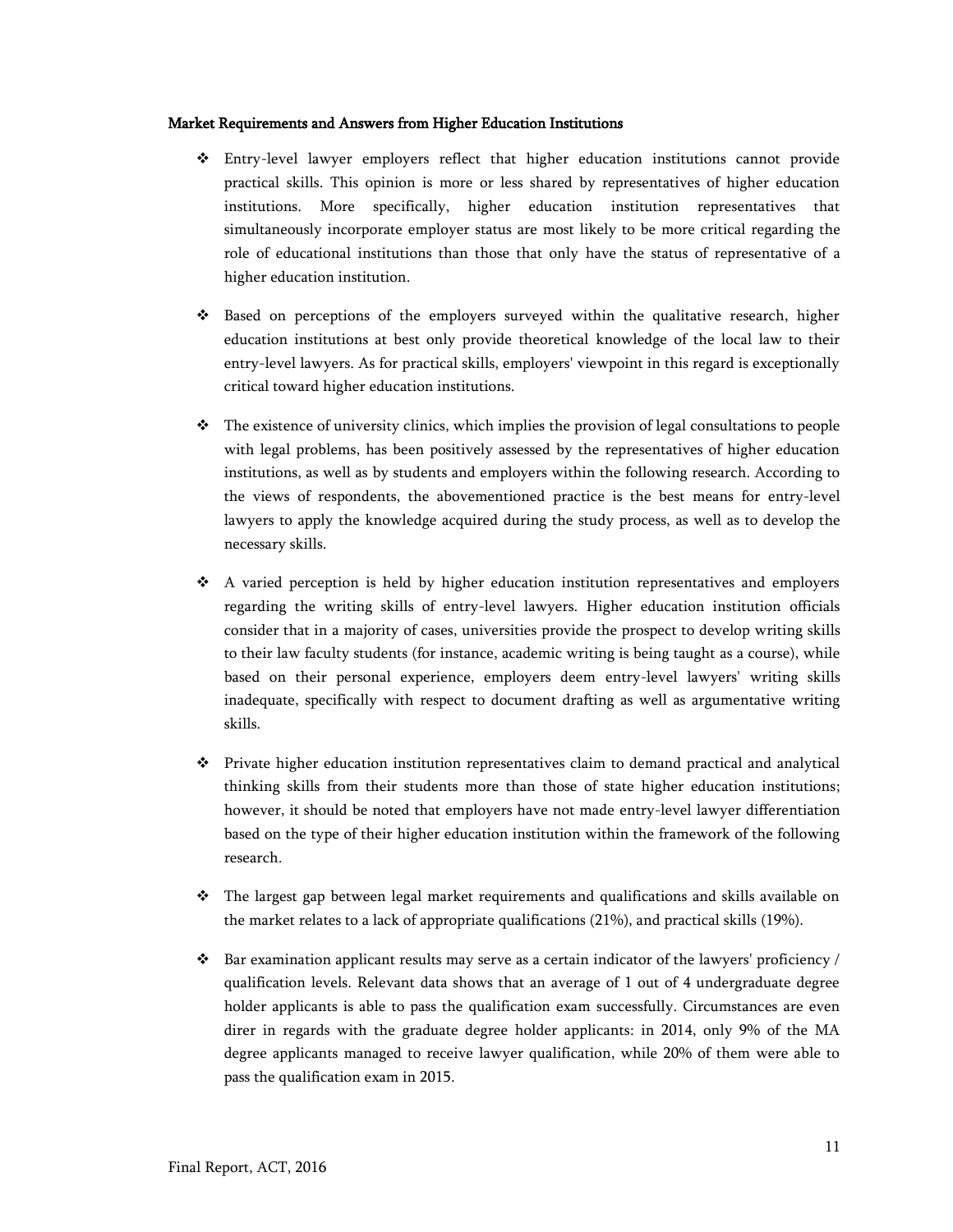**Market Requirements and Answers from Higher Education Institutions**

- Entry-level lawyer employers reflect that higher education institutions cannot provide practical skills. This opinion is more or less shared by representatives of higher education institutions. More specifically, higher education institution representatives that simultaneously incorporate employer status are most likely to be more critical regarding the role of educational institutions than those that only have the status of representative of a higher education institution.

- Based on perceptions of the employers surveyed within the qualitative research, higher education institutions at best only provide theoretical knowledge of the local law to their entry-level lawyers. As for practical skills, employers' viewpoint in this regard is exceptionally critical toward higher education institutions.

- The existence of university clinics, which implies the provision of legal consultations to people with legal problems, has been positively assessed by the representatives of higher education institutions, as well as by students and employers within the following research. According to the views of respondents, the abovementioned practice is the best means for entry-level lawyers to apply the knowledge acquired during the study process, as well as to develop the necessary skills.

- A varied perception is held by higher education institution representatives and employers regarding the writing skills of entry-level lawyers. Higher education institution officials consider that in a majority of cases, universities provide the prospect to develop writing skills to their law faculty students (for instance, academic writing is being taught as a course), while based on their personal experience, employers deem entry-level lawyers' writing skills inadequate, specifically with respect to document drafting as well as argumentative writing skills.

- Private higher education institution representatives claim to demand practical and analytical thinking skills from their students more than those of state higher education institutions; however, it should be noted that employers have not made entry-level lawyer differentiation based on the type of their higher education institution within the framework of the following research.

- The largest gap between legal market requirements and qualifications and skills available on the market relates to a lack of appropriate qualifications (21%), and practical skills (19%).

- Bar examination applicant results may serve as a certain indicator of the lawyers' proficiency / qualification levels. Relevant data shows that an average of 1 out of 4 undergraduate degree holder applicants is able to pass the qualification exam successfully. Circumstances are even direr in regards with the graduate degree holder applicants: in 2014, only 9% of the MA degree applicants managed to receive lawyer qualification, while 20% of them were able to pass the qualification exam in 2015.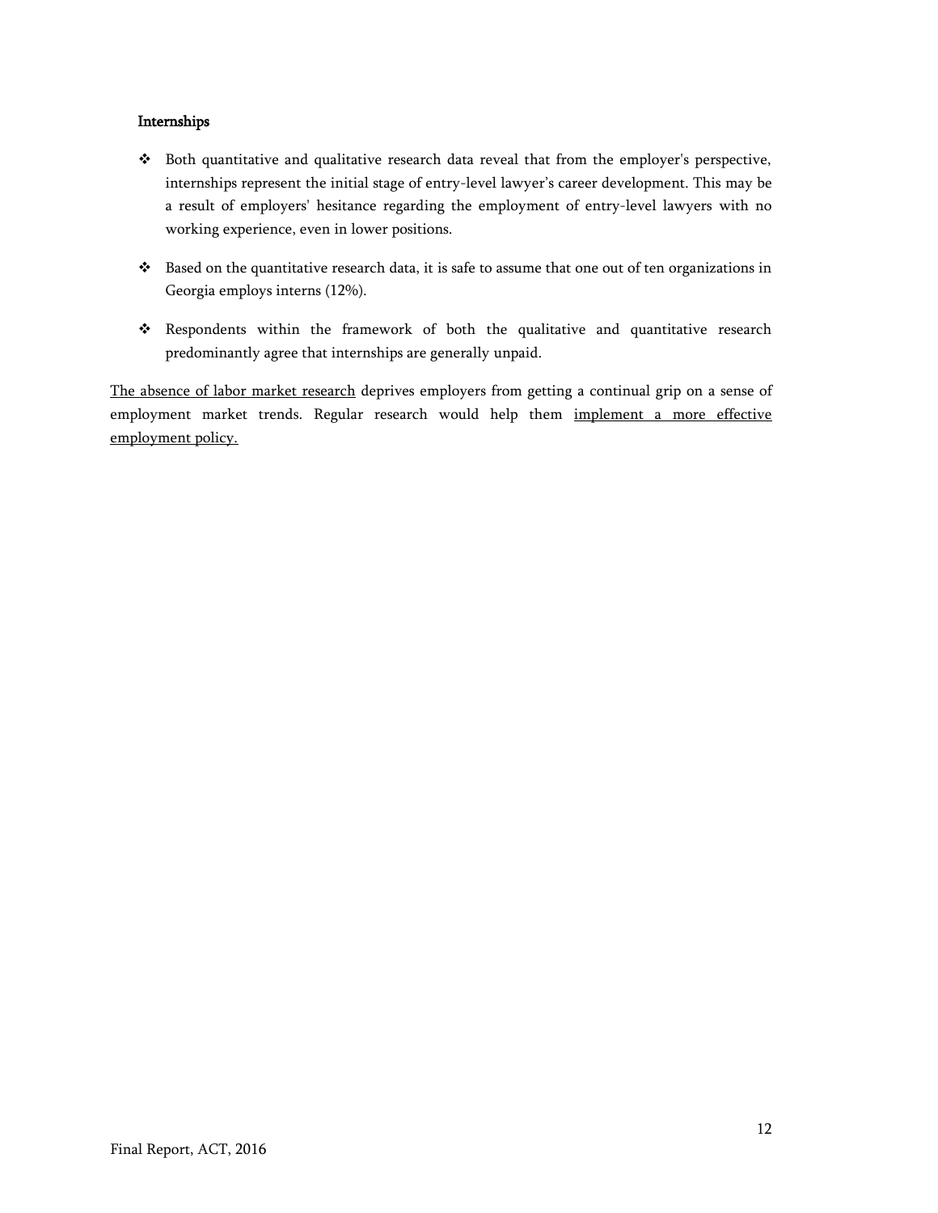### Internships

- Both quantitative and qualitative research data reveal that from the employer's perspective, internships represent the initial stage of entry-level lawyer's career development. This may be a result of employers' hesitance regarding the employment of entry-level lawyers with no working experience, even in lower positions.

- Based on the quantitative research data, it is safe to assume that one out of ten organizations in Georgia employs interns (12%).

- Respondents within the framework of both the qualitative and quantitative research predominantly agree that internships are generally unpaid.

<u>The absence of labor market research</u> deprives employers from getting a continual grip on a sense of employment market trends. Regular research would help them <u>implement a more effective employment policy.</u>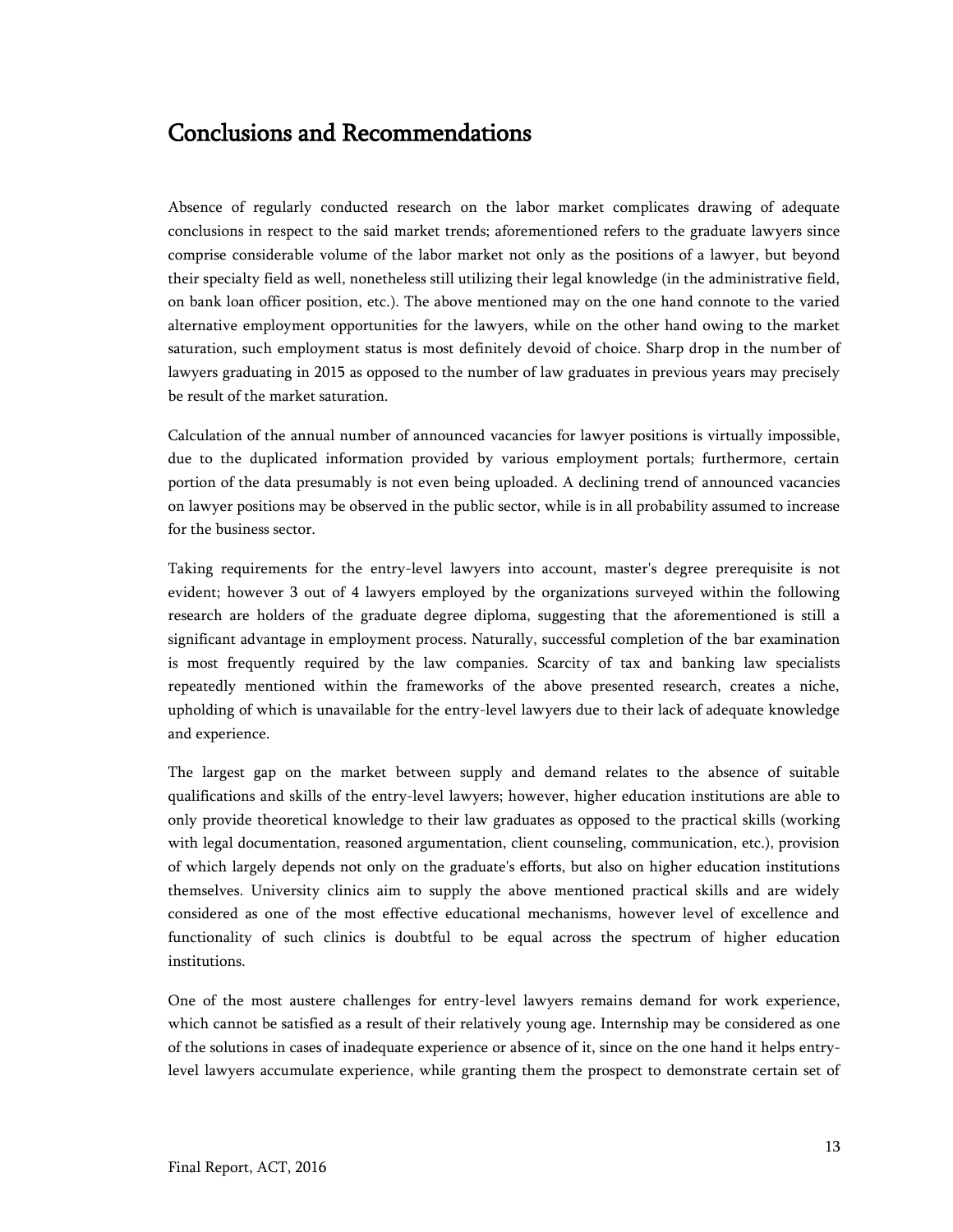# Conclusions and Recommendations

Absence of regularly conducted research on the labor market complicates drawing of adequate conclusions in respect to the said market trends; aforementioned refers to the graduate lawyers since comprise considerable volume of the labor market not only as the positions of a lawyer, but beyond their specialty field as well, nonetheless still utilizing their legal knowledge (in the administrative field, on bank loan officer position, etc.). The above mentioned may on the one hand connote to the varied alternative employment opportunities for the lawyers, while on the other hand owing to the market saturation, such employment status is most definitely devoid of choice. Sharp drop in the number of lawyers graduating in 2015 as opposed to the number of law graduates in previous years may precisely be result of the market saturation.

Calculation of the annual number of announced vacancies for lawyer positions is virtually impossible, due to the duplicated information provided by various employment portals; furthermore, certain portion of the data presumably is not even being uploaded. A declining trend of announced vacancies on lawyer positions may be observed in the public sector, while is in all probability assumed to increase for the business sector.

Taking requirements for the entry-level lawyers into account, master's degree prerequisite is not evident; however 3 out of 4 lawyers employed by the organizations surveyed within the following research are holders of the graduate degree diploma, suggesting that the aforementioned is still a significant advantage in employment process. Naturally, successful completion of the bar examination is most frequently required by the law companies. Scarcity of tax and banking law specialists repeatedly mentioned within the frameworks of the above presented research, creates a niche, upholding of which is unavailable for the entry-level lawyers due to their lack of adequate knowledge and experience.

The largest gap on the market between supply and demand relates to the absence of suitable qualifications and skills of the entry-level lawyers; however, higher education institutions are able to only provide theoretical knowledge to their law graduates as opposed to the practical skills (working with legal documentation, reasoned argumentation, client counseling, communication, etc.), provision of which largely depends not only on the graduate's efforts, but also on higher education institutions themselves. University clinics aim to supply the above mentioned practical skills and are widely considered as one of the most effective educational mechanisms, however level of excellence and functionality of such clinics is doubtful to be equal across the spectrum of higher education institutions.

One of the most austere challenges for entry-level lawyers remains demand for work experience, which cannot be satisfied as a result of their relatively young age. Internship may be considered as one of the solutions in cases of inadequate experience or absence of it, since on the one hand it helps entry-level lawyers accumulate experience, while granting them the prospect to demonstrate certain set of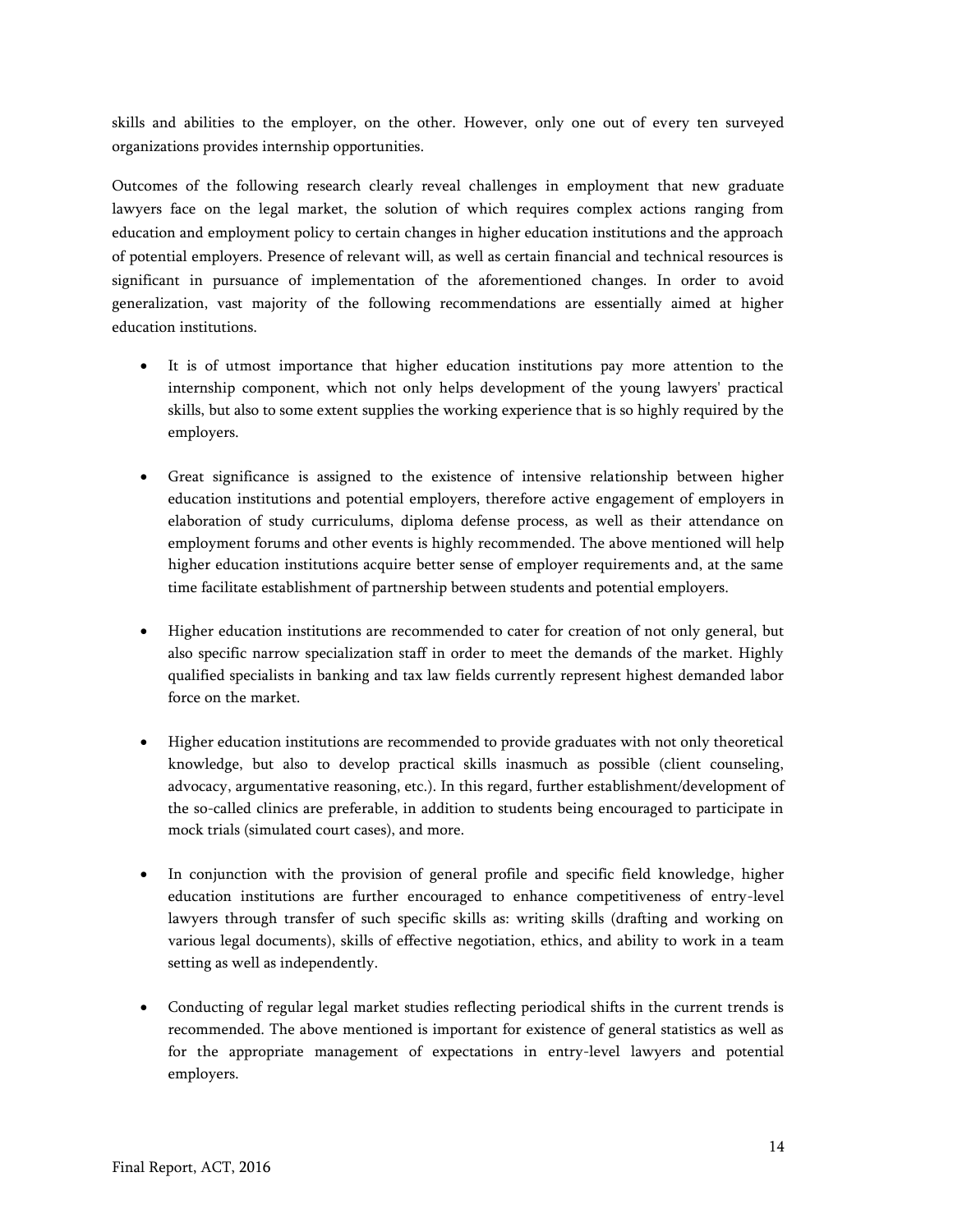skills and abilities to the employer, on the other. However, only one out of every ten surveyed organizations provides internship opportunities.

Outcomes of the following research clearly reveal challenges in employment that new graduate lawyers face on the legal market, the solution of which requires complex actions ranging from education and employment policy to certain changes in higher education institutions and the approach of potential employers. Presence of relevant will, as well as certain financial and technical resources is significant in pursuance of implementation of the aforementioned changes. In order to avoid generalization, vast majority of the following recommendations are essentially aimed at higher education institutions.

- It is of utmost importance that higher education institutions pay more attention to the internship component, which not only helps development of the young lawyers' practical skills, but also to some extent supplies the working experience that is so highly required by the employers.

- Great significance is assigned to the existence of intensive relationship between higher education institutions and potential employers, therefore active engagement of employers in elaboration of study curriculums, diploma defense process, as well as their attendance on employment forums and other events is highly recommended. The above mentioned will help higher education institutions acquire better sense of employer requirements and, at the same time facilitate establishment of partnership between students and potential employers.

- Higher education institutions are recommended to cater for creation of not only general, but also specific narrow specialization staff in order to meet the demands of the market. Highly qualified specialists in banking and tax law fields currently represent highest demanded labor force on the market.

- Higher education institutions are recommended to provide graduates with not only theoretical knowledge, but also to develop practical skills inasmuch as possible (client counseling, advocacy, argumentative reasoning, etc.). In this regard, further establishment/development of the so-called clinics are preferable, in addition to students being encouraged to participate in mock trials (simulated court cases), and more.

- In conjunction with the provision of general profile and specific field knowledge, higher education institutions are further encouraged to enhance competitiveness of entry-level lawyers through transfer of such specific skills as: writing skills (drafting and working on various legal documents), skills of effective negotiation, ethics, and ability to work in a team setting as well as independently.

- Conducting of regular legal market studies reflecting periodical shifts in the current trends is recommended. The above mentioned is important for existence of general statistics as well as for the appropriate management of expectations in entry-level lawyers and potential employers.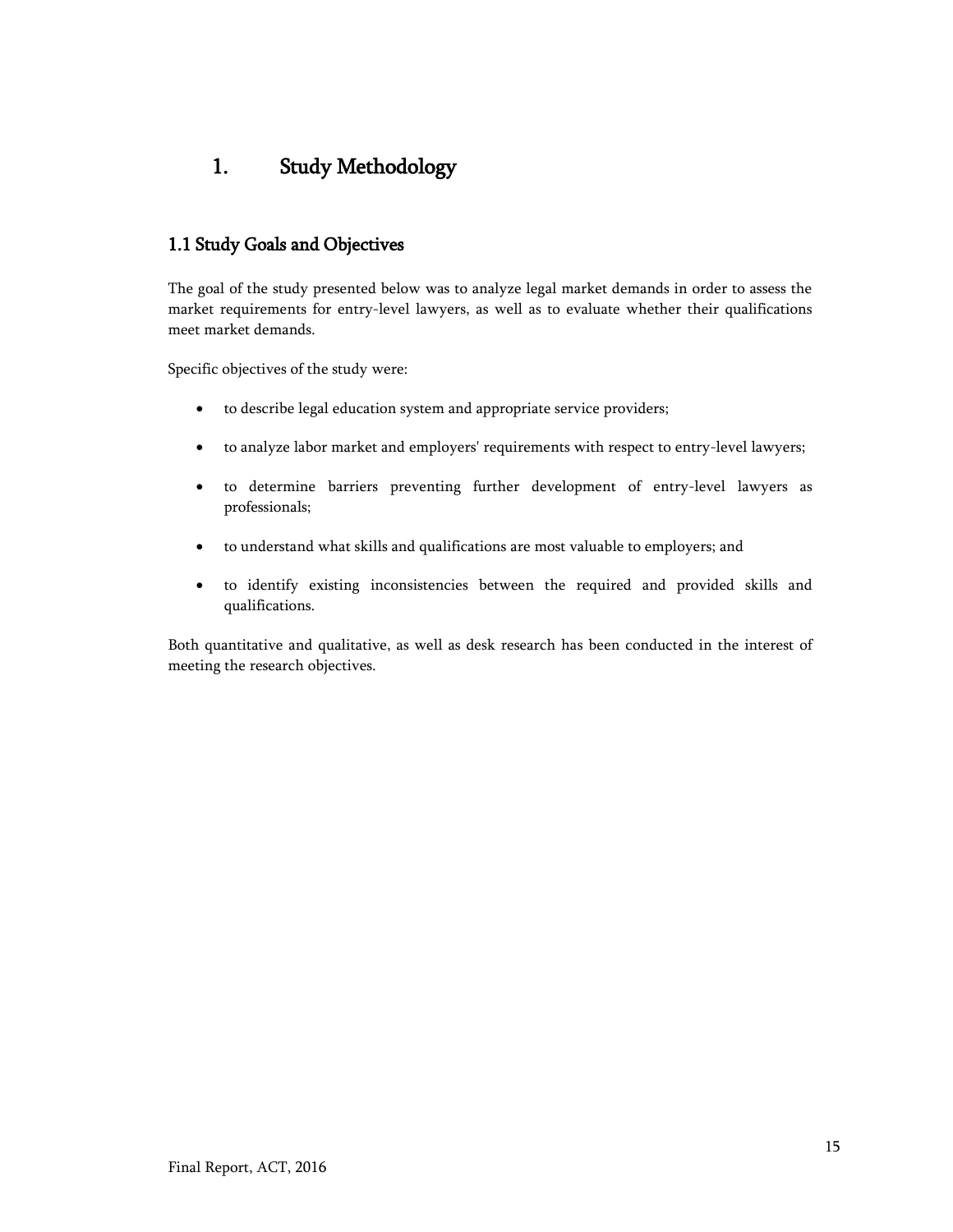# 1. Study Methodology

## 1.1 Study Goals and Objectives

The goal of the study presented below was to analyze legal market demands in order to assess the market requirements for entry-level lawyers, as well as to evaluate whether their qualifications meet market demands.

Specific objectives of the study were:

- to describe legal education system and appropriate service providers;
- to analyze labor market and employers' requirements with respect to entry-level lawyers;
- to determine barriers preventing further development of entry-level lawyers as professionals;
- to understand what skills and qualifications are most valuable to employers; and
- to identify existing inconsistencies between the required and provided skills and qualifications.

Both quantitative and qualitative, as well as desk research has been conducted in the interest of meeting the research objectives.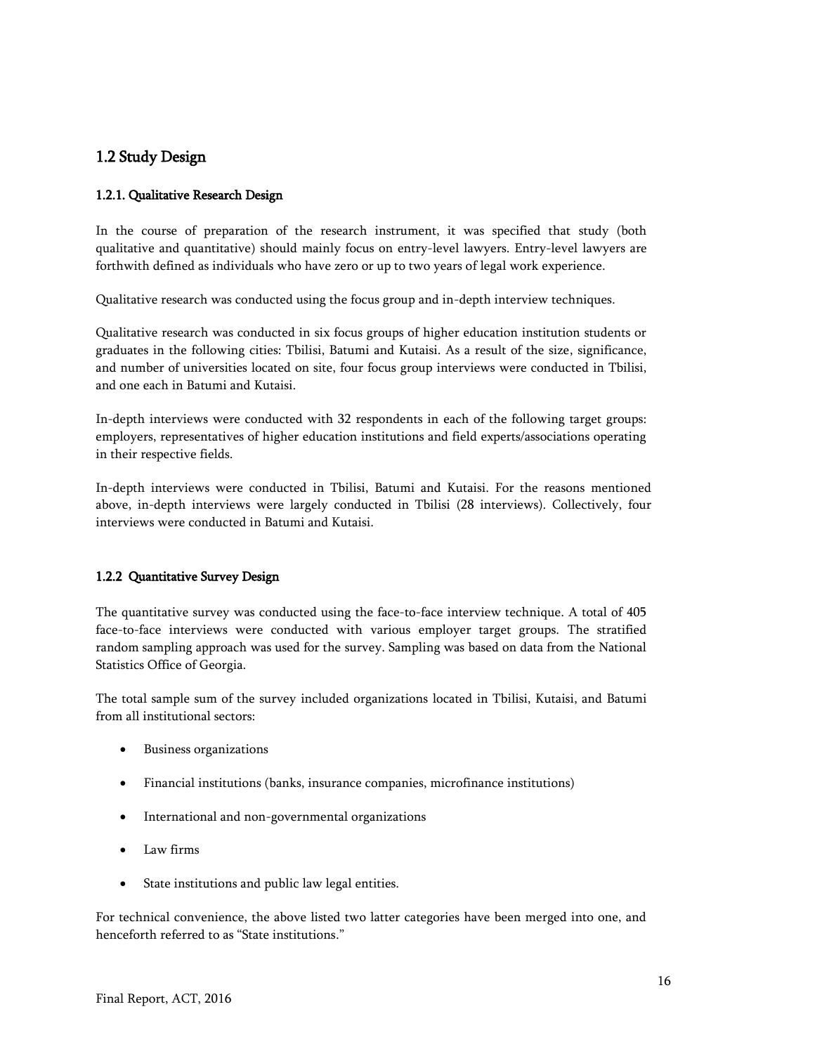## 1.2 Study Design

### 1.2.1. Qualitative Research Design

In the course of preparation of the research instrument, it was specified that study (both qualitative and quantitative) should mainly focus on entry-level lawyers. Entry-level lawyers are forthwith defined as individuals who have zero or up to two years of legal work experience.

Qualitative research was conducted using the focus group and in-depth interview techniques.

Qualitative research was conducted in six focus groups of higher education institution students or graduates in the following cities: Tbilisi, Batumi and Kutaisi. As a result of the size, significance, and number of universities located on site, four focus group interviews were conducted in Tbilisi, and one each in Batumi and Kutaisi.

In-depth interviews were conducted with 32 respondents in each of the following target groups: employers, representatives of higher education institutions and field experts/associations operating in their respective fields.

In-depth interviews were conducted in Tbilisi, Batumi and Kutaisi. For the reasons mentioned above, in-depth interviews were largely conducted in Tbilisi (28 interviews). Collectively, four interviews were conducted in Batumi and Kutaisi.

### 1.2.2 Quantitative Survey Design

The quantitative survey was conducted using the face-to-face interview technique. A total of 405 face-to-face interviews were conducted with various employer target groups. The stratified random sampling approach was used for the survey. Sampling was based on data from the National Statistics Office of Georgia.

The total sample sum of the survey included organizations located in Tbilisi, Kutaisi, and Batumi from all institutional sectors:

- Business organizations
- Financial institutions (banks, insurance companies, microfinance institutions)
- International and non-governmental organizations
- Law firms
- State institutions and public law legal entities.

For technical convenience, the above listed two latter categories have been merged into one, and henceforth referred to as "State institutions."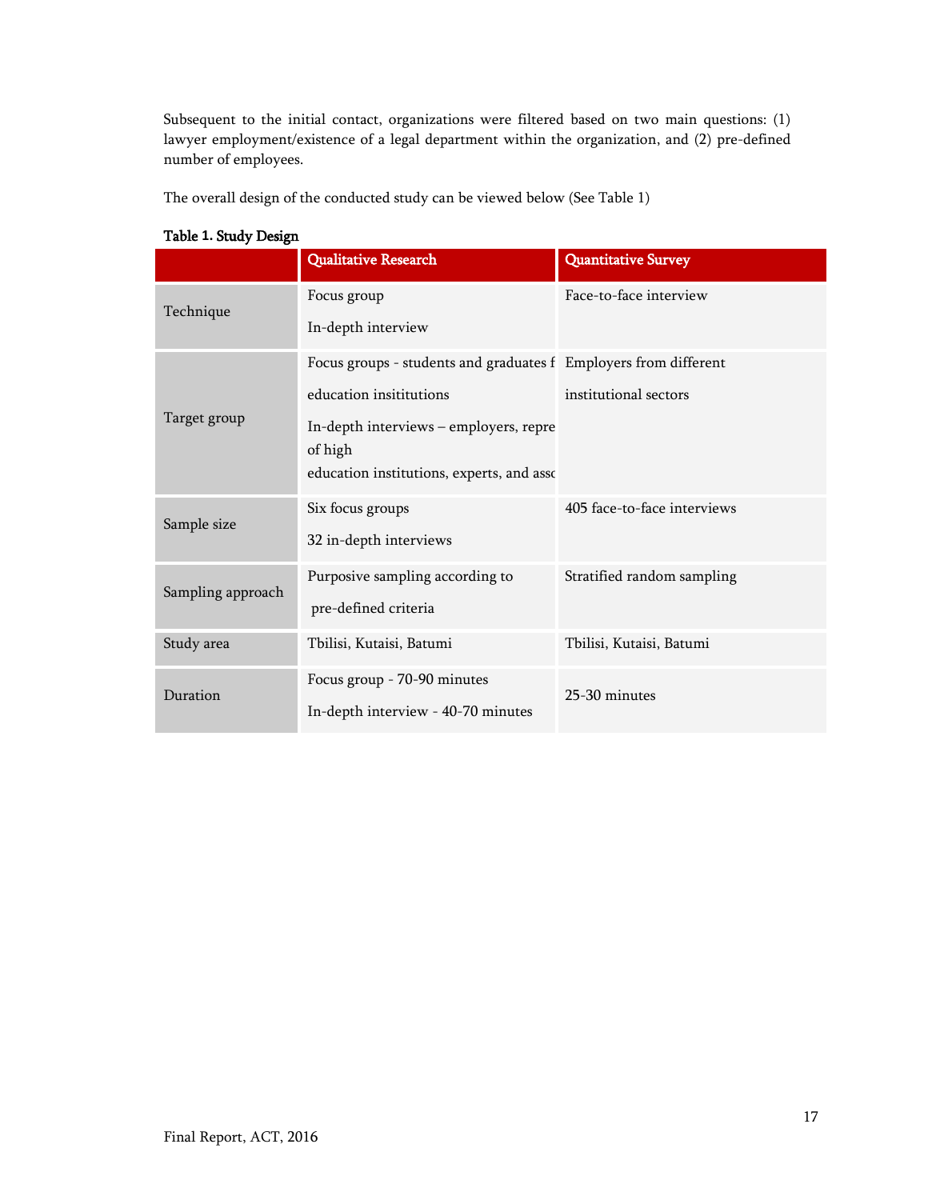Subsequent to the initial contact, organizations were filtered based on two main questions: (1) lawyer employment/existence of a legal department within the organization, and (2) pre-defined number of employees.

The overall design of the conducted study can be viewed below (See Table 1)

**Table 1. Study Design**

| | Qualitative Research | Quantitative Survey |
|---|---|---|
| Technique | Focus group<br>In-depth interview | Face-to-face interview |
| Target group | Focus groups - students and graduates f<br>education insititutions<br>In-depth interviews – employers, repre<br>of high<br>education institutions, experts, and asso | Employers from different<br>institutional sectors |
| Sample size | Six focus groups<br>32 in-depth interviews | 405 face-to-face interviews |
| Sampling approach | Purposive sampling according to<br>pre-defined criteria | Stratified random sampling |
| Study area | Tbilisi, Kutaisi, Batumi | Tbilisi, Kutaisi, Batumi |
| Duration | Focus group - 70-90 minutes<br>In-depth interview - 40-70 minutes | 25-30 minutes |

Final Report, ACT, 2016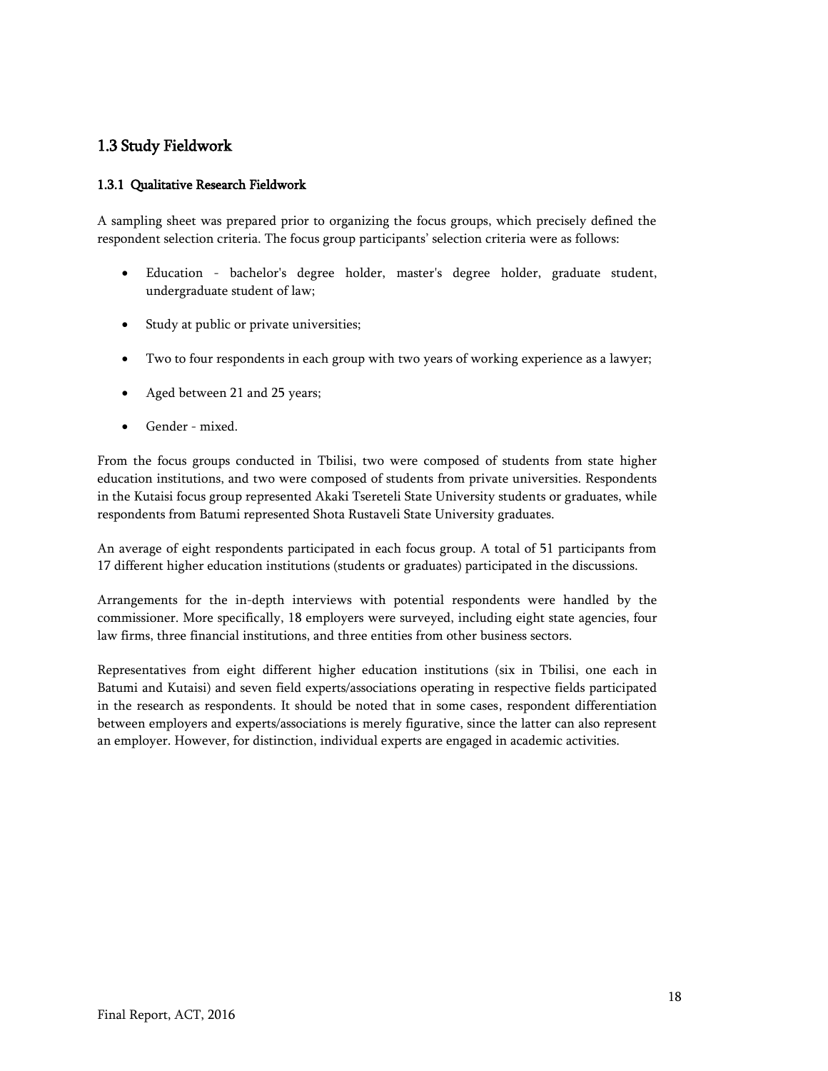## 1.3 Study Fieldwork

### 1.3.1 Qualitative Research Fieldwork

A sampling sheet was prepared prior to organizing the focus groups, which precisely defined the respondent selection criteria. The focus group participants' selection criteria were as follows:

- Education - bachelor's degree holder, master's degree holder, graduate student, undergraduate student of law;
- Study at public or private universities;
- Two to four respondents in each group with two years of working experience as a lawyer;
- Aged between 21 and 25 years;
- Gender - mixed.

From the focus groups conducted in Tbilisi, two were composed of students from state higher education institutions, and two were composed of students from private universities. Respondents in the Kutaisi focus group represented Akaki Tsereteli State University students or graduates, while respondents from Batumi represented Shota Rustaveli State University graduates.

An average of eight respondents participated in each focus group. A total of 51 participants from 17 different higher education institutions (students or graduates) participated in the discussions.

Arrangements for the in-depth interviews with potential respondents were handled by the commissioner. More specifically, 18 employers were surveyed, including eight state agencies, four law firms, three financial institutions, and three entities from other business sectors.

Representatives from eight different higher education institutions (six in Tbilisi, one each in Batumi and Kutaisi) and seven field experts/associations operating in respective fields participated in the research as respondents. It should be noted that in some cases, respondent differentiation between employers and experts/associations is merely figurative, since the latter can also represent an employer. However, for distinction, individual experts are engaged in academic activities.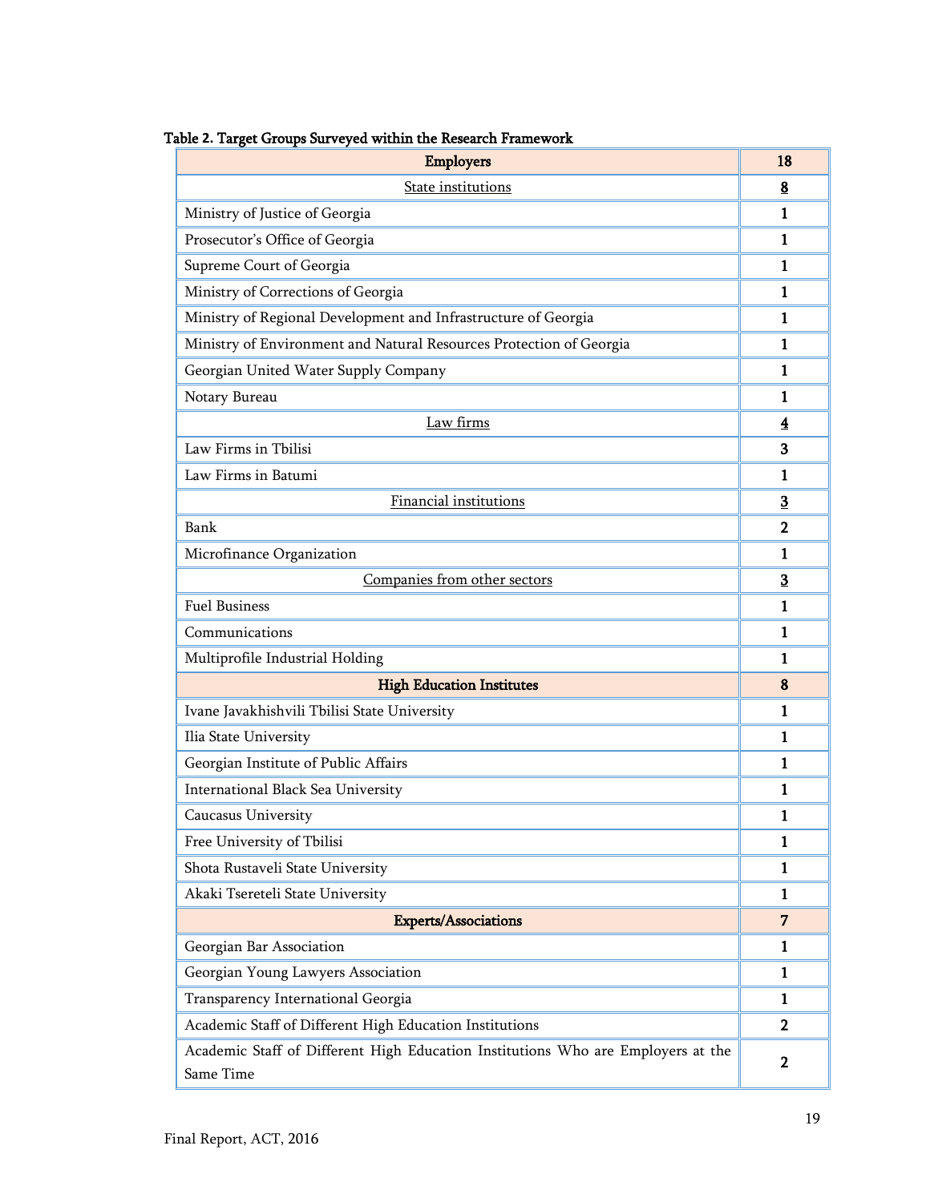Table 2. Target Groups Surveyed within the Research Framework

| **Employers** | **18** |
|---|---|
| State institutions | **8** |
| Ministry of Justice of Georgia | **1** |
| Prosecutor's Office of Georgia | **1** |
| Supreme Court of Georgia | **1** |
| Ministry of Corrections of Georgia | **1** |
| Ministry of Regional Development and Infrastructure of Georgia | **1** |
| Ministry of Environment and Natural Resources Protection of Georgia | **1** |
| Georgian United Water Supply Company | **1** |
| Notary Bureau | **1** |
| Law firms | **4** |
| Law Firms in Tbilisi | **3** |
| Law Firms in Batumi | **1** |
| Financial institutions | **3** |
| Bank | **2** |
| Microfinance Organization | **1** |
| Companies from other sectors | **3** |
| Fuel Business | **1** |
| Communications | **1** |
| Multiprofile Industrial Holding | **1** |
| **High Education Institutes** | **8** |
| Ivane Javakhishvili Tbilisi State University | **1** |
| Ilia State University | **1** |
| Georgian Institute of Public Affairs | **1** |
| International Black Sea University | **1** |
| Caucasus University | **1** |
| Free University of Tbilisi | **1** |
| Shota Rustaveli State University | **1** |
| Akaki Tsereteli State University | **1** |
| **Experts/Associations** | **7** |
| Georgian Bar Association | **1** |
| Georgian Young Lawyers Association | **1** |
| Transparency International Georgia | **1** |
| Academic Staff of Different High Education Institutions | **2** |
| Academic Staff of Different High Education Institutions Who are Employers at the Same Time | **2** |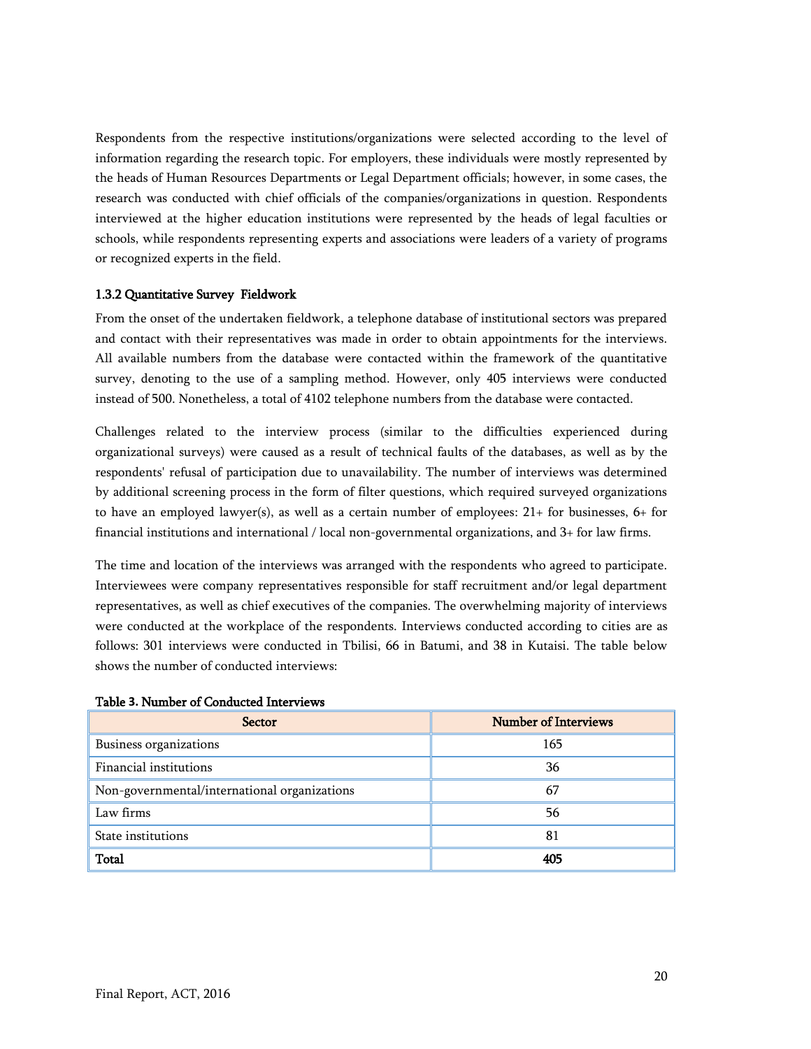Respondents from the respective institutions/organizations were selected according to the level of information regarding the research topic. For employers, these individuals were mostly represented by the heads of Human Resources Departments or Legal Department officials; however, in some cases, the research was conducted with chief officials of the companies/organizations in question. Respondents interviewed at the higher education institutions were represented by the heads of legal faculties or schools, while respondents representing experts and associations were leaders of a variety of programs or recognized experts in the field.

### 1.3.2 Quantitative Survey Fieldwork

From the onset of the undertaken fieldwork, a telephone database of institutional sectors was prepared and contact with their representatives was made in order to obtain appointments for the interviews. All available numbers from the database were contacted within the framework of the quantitative survey, denoting to the use of a sampling method. However, only 405 interviews were conducted instead of 500. Nonetheless, a total of 4102 telephone numbers from the database were contacted.

Challenges related to the interview process (similar to the difficulties experienced during organizational surveys) were caused as a result of technical faults of the databases, as well as by the respondents' refusal of participation due to unavailability. The number of interviews was determined by additional screening process in the form of filter questions, which required surveyed organizations to have an employed lawyer(s), as well as a certain number of employees: 21+ for businesses, 6+ for financial institutions and international / local non-governmental organizations, and 3+ for law firms.

The time and location of the interviews was arranged with the respondents who agreed to participate. Interviewees were company representatives responsible for staff recruitment and/or legal department representatives, as well as chief executives of the companies. The overwhelming majority of interviews were conducted at the workplace of the respondents. Interviews conducted according to cities are as follows: 301 interviews were conducted in Tbilisi, 66 in Batumi, and 38 in Kutaisi. The table below shows the number of conducted interviews:

**Table 3. Number of Conducted Interviews**

| Sector | Number of Interviews |
|---|---|
| Business organizations | 165 |
| Financial institutions | 36 |
| Non-governmental/international organizations | 67 |
| Law firms | 56 |
| State institutions | 81 |
| **Total** | **405** |

Final Report, ACT, 2016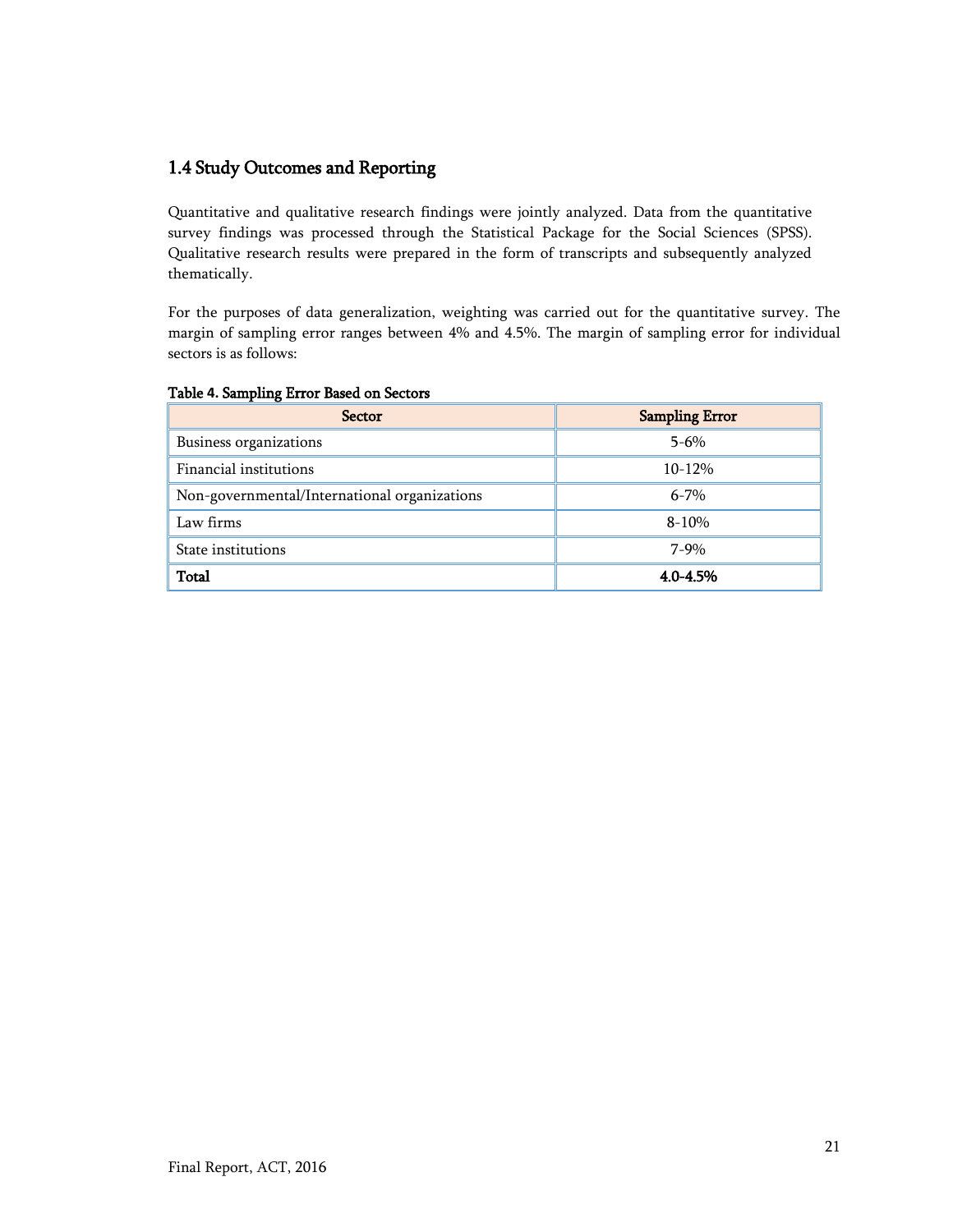## 1.4 Study Outcomes and Reporting

Quantitative and qualitative research findings were jointly analyzed. Data from the quantitative survey findings was processed through the Statistical Package for the Social Sciences (SPSS). Qualitative research results were prepared in the form of transcripts and subsequently analyzed thematically.

For the purposes of data generalization, weighting was carried out for the quantitative survey. The margin of sampling error ranges between 4% and 4.5%. The margin of sampling error for individual sectors is as follows:

**Table 4. Sampling Error Based on Sectors**

| Sector | Sampling Error |
|---|---|
| Business organizations | 5-6% |
| Financial institutions | 10-12% |
| Non-governmental/International organizations | 6-7% |
| Law firms | 8-10% |
| State institutions | 7-9% |
| **Total** | **4.0-4.5%** |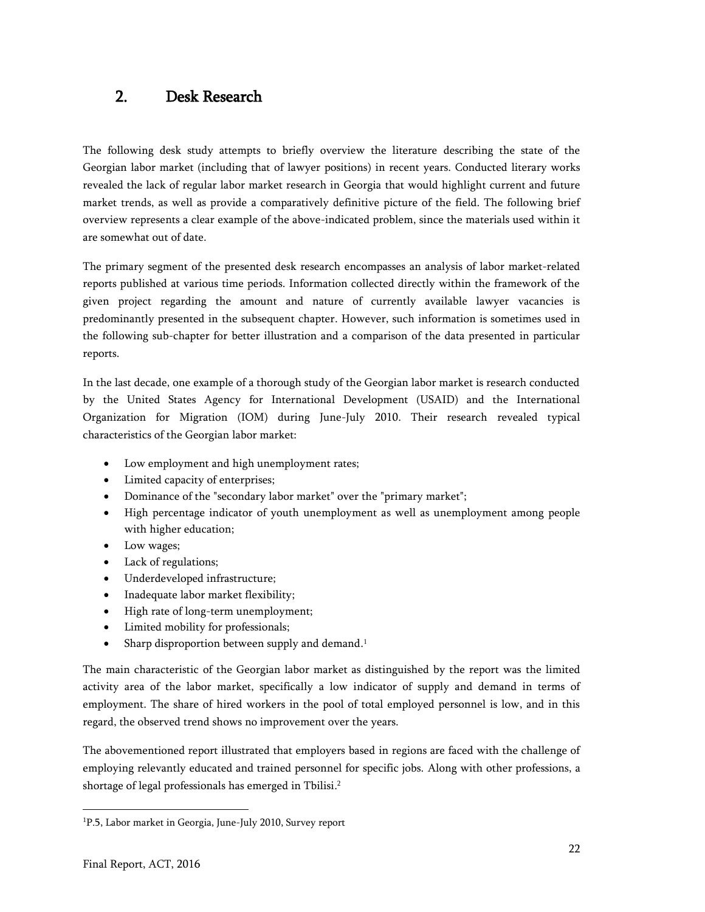# 2. Desk Research

The following desk study attempts to briefly overview the literature describing the state of the Georgian labor market (including that of lawyer positions) in recent years. Conducted literary works revealed the lack of regular labor market research in Georgia that would highlight current and future market trends, as well as provide a comparatively definitive picture of the field. The following brief overview represents a clear example of the above-indicated problem, since the materials used within it are somewhat out of date.

The primary segment of the presented desk research encompasses an analysis of labor market-related reports published at various time periods. Information collected directly within the framework of the given project regarding the amount and nature of currently available lawyer vacancies is predominantly presented in the subsequent chapter. However, such information is sometimes used in the following sub-chapter for better illustration and a comparison of the data presented in particular reports.

In the last decade, one example of a thorough study of the Georgian labor market is research conducted by the United States Agency for International Development (USAID) and the International Organization for Migration (IOM) during June-July 2010. Their research revealed typical characteristics of the Georgian labor market:

- Low employment and high unemployment rates;
- Limited capacity of enterprises;
- Dominance of the "secondary labor market" over the "primary market";
- High percentage indicator of youth unemployment as well as unemployment among people with higher education;
- Low wages;
- Lack of regulations;
- Underdeveloped infrastructure;
- Inadequate labor market flexibility;
- High rate of long-term unemployment;
- Limited mobility for professionals;
- Sharp disproportion between supply and demand.[1]

The main characteristic of the Georgian labor market as distinguished by the report was the limited activity area of the labor market, specifically a low indicator of supply and demand in terms of employment. The share of hired workers in the pool of total employed personnel is low, and in this regard, the observed trend shows no improvement over the years.

The abovementioned report illustrated that employers based in regions are faced with the challenge of employing relevantly educated and trained personnel for specific jobs. Along with other professions, a shortage of legal professionals has emerged in Tbilisi.[2]

---

[1] P.5, Labor market in Georgia, June-July 2010, Survey report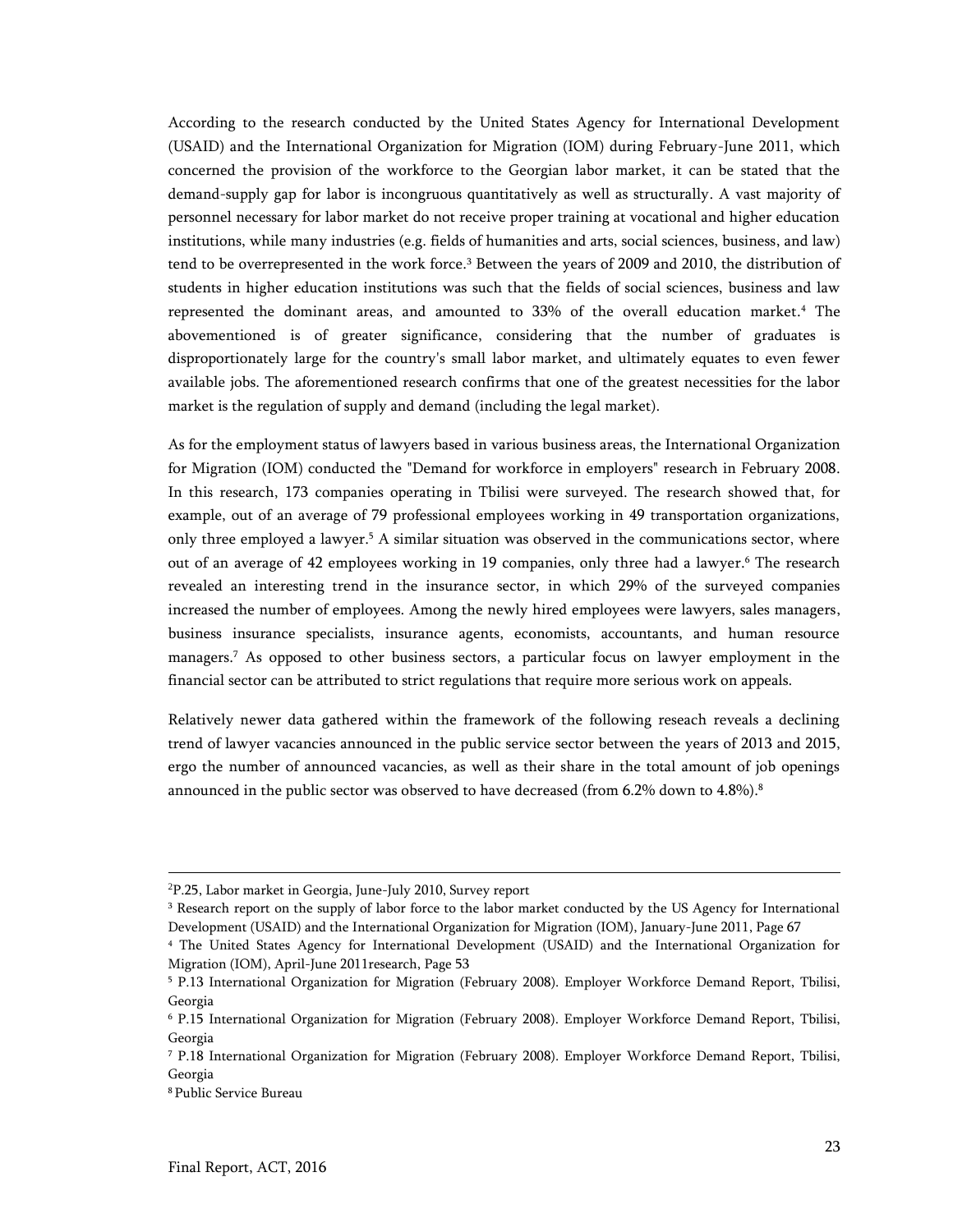According to the research conducted by the United States Agency for International Development (USAID) and the International Organization for Migration (IOM) during February-June 2011, which concerned the provision of the workforce to the Georgian labor market, it can be stated that the demand-supply gap for labor is incongruous quantitatively as well as structurally. A vast majority of personnel necessary for labor market do not receive proper training at vocational and higher education institutions, while many industries (e.g. fields of humanities and arts, social sciences, business, and law) tend to be overrepresented in the work force.[3] Between the years of 2009 and 2010, the distribution of students in higher education institutions was such that the fields of social sciences, business and law represented the dominant areas, and amounted to 33% of the overall education market.[4] The abovementioned is of greater significance, considering that the number of graduates is disproportionately large for the country's small labor market, and ultimately equates to even fewer available jobs. The aforementioned research confirms that one of the greatest necessities for the labor market is the regulation of supply and demand (including the legal market).

As for the employment status of lawyers based in various business areas, the International Organization for Migration (IOM) conducted the "Demand for workforce in employers" research in February 2008. In this research, 173 companies operating in Tbilisi were surveyed. The research showed that, for example, out of an average of 79 professional employees working in 49 transportation organizations, only three employed a lawyer.[5] A similar situation was observed in the communications sector, where out of an average of 42 employees working in 19 companies, only three had a lawyer.[6] The research revealed an interesting trend in the insurance sector, in which 29% of the surveyed companies increased the number of employees. Among the newly hired employees were lawyers, sales managers, business insurance specialists, insurance agents, economists, accountants, and human resource managers.[7] As opposed to other business sectors, a particular focus on lawyer employment in the financial sector can be attributed to strict regulations that require more serious work on appeals.

Relatively newer data gathered within the framework of the following reseach reveals a declining trend of lawyer vacancies announced in the public service sector between the years of 2013 and 2015, ergo the number of announced vacancies, as well as their share in the total amount of job openings announced in the public sector was observed to have decreased (from 6.2% down to 4.8%).[8]

---

[2] P.25, Labor market in Georgia, June-July 2010, Survey report

[3] Research report on the supply of labor force to the labor market conducted by the US Agency for International Development (USAID) and the International Organization for Migration (IOM), January-June 2011, Page 67

[4] The United States Agency for International Development (USAID) and the International Organization for Migration (IOM), April-June 2011research, Page 53

[5] P.13 International Organization for Migration (February 2008). Employer Workforce Demand Report, Tbilisi, Georgia

[6] P.15 International Organization for Migration (February 2008). Employer Workforce Demand Report, Tbilisi, Georgia

[7] P.18 International Organization for Migration (February 2008). Employer Workforce Demand Report, Tbilisi, Georgia

[8] Public Service Bureau

Final Report, ACT, 2016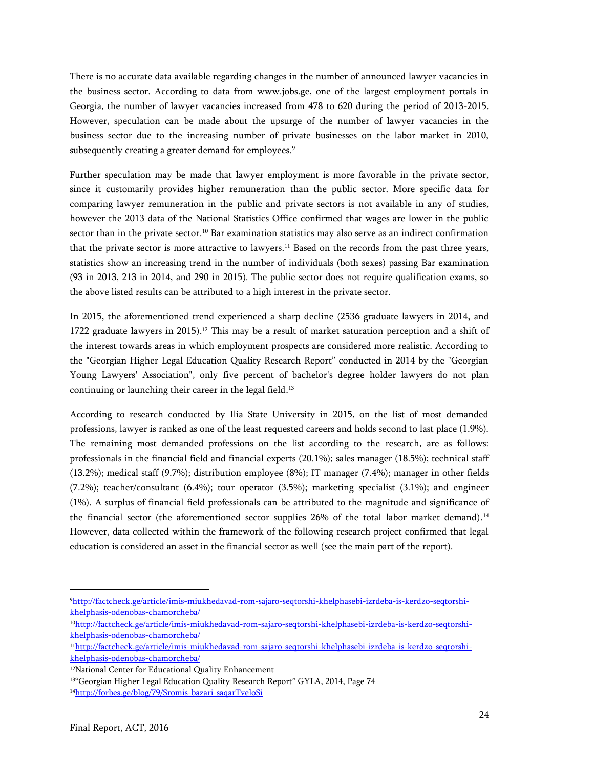There is no accurate data available regarding changes in the number of announced lawyer vacancies in the business sector. According to data from www.jobs.ge, one of the largest employment portals in Georgia, the number of lawyer vacancies increased from 478 to 620 during the period of 2013-2015. However, speculation can be made about the upsurge of the number of lawyer vacancies in the business sector due to the increasing number of private businesses on the labor market in 2010, subsequently creating a greater demand for employees.[9]

Further speculation may be made that lawyer employment is more favorable in the private sector, since it customarily provides higher remuneration than the public sector. More specific data for comparing lawyer remuneration in the public and private sectors is not available in any of studies, however the 2013 data of the National Statistics Office confirmed that wages are lower in the public sector than in the private sector.[10] Bar examination statistics may also serve as an indirect confirmation that the private sector is more attractive to lawyers.[11] Based on the records from the past three years, statistics show an increasing trend in the number of individuals (both sexes) passing Bar examination (93 in 2013, 213 in 2014, and 290 in 2015). The public sector does not require qualification exams, so the above listed results can be attributed to a high interest in the private sector.

In 2015, the aforementioned trend experienced a sharp decline (2536 graduate lawyers in 2014, and 1722 graduate lawyers in 2015).[12] This may be a result of market saturation perception and a shift of the interest towards areas in which employment prospects are considered more realistic. According to the "Georgian Higher Legal Education Quality Research Report" conducted in 2014 by the "Georgian Young Lawyers' Association", only five percent of bachelor's degree holder lawyers do not plan continuing or launching their career in the legal field.[13]

According to research conducted by Ilia State University in 2015, on the list of most demanded professions, lawyer is ranked as one of the least requested careers and holds second to last place (1.9%). The remaining most demanded professions on the list according to the research, are as follows: professionals in the financial field and financial experts (20.1%); sales manager (18.5%); technical staff (13.2%); medical staff (9.7%); distribution employee (8%); IT manager (7.4%); manager in other fields (7.2%); teacher/consultant (6.4%); tour operator (3.5%); marketing specialist (3.1%); and engineer (1%). A surplus of financial field professionals can be attributed to the magnitude and significance of the financial sector (the aforementioned sector supplies 26% of the total labor market demand).[14] However, data collected within the framework of the following research project confirmed that legal education is considered an asset in the financial sector as well (see the main part of the report).

---

[9] http://factcheck.ge/article/imis-miukhedavad-rom-sajaro-seqtorshi-khelphasebi-izrdeba-is-kerdzo-seqtorshi-khelphasis-odenobas-chamorcheba/

[10] http://factcheck.ge/article/imis-miukhedavad-rom-sajaro-seqtorshi-khelphasebi-izrdeba-is-kerdzo-seqtorshi-khelphasis-odenobas-chamorcheba/

[11] http://factcheck.ge/article/imis-miukhedavad-rom-sajaro-seqtorshi-khelphasebi-izrdeba-is-kerdzo-seqtorshi-khelphasis-odenobas-chamorcheba/

[12] National Center for Educational Quality Enhancement

[13] "Georgian Higher Legal Education Quality Research Report" GYLA, 2014, Page 74

[14] http://forbes.ge/blog/79/Sromis-bazari-saqarTveloSi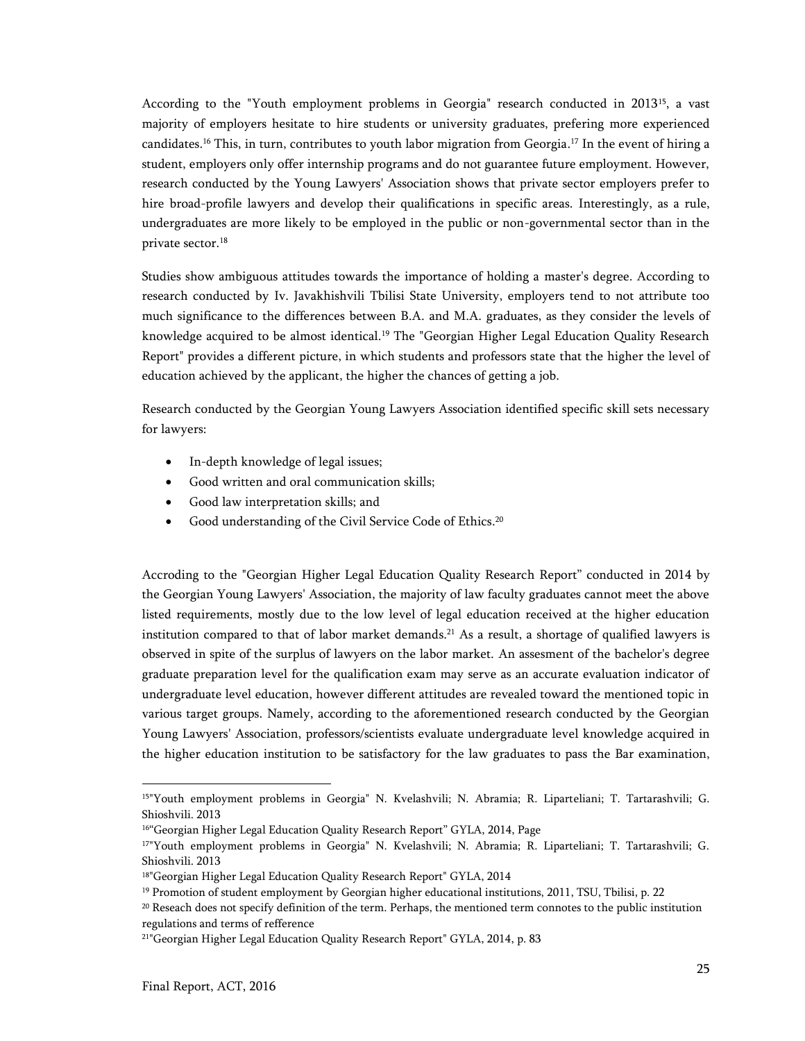According to the "Youth employment problems in Georgia" research conducted in 2013[15], a vast majority of employers hesitate to hire students or university graduates, prefering more experienced candidates.[16] This, in turn, contributes to youth labor migration from Georgia.[17] In the event of hiring a student, employers only offer internship programs and do not guarantee future employment. However, research conducted by the Young Lawyers' Association shows that private sector employers prefer to hire broad-profile lawyers and develop their qualifications in specific areas. Interestingly, as a rule, undergraduates are more likely to be employed in the public or non-governmental sector than in the private sector.[18]

Studies show ambiguous attitudes towards the importance of holding a master's degree. According to research conducted by Iv. Javakhishvili Tbilisi State University, employers tend to not attribute too much significance to the differences between B.A. and M.A. graduates, as they consider the levels of knowledge acquired to be almost identical.[19] The "Georgian Higher Legal Education Quality Research Report" provides a different picture, in which students and professors state that the higher the level of education achieved by the applicant, the higher the chances of getting a job.

Research conducted by the Georgian Young Lawyers Association identified specific skill sets necessary for lawyers:

- In-depth knowledge of legal issues;
- Good written and oral communication skills;
- Good law interpretation skills; and
- Good understanding of the Civil Service Code of Ethics.[20]

Accroding to the "Georgian Higher Legal Education Quality Research Report" conducted in 2014 by the Georgian Young Lawyers' Association, the majority of law faculty graduates cannot meet the above listed requirements, mostly due to the low level of legal education received at the higher education institution compared to that of labor market demands.[21] As a result, a shortage of qualified lawyers is observed in spite of the surplus of lawyers on the labor market. An assesment of the bachelor's degree graduate preparation level for the qualification exam may serve as an accurate evaluation indicator of undergraduate level education, however different attitudes are revealed toward the mentioned topic in various target groups. Namely, according to the aforementioned research conducted by the Georgian Young Lawyers' Association, professors/scientists evaluate undergraduate level knowledge acquired in the higher education institution to be satisfactory for the law graduates to pass the Bar examination,

---

[15] "Youth employment problems in Georgia" N. Kvelashvili; N. Abramia; R. Liparteliani; T. Tartarashvili; G. Shioshvili. 2013

[16] "Georgian Higher Legal Education Quality Research Report" GYLA, 2014, Page

[17] "Youth employment problems in Georgia" N. Kvelashvili; N. Abramia; R. Liparteliani; T. Tartarashvili; G. Shioshvili. 2013

[18] "Georgian Higher Legal Education Quality Research Report" GYLA, 2014

[19] Promotion of student employment by Georgian higher educational institutions, 2011, TSU, Tbilisi, p. 22

[20] Reseach does not specify definition of the term. Perhaps, the mentioned term connotes to the public institution regulations and terms of refference

[21] "Georgian Higher Legal Education Quality Research Report" GYLA, 2014, p. 83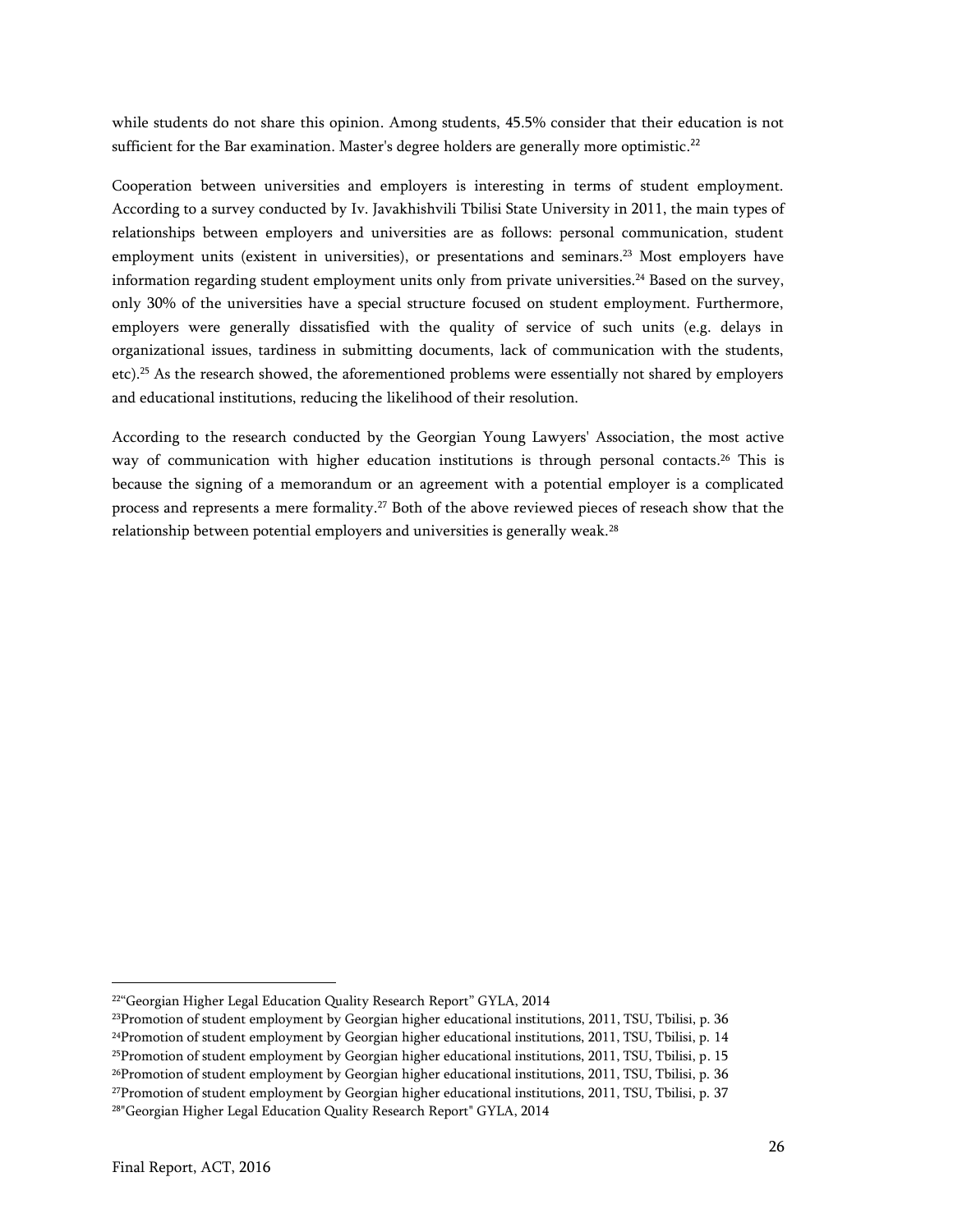while students do not share this opinion. Among students, 45.5% consider that their education is not sufficient for the Bar examination. Master's degree holders are generally more optimistic.[22]

Cooperation between universities and employers is interesting in terms of student employment. According to a survey conducted by Iv. Javakhishvili Tbilisi State University in 2011, the main types of relationships between employers and universities are as follows: personal communication, student employment units (existent in universities), or presentations and seminars.[23] Most employers have information regarding student employment units only from private universities.[24] Based on the survey, only 30% of the universities have a special structure focused on student employment. Furthermore, employers were generally dissatisfied with the quality of service of such units (e.g. delays in organizational issues, tardiness in submitting documents, lack of communication with the students, etc).[25] As the research showed, the aforementioned problems were essentially not shared by employers and educational institutions, reducing the likelihood of their resolution.

According to the research conducted by the Georgian Young Lawyers' Association, the most active way of communication with higher education institutions is through personal contacts.[26] This is because the signing of a memorandum or an agreement with a potential employer is a complicated process and represents a mere formality.[27] Both of the above reviewed pieces of reseach show that the relationship between potential employers and universities is generally weak.[28]

---

[22]"Georgian Higher Legal Education Quality Research Report" GYLA, 2014

[23]Promotion of student employment by Georgian higher educational institutions, 2011, TSU, Tbilisi, p. 36

[24]Promotion of student employment by Georgian higher educational institutions, 2011, TSU, Tbilisi, p. 14

[25]Promotion of student employment by Georgian higher educational institutions, 2011, TSU, Tbilisi, p. 15

[26]Promotion of student employment by Georgian higher educational institutions, 2011, TSU, Tbilisi, p. 36

[27]Promotion of student employment by Georgian higher educational institutions, 2011, TSU, Tbilisi, p. 37

[28]"Georgian Higher Legal Education Quality Research Report" GYLA, 2014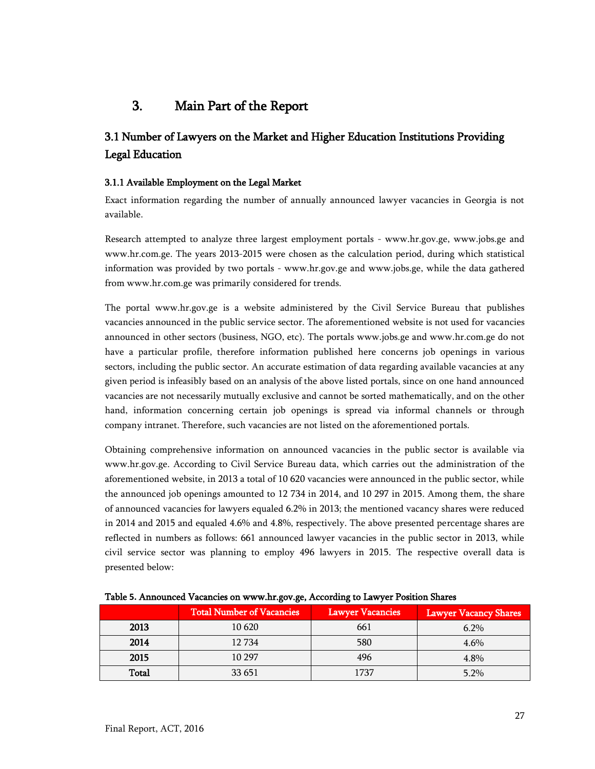# 3. Main Part of the Report

## 3.1 Number of Lawyers on the Market and Higher Education Institutions Providing Legal Education

### 3.1.1 Available Employment on the Legal Market

Exact information regarding the number of annually announced lawyer vacancies in Georgia is not available.

Research attempted to analyze three largest employment portals - www.hr.gov.ge, www.jobs.ge and www.hr.com.ge. The years 2013-2015 were chosen as the calculation period, during which statistical information was provided by two portals - www.hr.gov.ge and www.jobs.ge, while the data gathered from www.hr.com.ge was primarily considered for trends.

The portal www.hr.gov.ge is a website administered by the Civil Service Bureau that publishes vacancies announced in the public service sector. The aforementioned website is not used for vacancies announced in other sectors (business, NGO, etc). The portals www.jobs.ge and www.hr.com.ge do not have a particular profile, therefore information published here concerns job openings in various sectors, including the public sector. An accurate estimation of data regarding available vacancies at any given period is infeasibly based on an analysis of the above listed portals, since on one hand announced vacancies are not necessarily mutually exclusive and cannot be sorted mathematically, and on the other hand, information concerning certain job openings is spread via informal channels or through company intranet. Therefore, such vacancies are not listed on the aforementioned portals.

Obtaining comprehensive information on announced vacancies in the public sector is available via www.hr.gov.ge. According to Civil Service Bureau data, which carries out the administration of the aforementioned website, in 2013 a total of 10 620 vacancies were announced in the public sector, while the announced job openings amounted to 12 734 in 2014, and 10 297 in 2015. Among them, the share of announced vacancies for lawyers equaled 6.2% in 2013; the mentioned vacancy shares were reduced in 2014 and 2015 and equaled 4.6% and 4.8%, respectively. The above presented percentage shares are reflected in numbers as follows: 661 announced lawyer vacancies in the public sector in 2013, while civil service sector was planning to employ 496 lawyers in 2015. The respective overall data is presented below:

**Table 5. Announced Vacancies on www.hr.gov.ge, According to Lawyer Position Shares**

| | Total Number of Vacancies | Lawyer Vacancies | Lawyer Vacancy Shares |
|---|---|---|---|
| **2013** | 10 620 | 661 | 6.2% |
| **2014** | 12 734 | 580 | 4.6% |
| **2015** | 10 297 | 496 | 4.8% |
| **Total** | 33 651 | 1737 | 5.2% |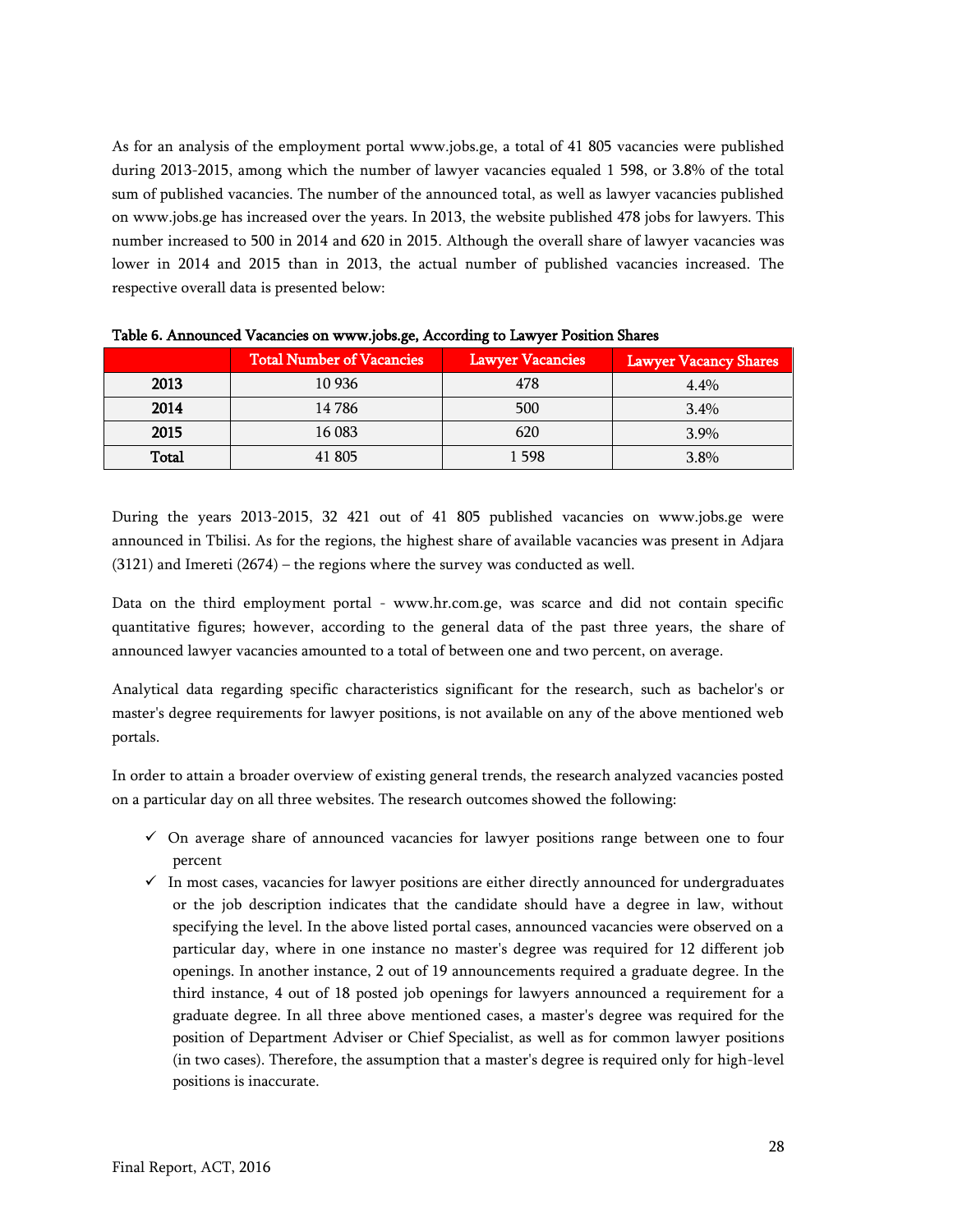As for an analysis of the employment portal www.jobs.ge, a total of 41 805 vacancies were published during 2013-2015, among which the number of lawyer vacancies equaled 1 598, or 3.8% of the total sum of published vacancies. The number of the announced total, as well as lawyer vacancies published on www.jobs.ge has increased over the years. In 2013, the website published 478 jobs for lawyers. This number increased to 500 in 2014 and 620 in 2015. Although the overall share of lawyer vacancies was lower in 2014 and 2015 than in 2013, the actual number of published vacancies increased. The respective overall data is presented below:

**Table 6. Announced Vacancies on www.jobs.ge, According to Lawyer Position Shares**

| | Total Number of Vacancies | Lawyer Vacancies | Lawyer Vacancy Shares |
|---|---|---|---|
| **2013** | 10 936 | 478 | 4.4% |
| **2014** | 14 786 | 500 | 3.4% |
| **2015** | 16 083 | 620 | 3.9% |
| **Total** | 41 805 | 1 598 | 3.8% |

During the years 2013-2015, 32 421 out of 41 805 published vacancies on www.jobs.ge were announced in Tbilisi. As for the regions, the highest share of available vacancies was present in Adjara (3121) and Imereti (2674) – the regions where the survey was conducted as well.

Data on the third employment portal - www.hr.com.ge, was scarce and did not contain specific quantitative figures; however, according to the general data of the past three years, the share of announced lawyer vacancies amounted to a total of between one and two percent, on average.

Analytical data regarding specific characteristics significant for the research, such as bachelor's or master's degree requirements for lawyer positions, is not available on any of the above mentioned web portals.

In order to attain a broader overview of existing general trends, the research analyzed vacancies posted on a particular day on all three websites. The research outcomes showed the following:

- ✓ On average share of announced vacancies for lawyer positions range between one to four percent
- ✓ In most cases, vacancies for lawyer positions are either directly announced for undergraduates or the job description indicates that the candidate should have a degree in law, without specifying the level. In the above listed portal cases, announced vacancies were observed on a particular day, where in one instance no master's degree was required for 12 different job openings. In another instance, 2 out of 19 announcements required a graduate degree. In the third instance, 4 out of 18 posted job openings for lawyers announced a requirement for a graduate degree. In all three above mentioned cases, a master's degree was required for the position of Department Adviser or Chief Specialist, as well as for common lawyer positions (in two cases). Therefore, the assumption that a master's degree is required only for high-level positions is inaccurate.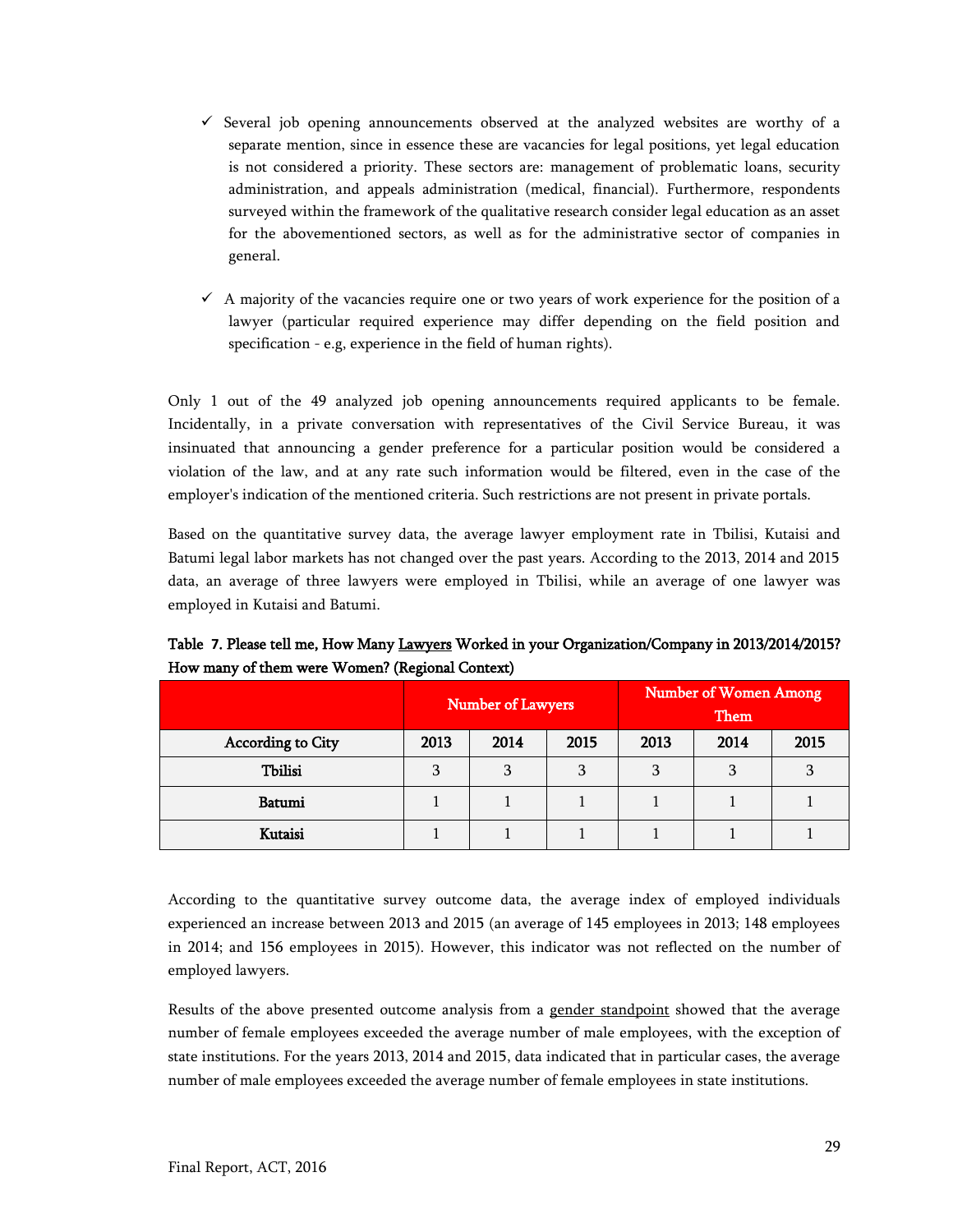- ✓ Several job opening announcements observed at the analyzed websites are worthy of a separate mention, since in essence these are vacancies for legal positions, yet legal education is not considered a priority. These sectors are: management of problematic loans, security administration, and appeals administration (medical, financial). Furthermore, respondents surveyed within the framework of the qualitative research consider legal education as an asset for the abovementioned sectors, as well as for the administrative sector of companies in general.

- ✓ A majority of the vacancies require one or two years of work experience for the position of a lawyer (particular required experience may differ depending on the field position and specification - e.g, experience in the field of human rights).

Only 1 out of the 49 analyzed job opening announcements required applicants to be female. Incidentally, in a private conversation with representatives of the Civil Service Bureau, it was insinuated that announcing a gender preference for a particular position would be considered a violation of the law, and at any rate such information would be filtered, even in the case of the employer's indication of the mentioned criteria. Such restrictions are not present in private portals.

Based on the quantitative survey data, the average lawyer employment rate in Tbilisi, Kutaisi and Batumi legal labor markets has not changed over the past years. According to the 2013, 2014 and 2015 data, an average of three lawyers were employed in Tbilisi, while an average of one lawyer was employed in Kutaisi and Batumi.

**Table 7. Please tell me, How Many Lawyers Worked in your Organization/Company in 2013/2014/2015? How many of them were Women? (Regional Context)**

| | Number of Lawyers | | | Number of Women Among Them | | |
|---|---|---|---|---|---|---|
| **According to City** | **2013** | **2014** | **2015** | **2013** | **2014** | **2015** |
| **Tbilisi** | 3 | 3 | 3 | 3 | 3 | 3 |
| **Batumi** | 1 | 1 | 1 | 1 | 1 | 1 |
| **Kutaisi** | 1 | 1 | 1 | 1 | 1 | 1 |

According to the quantitative survey outcome data, the average index of employed individuals experienced an increase between 2013 and 2015 (an average of 145 employees in 2013; 148 employees in 2014; and 156 employees in 2015). However, this indicator was not reflected on the number of employed lawyers.

Results of the above presented outcome analysis from a gender standpoint showed that the average number of female employees exceeded the average number of male employees, with the exception of state institutions. For the years 2013, 2014 and 2015, data indicated that in particular cases, the average number of male employees exceeded the average number of female employees in state institutions.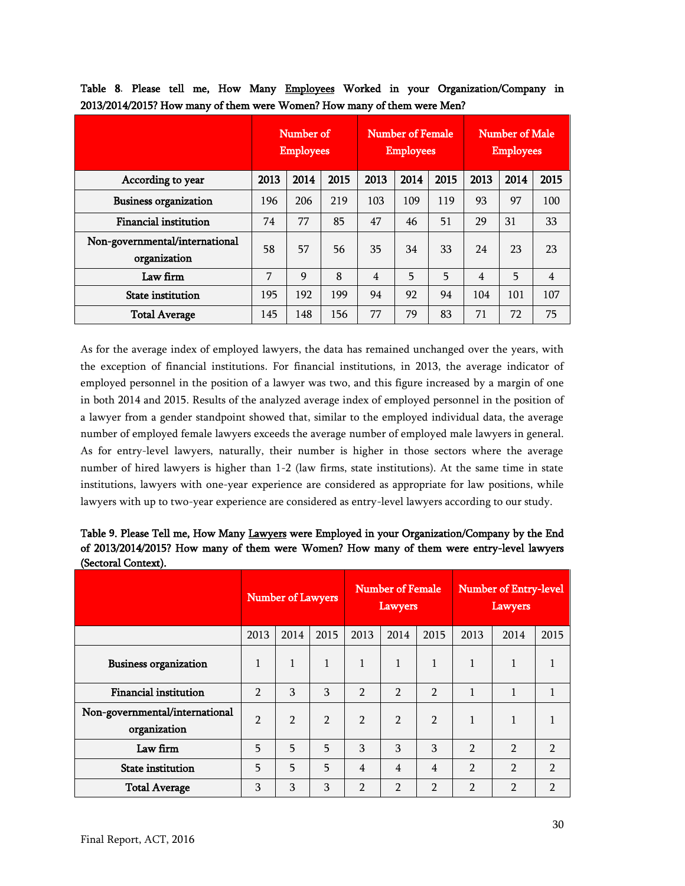**Table 8**. **Please tell me, How Many Employees Worked in your Organization/Company in 2013/2014/2015? How many of them were Women? How many of them were Men?**

| | Number of Employees | | | Number of Female Employees | | | Number of Male Employees | | |
|---|---|---|---|---|---|---|---|---|---|
| **According to year** | **2013** | **2014** | **2015** | **2013** | **2014** | **2015** | **2013** | **2014** | **2015** |
| **Business organization** | 196 | 206 | 219 | 103 | 109 | 119 | 93 | 97 | 100 |
| **Financial institution** | 74 | 77 | 85 | 47 | 46 | 51 | 29 | 31 | 33 |
| **Non-governmental/international organization** | 58 | 57 | 56 | 35 | 34 | 33 | 24 | 23 | 23 |
| **Law firm** | 7 | 9 | 8 | 4 | 5 | 5 | 4 | 5 | 4 |
| **State institution** | 195 | 192 | 199 | 94 | 92 | 94 | 104 | 101 | 107 |
| **Total Average** | 145 | 148 | 156 | 77 | 79 | 83 | 71 | 72 | 75 |

As for the average index of employed lawyers, the data has remained unchanged over the years, with the exception of financial institutions. For financial institutions, in 2013, the average indicator of employed personnel in the position of a lawyer was two, and this figure increased by a margin of one in both 2014 and 2015. Results of the analyzed average index of employed personnel in the position of a lawyer from a gender standpoint showed that, similar to the employed individual data, the average number of employed female lawyers exceeds the average number of employed male lawyers in general. As for entry-level lawyers, naturally, their number is higher in those sectors where the average number of hired lawyers is higher than 1-2 (law firms, state institutions). At the same time in state institutions, lawyers with one-year experience are considered as appropriate for law positions, while lawyers with up to two-year experience are considered as entry-level lawyers according to our study.

**Table 9. Please Tell me, How Many Lawyers were Employed in your Organization/Company by the End of 2013/2014/2015? How many of them were Women? How many of them were entry-level lawyers (Sectoral Context).**

| | Number of Lawyers | | | Number of Female Lawyers | | | Number of Entry-level Lawyers | | |
|---|---|---|---|---|---|---|---|---|---|
| | 2013 | 2014 | 2015 | 2013 | 2014 | 2015 | 2013 | 2014 | 2015 |
| **Business organization** | 1 | 1 | 1 | 1 | 1 | 1 | 1 | 1 | 1 |
| **Financial institution** | 2 | 3 | 3 | 2 | 2 | 2 | 1 | 1 | 1 |
| **Non-governmental/international organization** | 2 | 2 | 2 | 2 | 2 | 2 | 1 | 1 | 1 |
| **Law firm** | 5 | 5 | 5 | 3 | 3 | 3 | 2 | 2 | 2 |
| **State institution** | 5 | 5 | 5 | 4 | 4 | 4 | 2 | 2 | 2 |
| **Total Average** | 3 | 3 | 3 | 2 | 2 | 2 | 2 | 2 | 2 |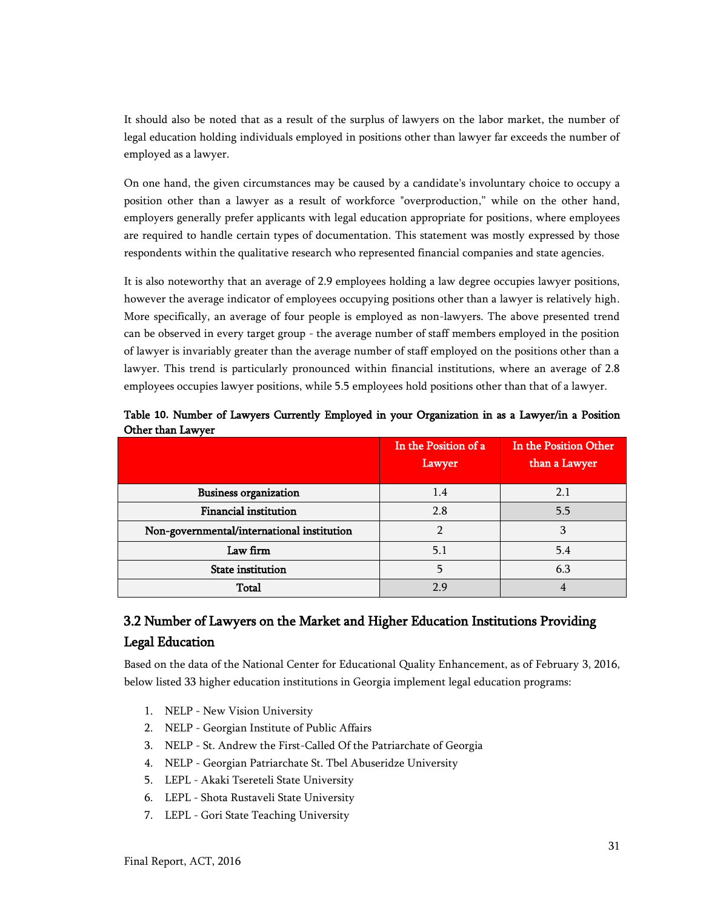It should also be noted that as a result of the surplus of lawyers on the labor market, the number of legal education holding individuals employed in positions other than lawyer far exceeds the number of employed as a lawyer.

On one hand, the given circumstances may be caused by a candidate's involuntary choice to occupy a position other than a lawyer as a result of workforce "overproduction," while on the other hand, employers generally prefer applicants with legal education appropriate for positions, where employees are required to handle certain types of documentation. This statement was mostly expressed by those respondents within the qualitative research who represented financial companies and state agencies.

It is also noteworthy that an average of 2.9 employees holding a law degree occupies lawyer positions, however the average indicator of employees occupying positions other than a lawyer is relatively high. More specifically, an average of four people is employed as non-lawyers. The above presented trend can be observed in every target group - the average number of staff members employed in the position of lawyer is invariably greater than the average number of staff employed on the positions other than a lawyer. This trend is particularly pronounced within financial institutions, where an average of 2.8 employees occupies lawyer positions, while 5.5 employees hold positions other than that of a lawyer.

**Table 10. Number of Lawyers Currently Employed in your Organization in as a Lawyer/in a Position Other than Lawyer**

| | In the Position of a Lawyer | In the Position Other than a Lawyer |
|---|---|---|
| **Business organization** | 1.4 | 2.1 |
| **Financial institution** | 2.8 | 5.5 |
| **Non-governmental/international institution** | 2 | 3 |
| **Law firm** | 5.1 | 5.4 |
| **State institution** | 5 | 6.3 |
| **Total** | 2.9 | 4 |

## 3.2 Number of Lawyers on the Market and Higher Education Institutions Providing Legal Education

Based on the data of the National Center for Educational Quality Enhancement, as of February 3, 2016, below listed 33 higher education institutions in Georgia implement legal education programs:

1. NELP - New Vision University
2. NELP - Georgian Institute of Public Affairs
3. NELP - St. Andrew the First-Called Of the Patriarchate of Georgia
4. NELP - Georgian Patriarchate St. Tbel Abuseridze University
5. LEPL - Akaki Tsereteli State University
6. LEPL - Shota Rustaveli State University
7. LEPL - Gori State Teaching University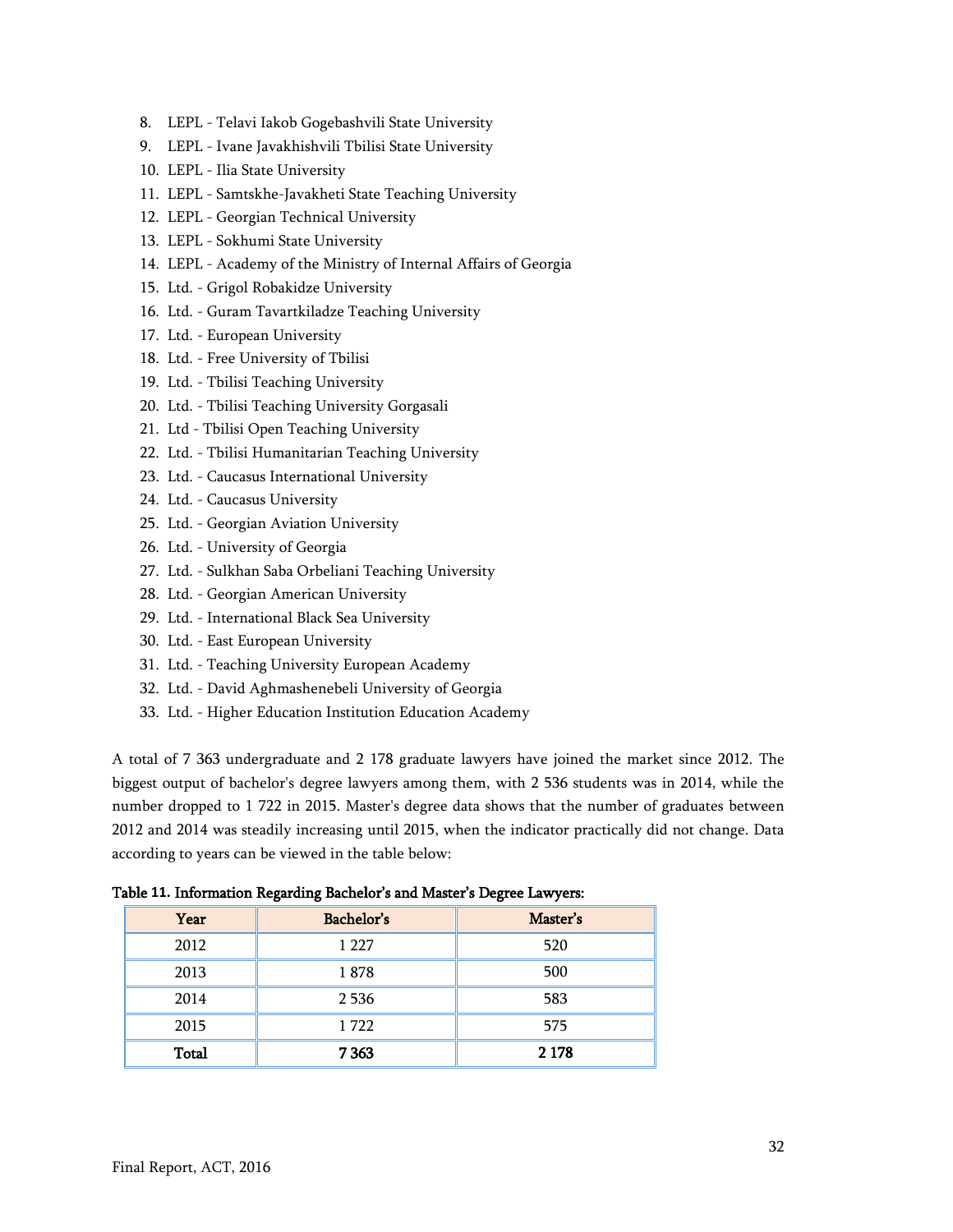8. LEPL - Telavi Iakob Gogebashvili State University
9. LEPL - Ivane Javakhishvili Tbilisi State University
10. LEPL - Ilia State University
11. LEPL - Samtskhe-Javakheti State Teaching University
12. LEPL - Georgian Technical University
13. LEPL - Sokhumi State University
14. LEPL - Academy of the Ministry of Internal Affairs of Georgia
15. Ltd. - Grigol Robakidze University
16. Ltd. - Guram Tavartkiladze Teaching University
17. Ltd. - European University
18. Ltd. - Free University of Tbilisi
19. Ltd. - Tbilisi Teaching University
20. Ltd. - Tbilisi Teaching University Gorgasali
21. Ltd - Tbilisi Open Teaching University
22. Ltd. - Tbilisi Humanitarian Teaching University
23. Ltd. - Caucasus International University
24. Ltd. - Caucasus University
25. Ltd. - Georgian Aviation University
26. Ltd. - University of Georgia
27. Ltd. - Sulkhan Saba Orbeliani Teaching University
28. Ltd. - Georgian American University
29. Ltd. - International Black Sea University
30. Ltd. - East European University
31. Ltd. - Teaching University European Academy
32. Ltd. - David Aghmashenebeli University of Georgia
33. Ltd. - Higher Education Institution Education Academy

A total of 7 363 undergraduate and 2 178 graduate lawyers have joined the market since 2012. The biggest output of bachelor's degree lawyers among them, with 2 536 students was in 2014, while the number dropped to 1 722 in 2015. Master's degree data shows that the number of graduates between 2012 and 2014 was steadily increasing until 2015, when the indicator practically did not change. Data according to years can be viewed in the table below:

**Table 11. Information Regarding Bachelor's and Master's Degree Lawyers:**

| Year | Bachelor's | Master's |
|---|---|---|
| 2012 | 1 227 | 520 |
| 2013 | 1 878 | 500 |
| 2014 | 2 536 | 583 |
| 2015 | 1 722 | 575 |
| **Total** | **7 363** | **2 178** |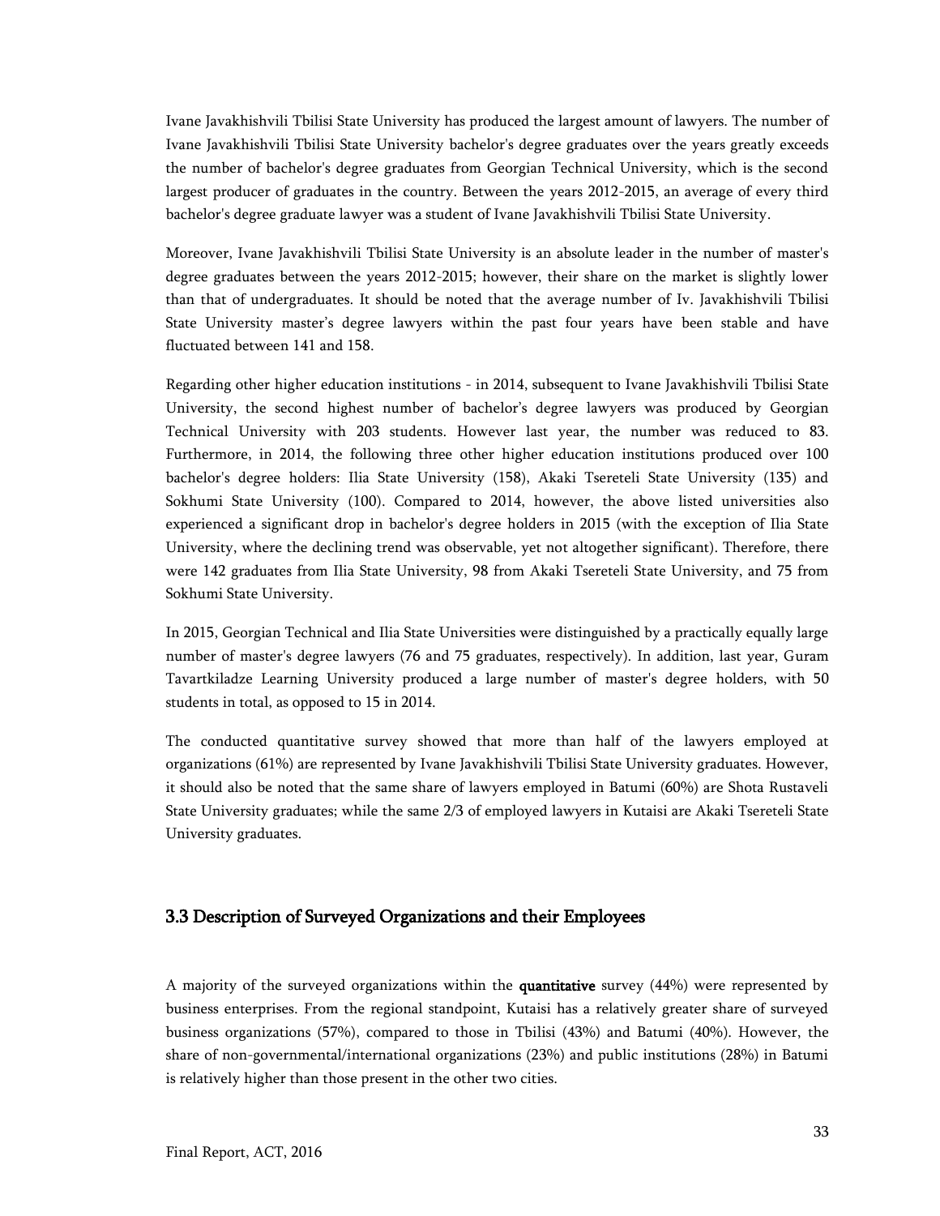Ivane Javakhishvili Tbilisi State University has produced the largest amount of lawyers. The number of Ivane Javakhishvili Tbilisi State University bachelor's degree graduates over the years greatly exceeds the number of bachelor's degree graduates from Georgian Technical University, which is the second largest producer of graduates in the country. Between the years 2012-2015, an average of every third bachelor's degree graduate lawyer was a student of Ivane Javakhishvili Tbilisi State University.

Moreover, Ivane Javakhishvili Tbilisi State University is an absolute leader in the number of master's degree graduates between the years 2012-2015; however, their share on the market is slightly lower than that of undergraduates. It should be noted that the average number of Iv. Javakhishvili Tbilisi State University master's degree lawyers within the past four years have been stable and have fluctuated between 141 and 158.

Regarding other higher education institutions - in 2014, subsequent to Ivane Javakhishvili Tbilisi State University, the second highest number of bachelor's degree lawyers was produced by Georgian Technical University with 203 students. However last year, the number was reduced to 83. Furthermore, in 2014, the following three other higher education institutions produced over 100 bachelor's degree holders: Ilia State University (158), Akaki Tsereteli State University (135) and Sokhumi State University (100). Compared to 2014, however, the above listed universities also experienced a significant drop in bachelor's degree holders in 2015 (with the exception of Ilia State University, where the declining trend was observable, yet not altogether significant). Therefore, there were 142 graduates from Ilia State University, 98 from Akaki Tsereteli State University, and 75 from Sokhumi State University.

In 2015, Georgian Technical and Ilia State Universities were distinguished by a practically equally large number of master's degree lawyers (76 and 75 graduates, respectively). In addition, last year, Guram Tavartkiladze Learning University produced a large number of master's degree holders, with 50 students in total, as opposed to 15 in 2014.

The conducted quantitative survey showed that more than half of the lawyers employed at organizations (61%) are represented by Ivane Javakhishvili Tbilisi State University graduates. However, it should also be noted that the same share of lawyers employed in Batumi (60%) are Shota Rustaveli State University graduates; while the same 2/3 of employed lawyers in Kutaisi are Akaki Tsereteli State University graduates.

### 3.3 Description of Surveyed Organizations and their Employees

A majority of the surveyed organizations within the **quantitative** survey (44%) were represented by business enterprises. From the regional standpoint, Kutaisi has a relatively greater share of surveyed business organizations (57%), compared to those in Tbilisi (43%) and Batumi (40%). However, the share of non-governmental/international organizations (23%) and public institutions (28%) in Batumi is relatively higher than those present in the other two cities.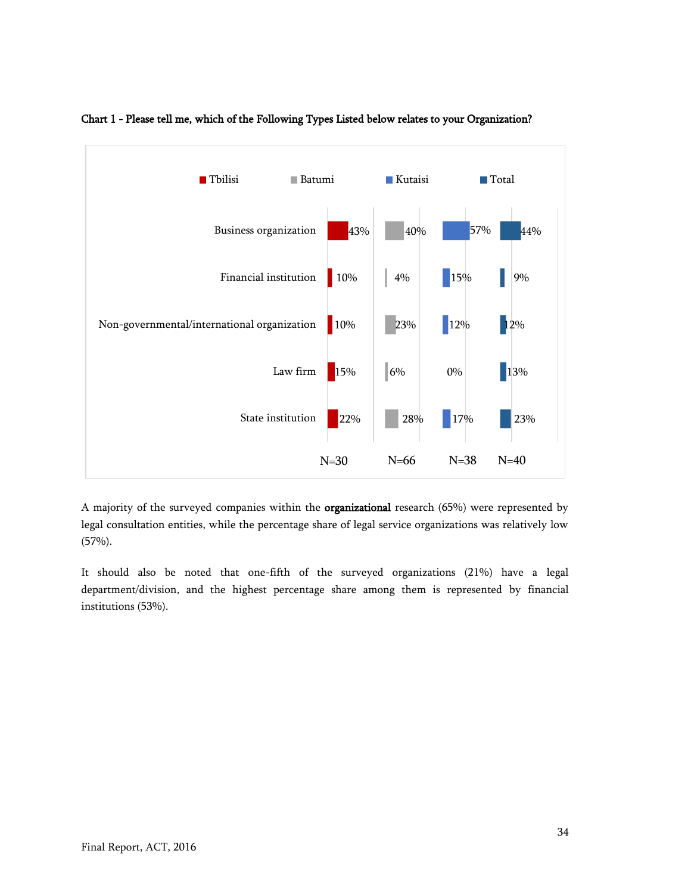**Chart 1 - Please tell me, which of the Following Types Listed below relates to your Organization?**

| | Tbilisi | Batumi | Kutaisi | Total |
|---|---|---|---|---|
| Business organization | 43% | 40% | 57% | 44% |
| Financial institution | 10% | 4% | 15% | 9% |
| Non-governmental/international organization | 10% | 23% | 12% | 12% |
| Law firm | 15% | 6% | 0% | 13% |
| State institution | 22% | 28% | 17% | 23% |
| | N=30 | N=66 | N=38 | N=40 |

A majority of the surveyed companies within the **organizational** research (65%) were represented by legal consultation entities, while the percentage share of legal service organizations was relatively low (57%).

It should also be noted that one-fifth of the surveyed organizations (21%) have a legal department/division, and the highest percentage share among them is represented by financial institutions (53%).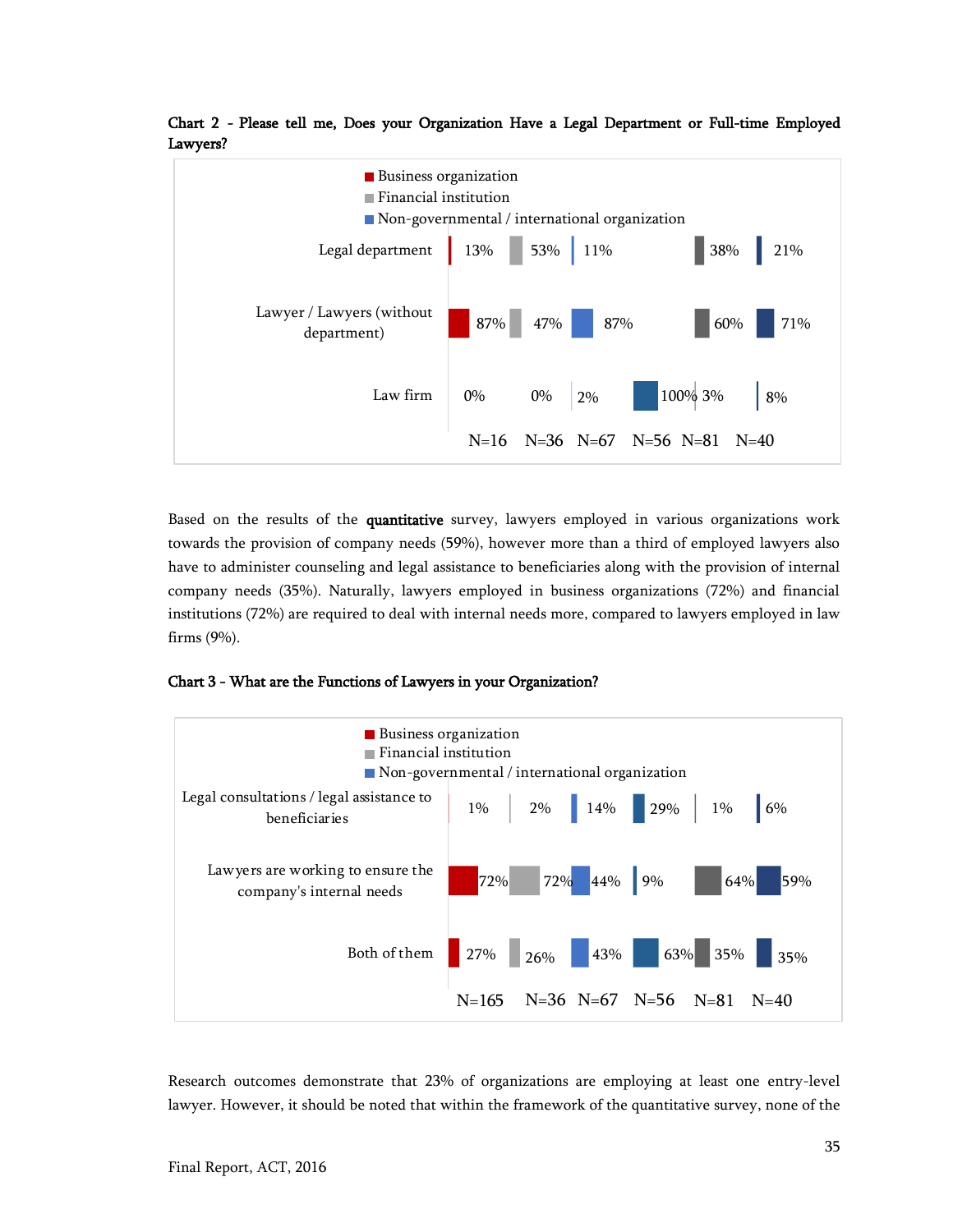**Chart 2 - Please tell me, Does your Organization Have a Legal Department or Full-time Employed Lawyers?**

| | Business organization | Financial institution | Non-governmental / international organization | | | |
|---|---|---|---|---|---|---|
| Legal department | 13% | 53% | 11% | | 38% | 21% |
| Lawyer / Lawyers (without department) | 87% | 47% | 87% | | 60% | 71% |
| Law firm | 0% | 0% | 2% | 100% | 3% | 8% |
| | N=16 | N=36 | N=67 | N=56 | N=81 | N=40 |

Based on the results of the **quantitative** survey, lawyers employed in various organizations work towards the provision of company needs (59%), however more than a third of employed lawyers also have to administer counseling and legal assistance to beneficiaries along with the provision of internal company needs (35%). Naturally, lawyers employed in business organizations (72%) and financial institutions (72%) are required to deal with internal needs more, compared to lawyers employed in law firms (9%).

**Chart 3 - What are the Functions of Lawyers in your Organization?**

| | Business organization | Financial institution | Non-governmental / international organization | | | |
|---|---|---|---|---|---|---|
| Legal consultations / legal assistance to beneficiaries | 1% | 2% | 14% | 29% | 1% | 6% |
| Lawyers are working to ensure the company's internal needs | 72% | 72% | 44% | 9% | 64% | 59% |
| Both of them | 27% | 26% | 43% | 63% | 35% | 35% |
| | N=165 | N=36 | N=67 | N=56 | N=81 | N=40 |

Research outcomes demonstrate that 23% of organizations are employing at least one entry-level lawyer. However, it should be noted that within the framework of the quantitative survey, none of the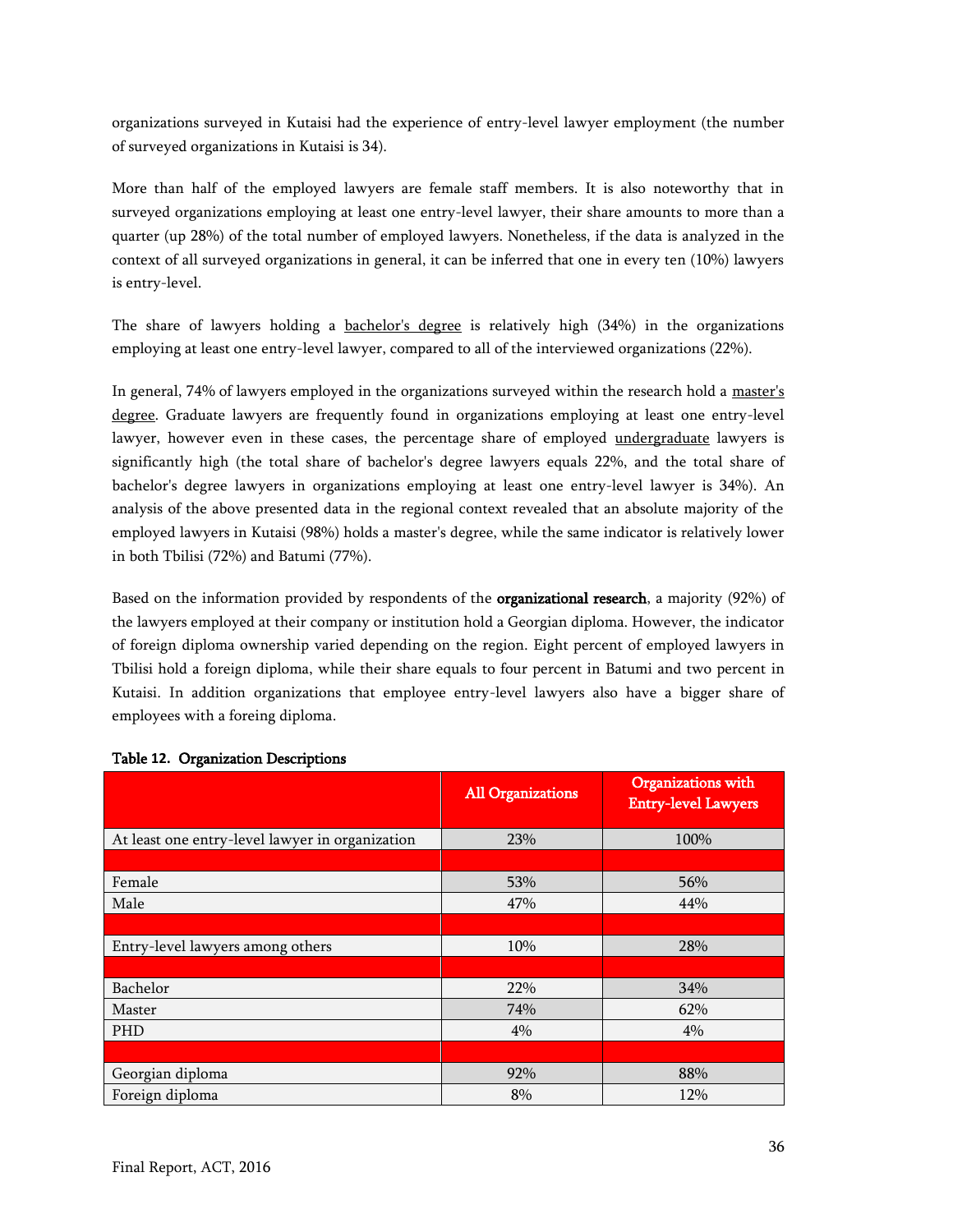organizations surveyed in Kutaisi had the experience of entry-level lawyer employment (the number of surveyed organizations in Kutaisi is 34).

More than half of the employed lawyers are female staff members. It is also noteworthy that in surveyed organizations employing at least one entry-level lawyer, their share amounts to more than a quarter (up 28%) of the total number of employed lawyers. Nonetheless, if the data is analyzed in the context of all surveyed organizations in general, it can be inferred that one in every ten (10%) lawyers is entry-level.

The share of lawyers holding a bachelor's degree is relatively high (34%) in the organizations employing at least one entry-level lawyer, compared to all of the interviewed organizations (22%).

In general, 74% of lawyers employed in the organizations surveyed within the research hold a master's degree. Graduate lawyers are frequently found in organizations employing at least one entry-level lawyer, however even in these cases, the percentage share of employed undergraduate lawyers is significantly high (the total share of bachelor's degree lawyers equals 22%, and the total share of bachelor's degree lawyers in organizations employing at least one entry-level lawyer is 34%). An analysis of the above presented data in the regional context revealed that an absolute majority of the employed lawyers in Kutaisi (98%) holds a master's degree, while the same indicator is relatively lower in both Tbilisi (72%) and Batumi (77%).

Based on the information provided by respondents of the **organizational research**, a majority (92%) of the lawyers employed at their company or institution hold a Georgian diploma. However, the indicator of foreign diploma ownership varied depending on the region. Eight percent of employed lawyers in Tbilisi hold a foreign diploma, while their share equals to four percent in Batumi and two percent in Kutaisi. In addition organizations that employee entry-level lawyers also have a bigger share of employees with a foreing diploma.

**Table 12. Organization Descriptions**

| | All Organizations | Organizations with Entry-level Lawyers |
|---|---|---|
| At least one entry-level lawyer in organization | 23% | 100% |
| | | |
| Female | 53% | 56% |
| Male | 47% | 44% |
| | | |
| Entry-level lawyers among others | 10% | 28% |
| | | |
| Bachelor | 22% | 34% |
| Master | 74% | 62% |
| PHD | 4% | 4% |
| | | |
| Georgian diploma | 92% | 88% |
| Foreign diploma | 8% | 12% |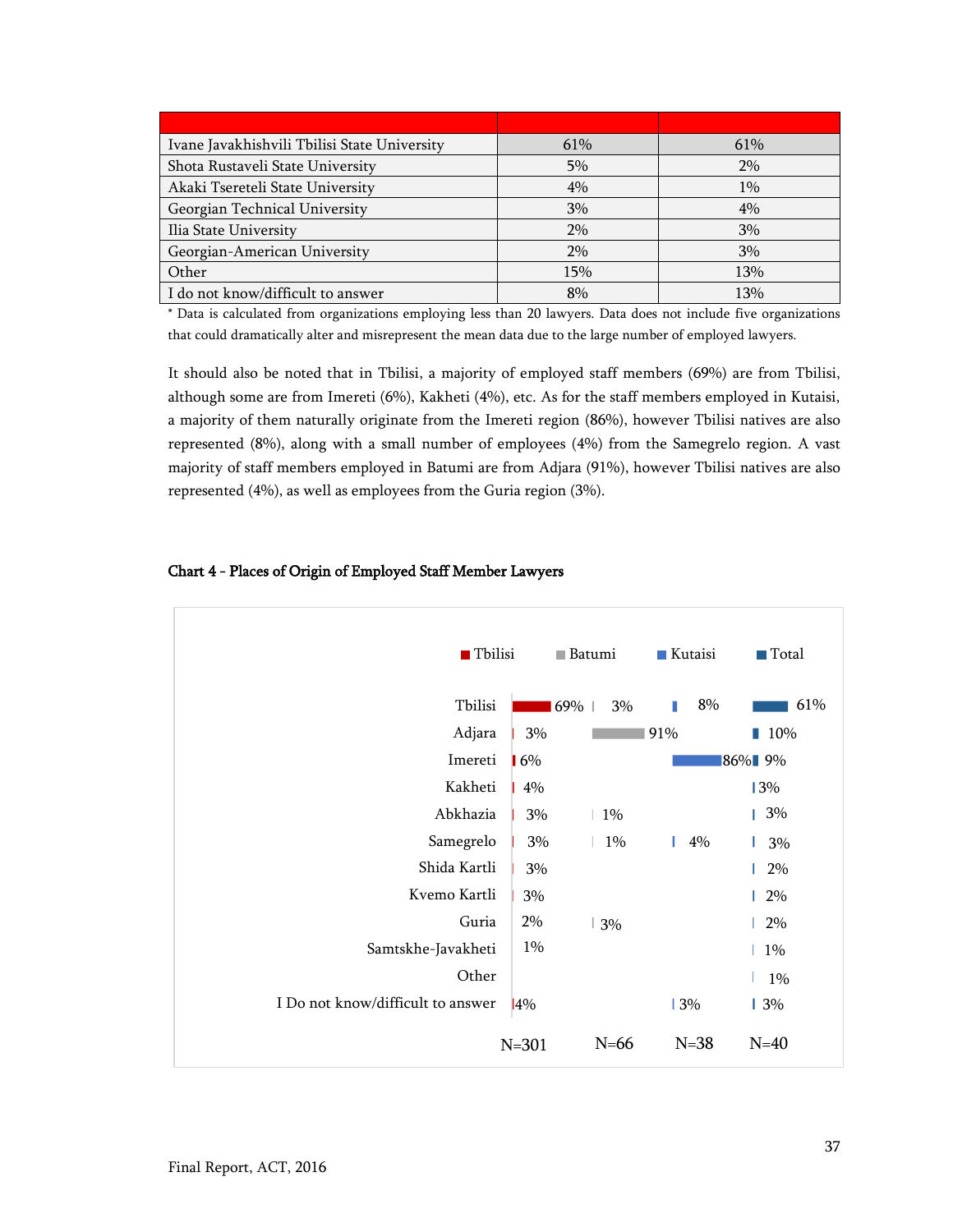| | | |
|---|---|---|
| Ivane Javakhishvili Tbilisi State University | 61% | 61% |
| Shota Rustaveli State University | 5% | 2% |
| Akaki Tsereteli State University | 4% | 1% |
| Georgian Technical University | 3% | 4% |
| Ilia State University | 2% | 3% |
| Georgian-American University | 2% | 3% |
| Other | 15% | 13% |
| I do not know/difficult to answer | 8% | 13% |

* Data is calculated from organizations employing less than 20 lawyers. Data does not include five organizations that could dramatically alter and misrepresent the mean data due to the large number of employed lawyers.

It should also be noted that in Tbilisi, a majority of employed staff members (69%) are from Tbilisi, although some are from Imereti (6%), Kakheti (4%), etc. As for the staff members employed in Kutaisi, a majority of them naturally originate from the Imereti region (86%), however Tbilisi natives are also represented (8%), along with a small number of employees (4%) from the Samegrelo region. A vast majority of staff members employed in Batumi are from Adjara (91%), however Tbilisi natives are also represented (4%), as well as employees from the Guria region (3%).

**Chart 4 - Places of Origin of Employed Staff Member Lawyers**

| | Tbilisi | Batumi | Kutaisi | Total |
|---|---|---|---|---|
| Tbilisi | 69% | 3% | 8% | 61% |
| Adjara | 3% | 91% | | 10% |
| Imereti | 6% | | 86% | 9% |
| Kakheti | 4% | | | 3% |
| Abkhazia | 3% | 1% | | 3% |
| Samegrelo | 3% | 1% | 4% | 3% |
| Shida Kartli | 3% | | | 2% |
| Kvemo Kartli | 3% | | | 2% |
| Guria | 2% | 3% | | 2% |
| Samtskhe-Javakheti | 1% | | | 1% |
| Other | | | | 1% |
| I Do not know/difficult to answer | 4% | | 3% | 3% |
| | N=301 | N=66 | N=38 | N=40 |

Final Report, ACT, 2016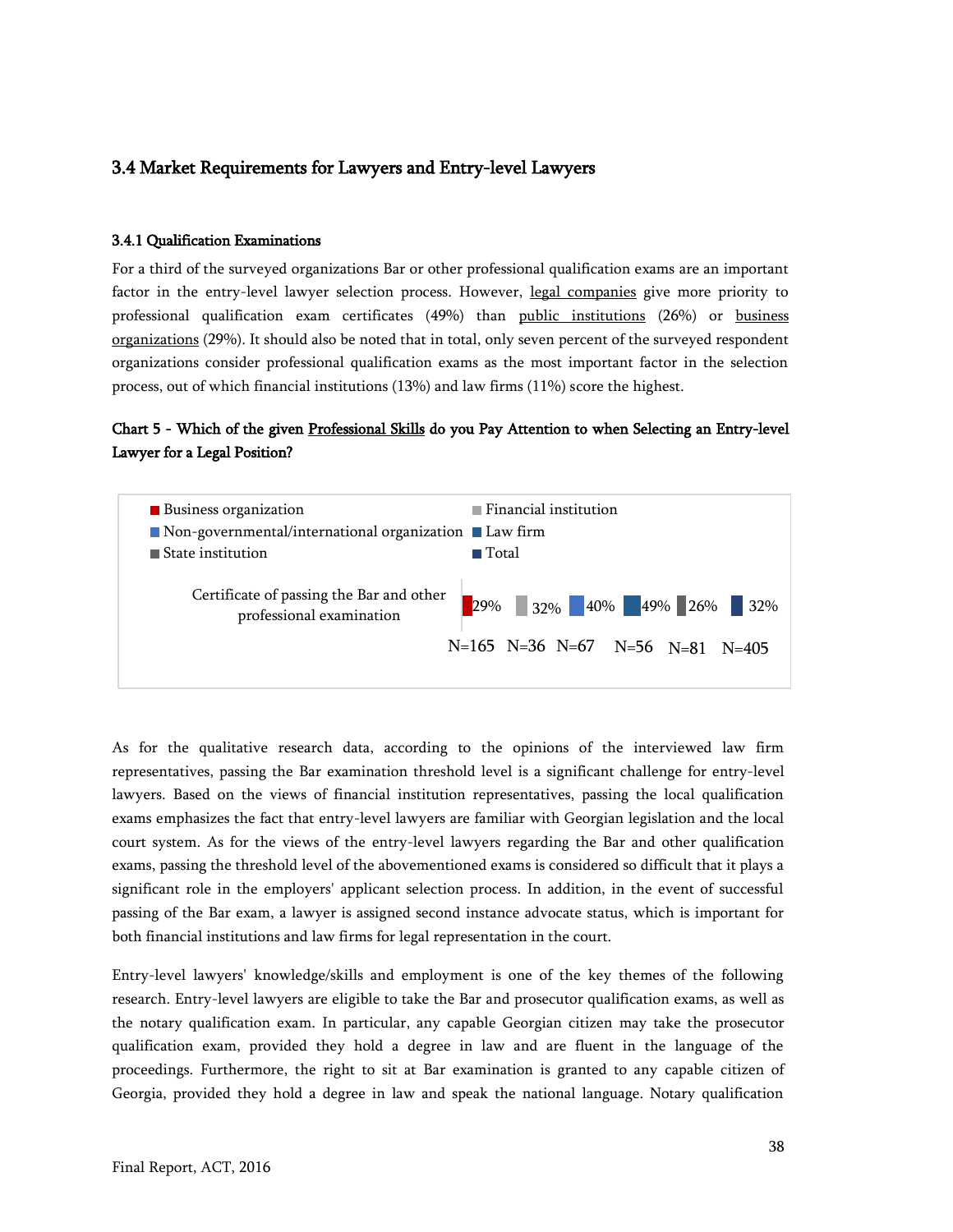## 3.4 Market Requirements for Lawyers and Entry-level Lawyers

### 3.4.1 Qualification Examinations

For a third of the surveyed organizations Bar or other professional qualification exams are an important factor in the entry-level lawyer selection process. However, legal companies give more priority to professional qualification exam certificates (49%) than public institutions (26%) or business organizations (29%). It should also be noted that in total, only seven percent of the surveyed respondent organizations consider professional qualification exams as the most important factor in the selection process, out of which financial institutions (13%) and law firms (11%) score the highest.

**Chart 5 - Which of the given Professional Skills do you Pay Attention to when Selecting an Entry-level Lawyer for a Legal Position?**

| | Business organization | Financial institution | Non-governmental/international organization | Law firm | State institution | Total |
|---|---|---|---|---|---|---|
| Certificate of passing the Bar and other professional examination | 29% | 32% | 40% | 49% | 26% | 32% |
| | N=165 | N=36 | N=67 | N=56 | N=81 | N=405 |

As for the qualitative research data, according to the opinions of the interviewed law firm representatives, passing the Bar examination threshold level is a significant challenge for entry-level lawyers. Based on the views of financial institution representatives, passing the local qualification exams emphasizes the fact that entry-level lawyers are familiar with Georgian legislation and the local court system. As for the views of the entry-level lawyers regarding the Bar and other qualification exams, passing the threshold level of the abovementioned exams is considered so difficult that it plays a significant role in the employers' applicant selection process. In addition, in the event of successful passing of the Bar exam, a lawyer is assigned second instance advocate status, which is important for both financial institutions and law firms for legal representation in the court.

Entry-level lawyers' knowledge/skills and employment is one of the key themes of the following research. Entry-level lawyers are eligible to take the Bar and prosecutor qualification exams, as well as the notary qualification exam. In particular, any capable Georgian citizen may take the prosecutor qualification exam, provided they hold a degree in law and are fluent in the language of the proceedings. Furthermore, the right to sit at Bar examination is granted to any capable citizen of Georgia, provided they hold a degree in law and speak the national language. Notary qualification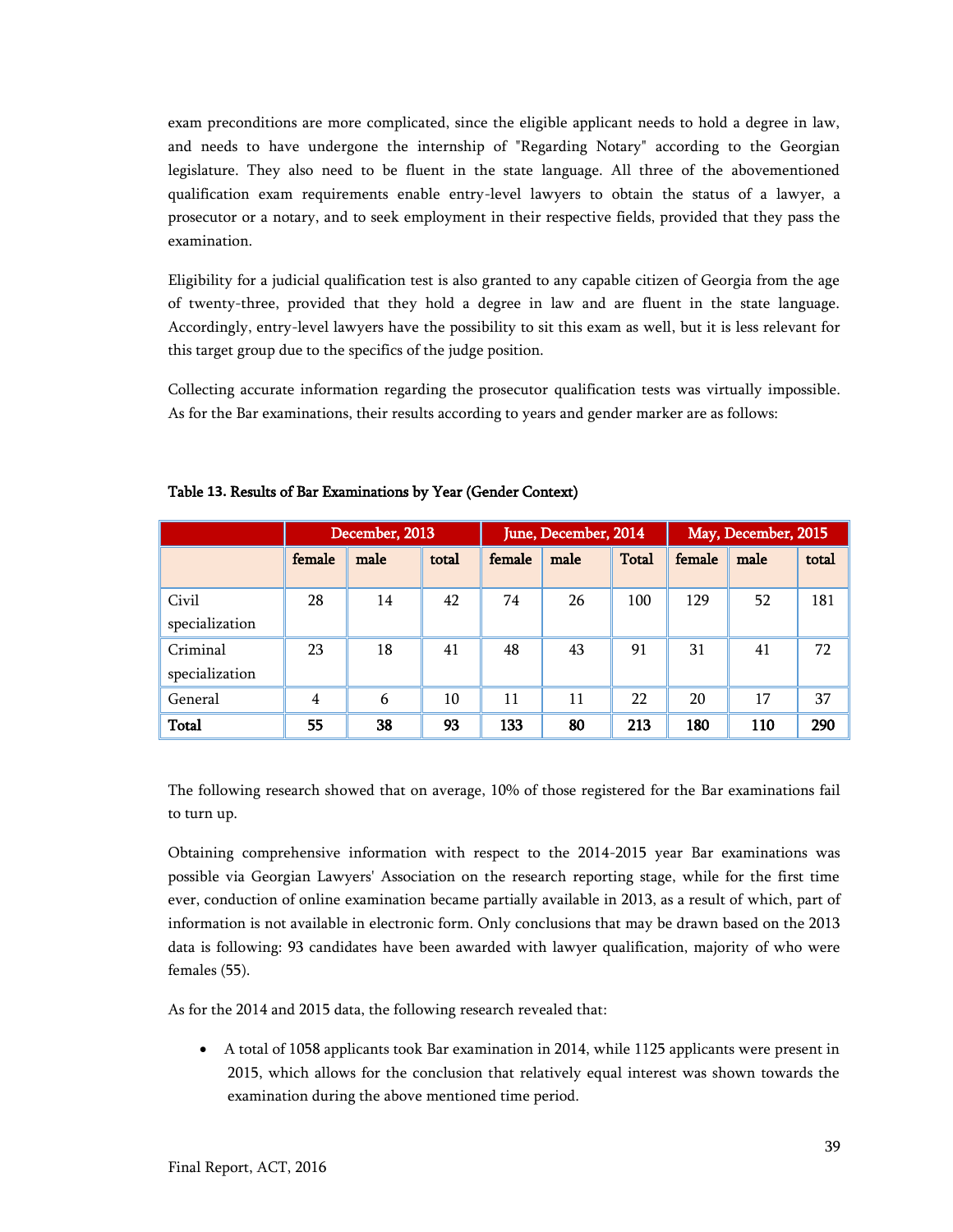exam preconditions are more complicated, since the eligible applicant needs to hold a degree in law, and needs to have undergone the internship of "Regarding Notary" according to the Georgian legislature. They also need to be fluent in the state language. All three of the abovementioned qualification exam requirements enable entry-level lawyers to obtain the status of a lawyer, a prosecutor or a notary, and to seek employment in their respective fields, provided that they pass the examination.

Eligibility for a judicial qualification test is also granted to any capable citizen of Georgia from the age of twenty-three, provided that they hold a degree in law and are fluent in the state language. Accordingly, entry-level lawyers have the possibility to sit this exam as well, but it is less relevant for this target group due to the specifics of the judge position.

Collecting accurate information regarding the prosecutor qualification tests was virtually impossible. As for the Bar examinations, their results according to years and gender marker are as follows:

**Table 13. Results of Bar Examinations by Year (Gender Context)**

| | December, 2013 | | | June, December, 2014 | | | May, December, 2015 | | |
|---|---|---|---|---|---|---|---|---|---|
| | female | male | total | female | male | Total | female | male | total |
| Civil specialization | 28 | 14 | 42 | 74 | 26 | 100 | 129 | 52 | 181 |
| Criminal specialization | 23 | 18 | 41 | 48 | 43 | 91 | 31 | 41 | 72 |
| General | 4 | 6 | 10 | 11 | 11 | 22 | 20 | 17 | 37 |
| **Total** | **55** | **38** | **93** | **133** | **80** | **213** | **180** | **110** | **290** |

The following research showed that on average, 10% of those registered for the Bar examinations fail to turn up.

Obtaining comprehensive information with respect to the 2014-2015 year Bar examinations was possible via Georgian Lawyers' Association on the research reporting stage, while for the first time ever, conduction of online examination became partially available in 2013, as a result of which, part of information is not available in electronic form. Only conclusions that may be drawn based on the 2013 data is following: 93 candidates have been awarded with lawyer qualification, majority of who were females (55).

As for the 2014 and 2015 data, the following research revealed that:

- A total of 1058 applicants took Bar examination in 2014, while 1125 applicants were present in 2015, which allows for the conclusion that relatively equal interest was shown towards the examination during the above mentioned time period.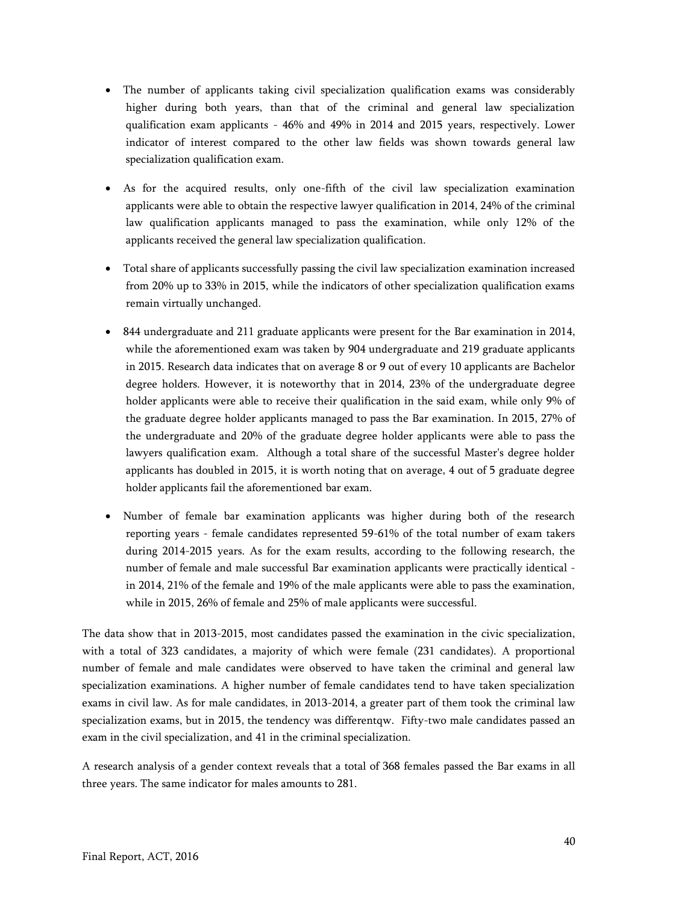- The number of applicants taking civil specialization qualification exams was considerably higher during both years, than that of the criminal and general law specialization qualification exam applicants - 46% and 49% in 2014 and 2015 years, respectively. Lower indicator of interest compared to the other law fields was shown towards general law specialization qualification exam.

- As for the acquired results, only one-fifth of the civil law specialization examination applicants were able to obtain the respective lawyer qualification in 2014, 24% of the criminal law qualification applicants managed to pass the examination, while only 12% of the applicants received the general law specialization qualification.

- Total share of applicants successfully passing the civil law specialization examination increased from 20% up to 33% in 2015, while the indicators of other specialization qualification exams remain virtually unchanged.

- 844 undergraduate and 211 graduate applicants were present for the Bar examination in 2014, while the aforementioned exam was taken by 904 undergraduate and 219 graduate applicants in 2015. Research data indicates that on average 8 or 9 out of every 10 applicants are Bachelor degree holders. However, it is noteworthy that in 2014, 23% of the undergraduate degree holder applicants were able to receive their qualification in the said exam, while only 9% of the graduate degree holder applicants managed to pass the Bar examination. In 2015, 27% of the undergraduate and 20% of the graduate degree holder applicants were able to pass the lawyers qualification exam. Although a total share of the successful Master's degree holder applicants has doubled in 2015, it is worth noting that on average, 4 out of 5 graduate degree holder applicants fail the aforementioned bar exam.

- Number of female bar examination applicants was higher during both of the research reporting years - female candidates represented 59-61% of the total number of exam takers during 2014-2015 years. As for the exam results, according to the following research, the number of female and male successful Bar examination applicants were practically identical - in 2014, 21% of the female and 19% of the male applicants were able to pass the examination, while in 2015, 26% of female and 25% of male applicants were successful.

The data show that in 2013-2015, most candidates passed the examination in the civic specialization, with a total of 323 candidates, a majority of which were female (231 candidates). A proportional number of female and male candidates were observed to have taken the criminal and general law specialization examinations. A higher number of female candidates tend to have taken specialization exams in civil law. As for male candidates, in 2013-2014, a greater part of them took the criminal law specialization exams, but in 2015, the tendency was differentqw. Fifty-two male candidates passed an exam in the civil specialization, and 41 in the criminal specialization.

A research analysis of a gender context reveals that a total of 368 females passed the Bar exams in all three years. The same indicator for males amounts to 281.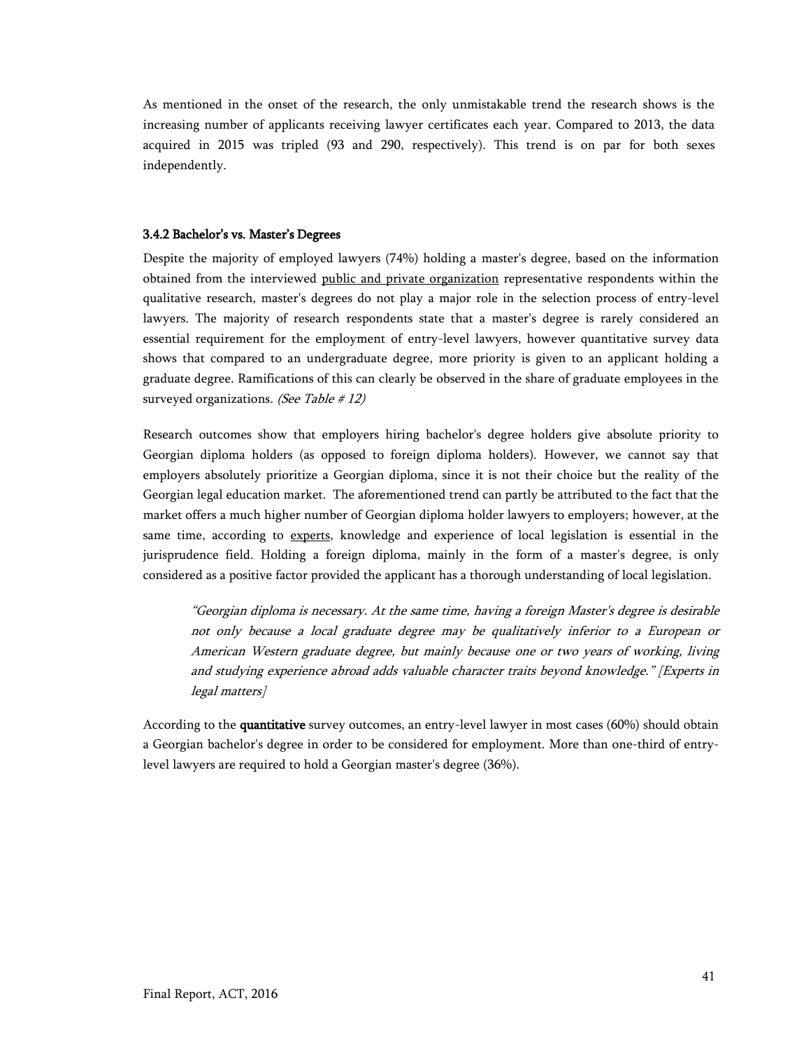As mentioned in the onset of the research, the only unmistakable trend the research shows is the increasing number of applicants receiving lawyer certificates each year. Compared to 2013, the data acquired in 2015 was tripled (93 and 290, respectively). This trend is on par for both sexes independently.

### 3.4.2 Bachelor's vs. Master's Degrees

Despite the majority of employed lawyers (74%) holding a master's degree, based on the information obtained from the interviewed public and private organization representative respondents within the qualitative research, master's degrees do not play a major role in the selection process of entry-level lawyers. The majority of research respondents state that a master's degree is rarely considered an essential requirement for the employment of entry-level lawyers, however quantitative survey data shows that compared to an undergraduate degree, more priority is given to an applicant holding a graduate degree. Ramifications of this can clearly be observed in the share of graduate employees in the surveyed organizations. *(See Table # 12)*

Research outcomes show that employers hiring bachelor's degree holders give absolute priority to Georgian diploma holders (as opposed to foreign diploma holders). However, we cannot say that employers absolutely prioritize a Georgian diploma, since it is not their choice but the reality of the Georgian legal education market. The aforementioned trend can partly be attributed to the fact that the market offers a much higher number of Georgian diploma holder lawyers to employers; however, at the same time, according to experts, knowledge and experience of local legislation is essential in the jurisprudence field. Holding a foreign diploma, mainly in the form of a master's degree, is only considered as a positive factor provided the applicant has a thorough understanding of local legislation.

> *"Georgian diploma is necessary. At the same time, having a foreign Master's degree is desirable not only because a local graduate degree may be qualitatively inferior to a European or American Western graduate degree, but mainly because one or two years of working, living and studying experience abroad adds valuable character traits beyond knowledge." [Experts in legal matters]*

According to the **quantitative** survey outcomes, an entry-level lawyer in most cases (60%) should obtain a Georgian bachelor's degree in order to be considered for employment. More than one-third of entry-level lawyers are required to hold a Georgian master's degree (36%).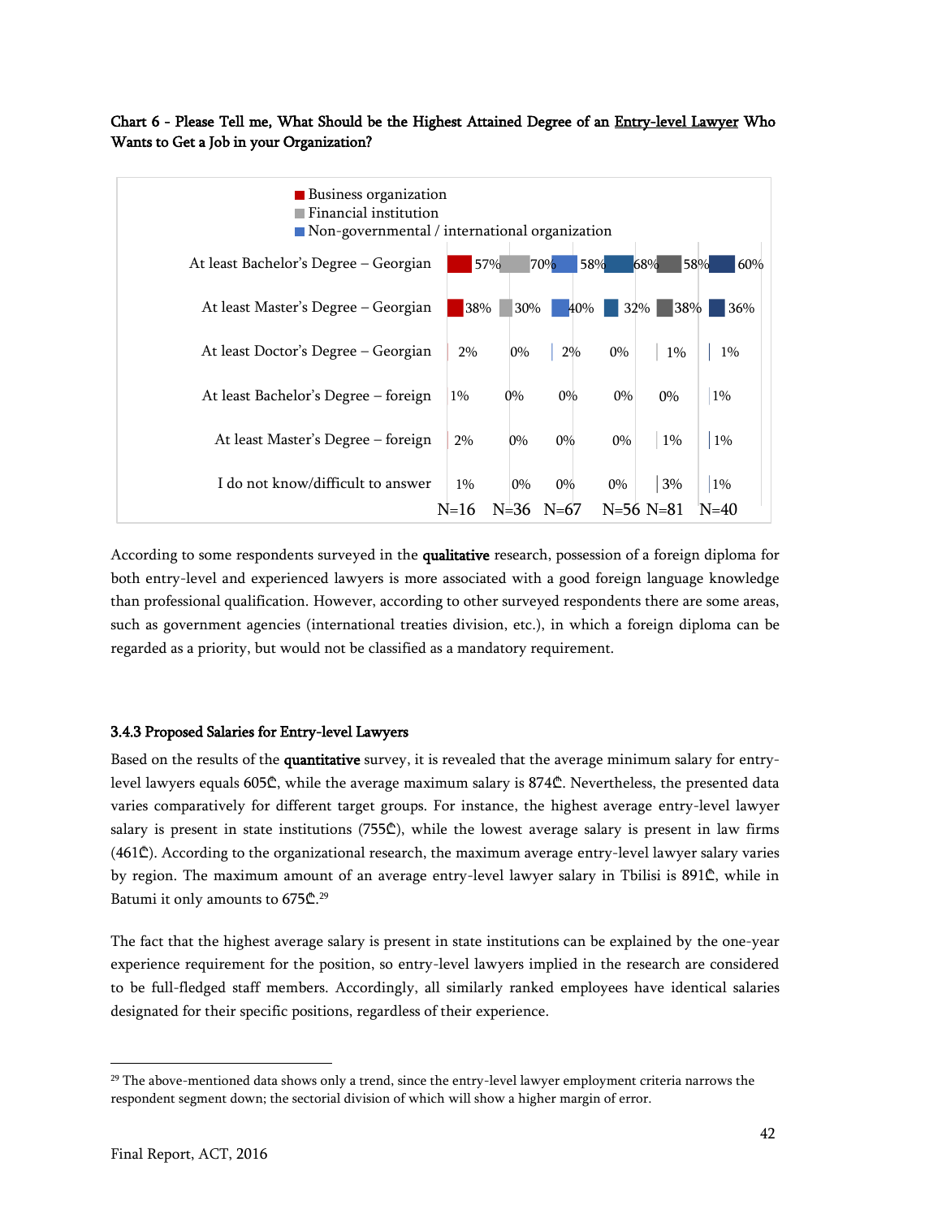**Chart 6 - Please Tell me, What Should be the Highest Attained Degree of an Entry-level Lawyer Who Wants to Get a Job in your Organization?**

| | Business organization | Financial institution | Non-governmental / international organization | | | |
|---|---|---|---|---|---|---|
| At least Bachelor's Degree – Georgian | 57% | 70% | 58% | 68% | 58% | 60% |
| At least Master's Degree – Georgian | 38% | 30% | 40% | 32% | 38% | 36% |
| At least Doctor's Degree – Georgian | 2% | 0% | 2% | 0% | 1% | 1% |
| At least Bachelor's Degree – foreign | 1% | 0% | 0% | 0% | 0% | 1% |
| At least Master's Degree – foreign | 2% | 0% | 0% | 0% | 1% | 1% |
| I do not know/difficult to answer | 1% | 0% | 0% | 0% | 3% | 1% |
| | N=16 | N=36 | N=67 | N=56 | N=81 | N=40 |

According to some respondents surveyed in the **qualitative** research, possession of a foreign diploma for both entry-level and experienced lawyers is more associated with a good foreign language knowledge than professional qualification. However, according to other surveyed respondents there are some areas, such as government agencies (international treaties division, etc.), in which a foreign diploma can be regarded as a priority, but would not be classified as a mandatory requirement.

### 3.4.3 Proposed Salaries for Entry-level Lawyers

Based on the results of the **quantitative** survey, it is revealed that the average minimum salary for entry-level lawyers equals 605₾, while the average maximum salary is 874₾. Nevertheless, the presented data varies comparatively for different target groups. For instance, the highest average entry-level lawyer salary is present in state institutions (755₾), while the lowest average salary is present in law firms (461₾). According to the organizational research, the maximum average entry-level lawyer salary varies by region. The maximum amount of an average entry-level lawyer salary in Tbilisi is 891₾, while in Batumi it only amounts to 675₾.[29]

The fact that the highest average salary is present in state institutions can be explained by the one-year experience requirement for the position, so entry-level lawyers implied in the research are considered to be full-fledged staff members. Accordingly, all similarly ranked employees have identical salaries designated for their specific positions, regardless of their experience.

[29] The above-mentioned data shows only a trend, since the entry-level lawyer employment criteria narrows the respondent segment down; the sectorial division of which will show a higher margin of error.

Final Report, ACT, 2016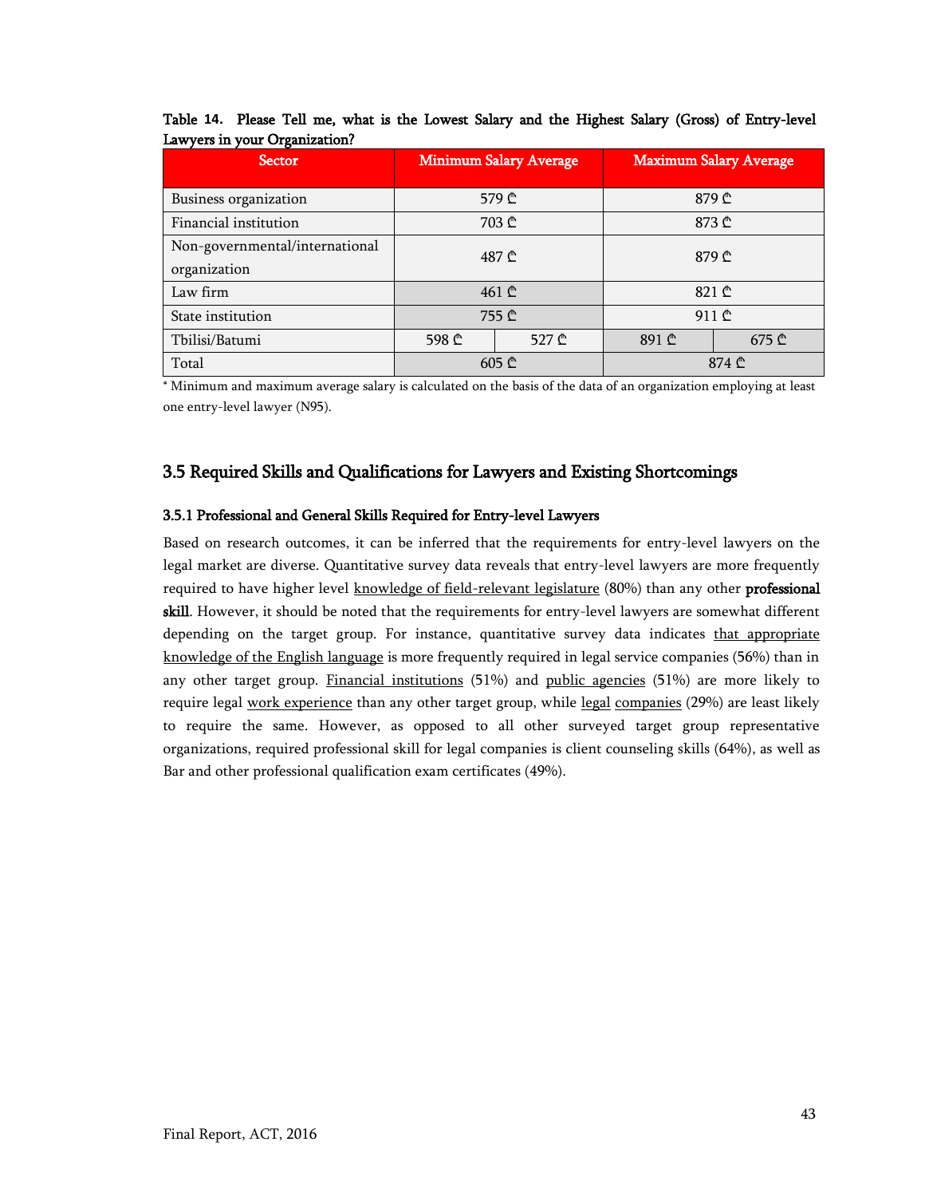**Table 14. Please Tell me, what is the Lowest Salary and the Highest Salary (Gross) of Entry-level Lawyers in your Organization?**

| Sector | Minimum Salary Average | | Maximum Salary Average | |
|---|---|---|---|---|
| Business organization | 579 ₾ | | 879 ₾ | |
| Financial institution | 703 ₾ | | 873 ₾ | |
| Non-governmental/international organization | 487 ₾ | | 879 ₾ | |
| Law firm | 461 ₾ | | 821 ₾ | |
| State institution | 755 ₾ | | 911 ₾ | |
| Tbilisi/Batumi | 598 ₾ | 527 ₾ | 891 ₾ | 675 ₾ |
| Total | 605 ₾ | | 874 ₾ | |

* Minimum and maximum average salary is calculated on the basis of the data of an organization employing at least one entry-level lawyer (N95).

## 3.5 Required Skills and Qualifications for Lawyers and Existing Shortcomings

### 3.5.1 Professional and General Skills Required for Entry-level Lawyers

Based on research outcomes, it can be inferred that the requirements for entry-level lawyers on the legal market are diverse. Quantitative survey data reveals that entry-level lawyers are more frequently required to have higher level knowledge of field-relevant legislature (80%) than any other **professional skill**. However, it should be noted that the requirements for entry-level lawyers are somewhat different depending on the target group. For instance, quantitative survey data indicates that appropriate knowledge of the English language is more frequently required in legal service companies (56%) than in any other target group. Financial institutions (51%) and public agencies (51%) are more likely to require legal work experience than any other target group, while legal companies (29%) are least likely to require the same. However, as opposed to all other surveyed target group representative organizations, required professional skill for legal companies is client counseling skills (64%), as well as Bar and other professional qualification exam certificates (49%).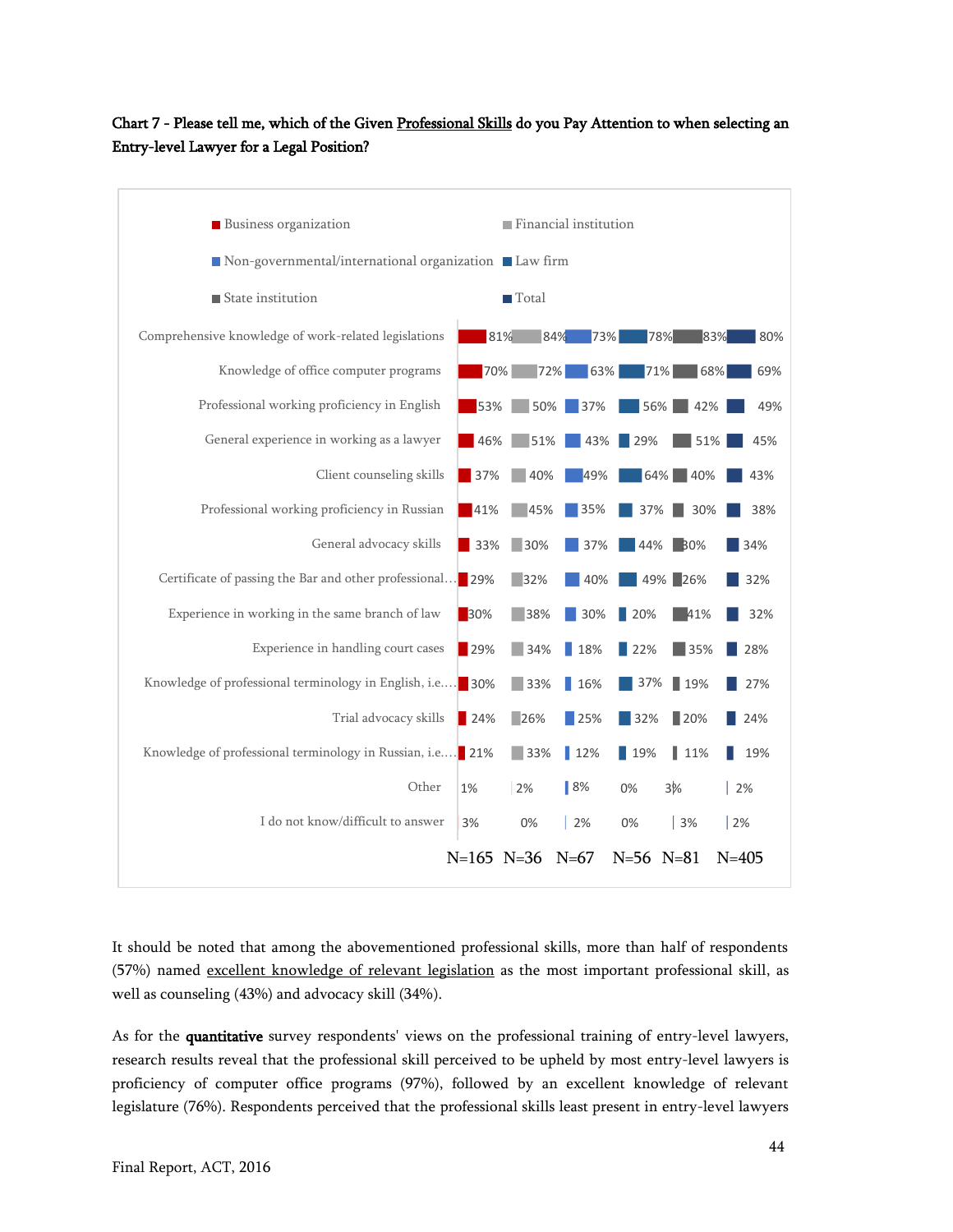**Chart 7 - Please tell me, which of the Given Professional Skills do you Pay Attention to when selecting an Entry-level Lawyer for a Legal Position?**

| | Business organization | Financial institution | Non-governmental/international organization | Law firm | State institution | Total |
|---|---|---|---|---|---|---|
| Comprehensive knowledge of work-related legislations | 81% | 84% | 73% | 78% | 83% | 80% |
| Knowledge of office computer programs | 70% | 72% | 63% | 71% | 68% | 69% |
| Professional working proficiency in English | 53% | 50% | 37% | 56% | 42% | 49% |
| General experience in working as a lawyer | 46% | 51% | 43% | 29% | 51% | 45% |
| Client counseling skills | 37% | 40% | 49% | 64% | 40% | 43% |
| Professional working proficiency in Russian | 41% | 45% | 35% | 37% | 30% | 38% |
| General advocacy skills | 33% | 30% | 37% | 44% | 30% | 34% |
| Certificate of passing the Bar and other professional… | 29% | 32% | 40% | 49% | 26% | 32% |
| Experience in working in the same branch of law | 30% | 38% | 30% | 20% | 41% | 32% |
| Experience in handling court cases | 29% | 34% | 18% | 22% | 35% | 28% |
| Knowledge of professional terminology in English, i.e.… | 30% | 33% | 16% | 37% | 19% | 27% |
| Trial advocacy skills | 24% | 26% | 25% | 32% | 20% | 24% |
| Knowledge of professional terminology in Russian, i.e.… | 21% | 33% | 12% | 19% | 11% | 19% |
| Other | 1% | 2% | 8% | 0% | 3% | 2% |
| I do not know/difficult to answer | 3% | 0% | 2% | 0% | 3% | 2% |
| | N=165 | N=36 | N=67 | N=56 | N=81 | N=405 |

It should be noted that among the abovementioned professional skills, more than half of respondents (57%) named excellent knowledge of relevant legislation as the most important professional skill, as well as counseling (43%) and advocacy skill (34%).

As for the **quantitative** survey respondents' views on the professional training of entry-level lawyers, research results reveal that the professional skill perceived to be upheld by most entry-level lawyers is proficiency of computer office programs (97%), followed by an excellent knowledge of relevant legislature (76%). Respondents perceived that the professional skills least present in entry-level lawyers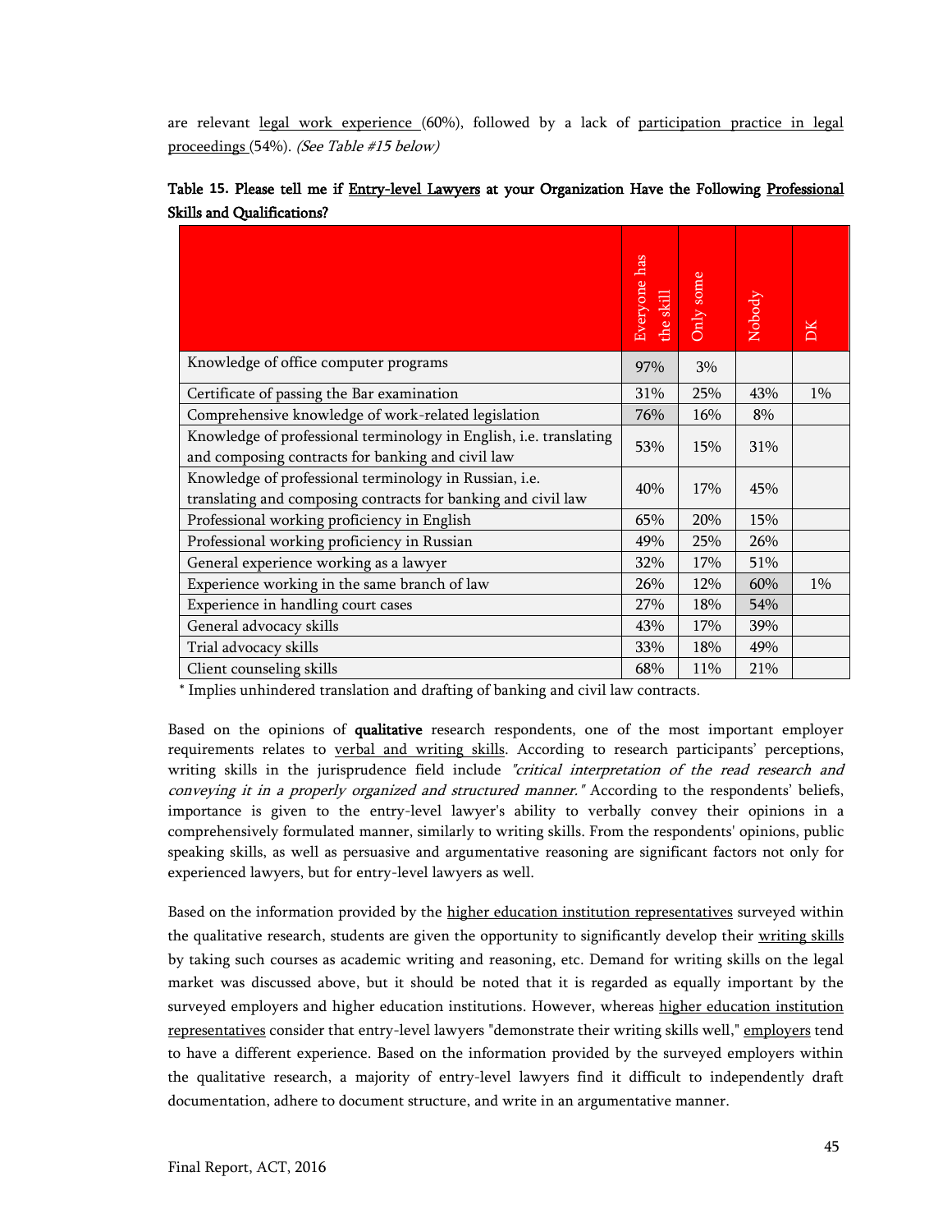are relevant legal work experience (60%), followed by a lack of participation practice in legal proceedings (54%). *(See Table #15 below)*

**Table 15. Please tell me if Entry-level Lawyers at your Organization Have the Following Professional Skills and Qualifications?**

| | Everyone has the skill | Only some | Nobody | DK |
|---|---|---|---|---|
| Knowledge of office computer programs | 97% | 3% | | |
| Certificate of passing the Bar examination | 31% | 25% | 43% | 1% |
| Comprehensive knowledge of work-related legislation | 76% | 16% | 8% | |
| Knowledge of professional terminology in English, i.e. translating and composing contracts for banking and civil law | 53% | 15% | 31% | |
| Knowledge of professional terminology in Russian, i.e. translating and composing contracts for banking and civil law | 40% | 17% | 45% | |
| Professional working proficiency in English | 65% | 20% | 15% | |
| Professional working proficiency in Russian | 49% | 25% | 26% | |
| General experience working as a lawyer | 32% | 17% | 51% | |
| Experience working in the same branch of law | 26% | 12% | 60% | 1% |
| Experience in handling court cases | 27% | 18% | 54% | |
| General advocacy skills | 43% | 17% | 39% | |
| Trial advocacy skills | 33% | 18% | 49% | |
| Client counseling skills | 68% | 11% | 21% | |

* Implies unhindered translation and drafting of banking and civil law contracts.

Based on the opinions of **qualitative** research respondents, one of the most important employer requirements relates to verbal and writing skills. According to research participants' perceptions, writing skills in the jurisprudence field include *"critical interpretation of the read research and conveying it in a properly organized and structured manner."* According to the respondents' beliefs, importance is given to the entry-level lawyer's ability to verbally convey their opinions in a comprehensively formulated manner, similarly to writing skills. From the respondents' opinions, public speaking skills, as well as persuasive and argumentative reasoning are significant factors not only for experienced lawyers, but for entry-level lawyers as well.

Based on the information provided by the higher education institution representatives surveyed within the qualitative research, students are given the opportunity to significantly develop their writing skills by taking such courses as academic writing and reasoning, etc. Demand for writing skills on the legal market was discussed above, but it should be noted that it is regarded as equally important by the surveyed employers and higher education institutions. However, whereas higher education institution representatives consider that entry-level lawyers "demonstrate their writing skills well," employers tend to have a different experience. Based on the information provided by the surveyed employers within the qualitative research, a majority of entry-level lawyers find it difficult to independently draft documentation, adhere to document structure, and write in an argumentative manner.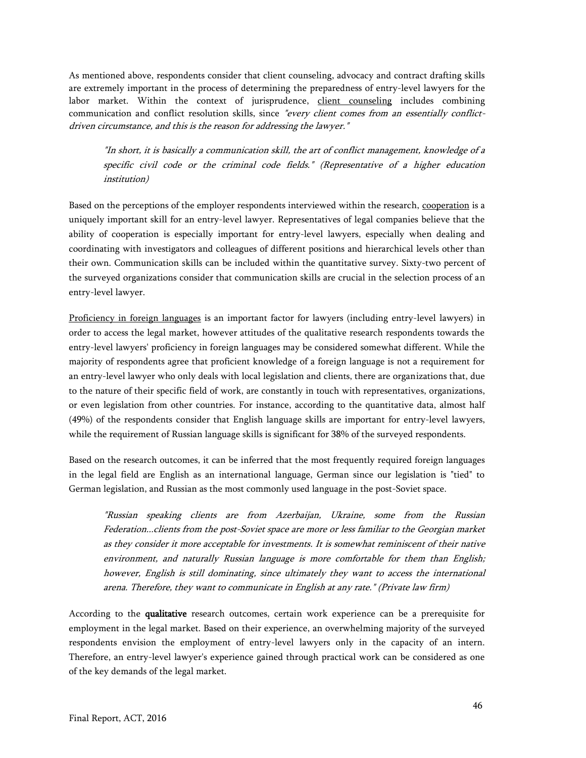As mentioned above, respondents consider that client counseling, advocacy and contract drafting skills are extremely important in the process of determining the preparedness of entry-level lawyers for the labor market. Within the context of jurisprudence, <u>client counseling</u> includes combining communication and conflict resolution skills, since *"every client comes from an essentially conflict-driven circumstance, and this is the reason for addressing the lawyer."*

> *"In short, it is basically a communication skill, the art of conflict management, knowledge of a specific civil code or the criminal code fields." (Representative of a higher education institution)*

Based on the perceptions of the employer respondents interviewed within the research, <u>cooperation</u> is a uniquely important skill for an entry-level lawyer. Representatives of legal companies believe that the ability of cooperation is especially important for entry-level lawyers, especially when dealing and coordinating with investigators and colleagues of different positions and hierarchical levels other than their own. Communication skills can be included within the quantitative survey. Sixty-two percent of the surveyed organizations consider that communication skills are crucial in the selection process of an entry-level lawyer.

<u>Proficiency in foreign languages</u> is an important factor for lawyers (including entry-level lawyers) in order to access the legal market, however attitudes of the qualitative research respondents towards the entry-level lawyers' proficiency in foreign languages may be considered somewhat different. While the majority of respondents agree that proficient knowledge of a foreign language is not a requirement for an entry-level lawyer who only deals with local legislation and clients, there are organizations that, due to the nature of their specific field of work, are constantly in touch with representatives, organizations, or even legislation from other countries. For instance, according to the quantitative data, almost half (49%) of the respondents consider that English language skills are important for entry-level lawyers, while the requirement of Russian language skills is significant for 38% of the surveyed respondents.

Based on the research outcomes, it can be inferred that the most frequently required foreign languages in the legal field are English as an international language, German since our legislation is "tied" to German legislation, and Russian as the most commonly used language in the post-Soviet space.

> *"Russian speaking clients are from Azerbaijan, Ukraine, some from the Russian Federation...clients from the post-Soviet space are more or less familiar to the Georgian market as they consider it more acceptable for investments. It is somewhat reminiscent of their native environment, and naturally Russian language is more comfortable for them than English; however, English is still dominating, since ultimately they want to access the international arena. Therefore, they want to communicate in English at any rate." (Private law firm)*

According to the **qualitative** research outcomes, certain work experience can be a prerequisite for employment in the legal market. Based on their experience, an overwhelming majority of the surveyed respondents envision the employment of entry-level lawyers only in the capacity of an intern. Therefore, an entry-level lawyer's experience gained through practical work can be considered as one of the key demands of the legal market.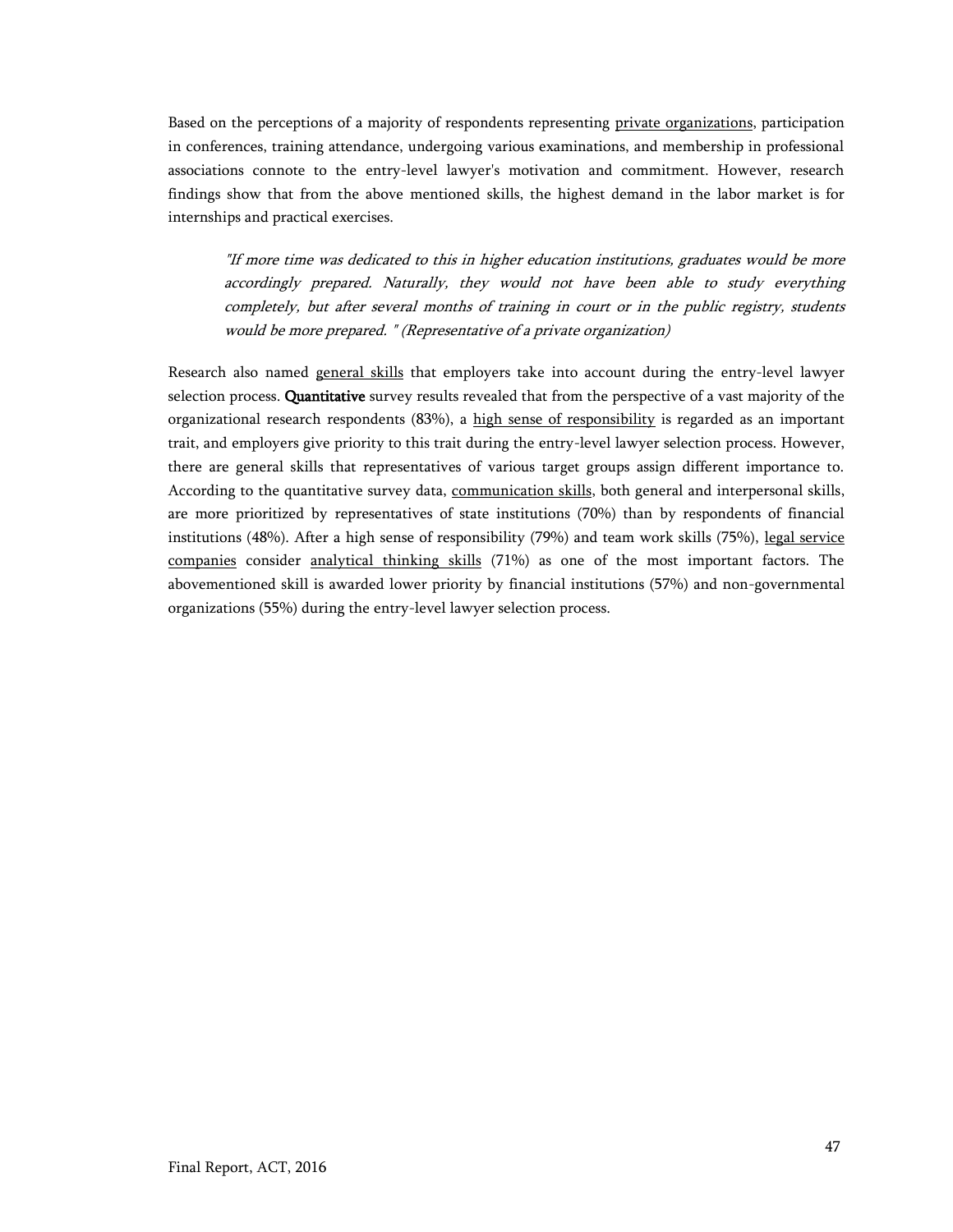Based on the perceptions of a majority of respondents representing private organizations, participation in conferences, training attendance, undergoing various examinations, and membership in professional associations connote to the entry-level lawyer's motivation and commitment. However, research findings show that from the above mentioned skills, the highest demand in the labor market is for internships and practical exercises.

> *"If more time was dedicated to this in higher education institutions, graduates would be more accordingly prepared. Naturally, they would not have been able to study everything completely, but after several months of training in court or in the public registry, students would be more prepared. " (Representative of a private organization)*

Research also named general skills that employers take into account during the entry-level lawyer selection process. **Quantitative** survey results revealed that from the perspective of a vast majority of the organizational research respondents (83%), a high sense of responsibility is regarded as an important trait, and employers give priority to this trait during the entry-level lawyer selection process. However, there are general skills that representatives of various target groups assign different importance to. According to the quantitative survey data, communication skills, both general and interpersonal skills, are more prioritized by representatives of state institutions (70%) than by respondents of financial institutions (48%). After a high sense of responsibility (79%) and team work skills (75%), legal service companies consider analytical thinking skills (71%) as one of the most important factors. The abovementioned skill is awarded lower priority by financial institutions (57%) and non-governmental organizations (55%) during the entry-level lawyer selection process.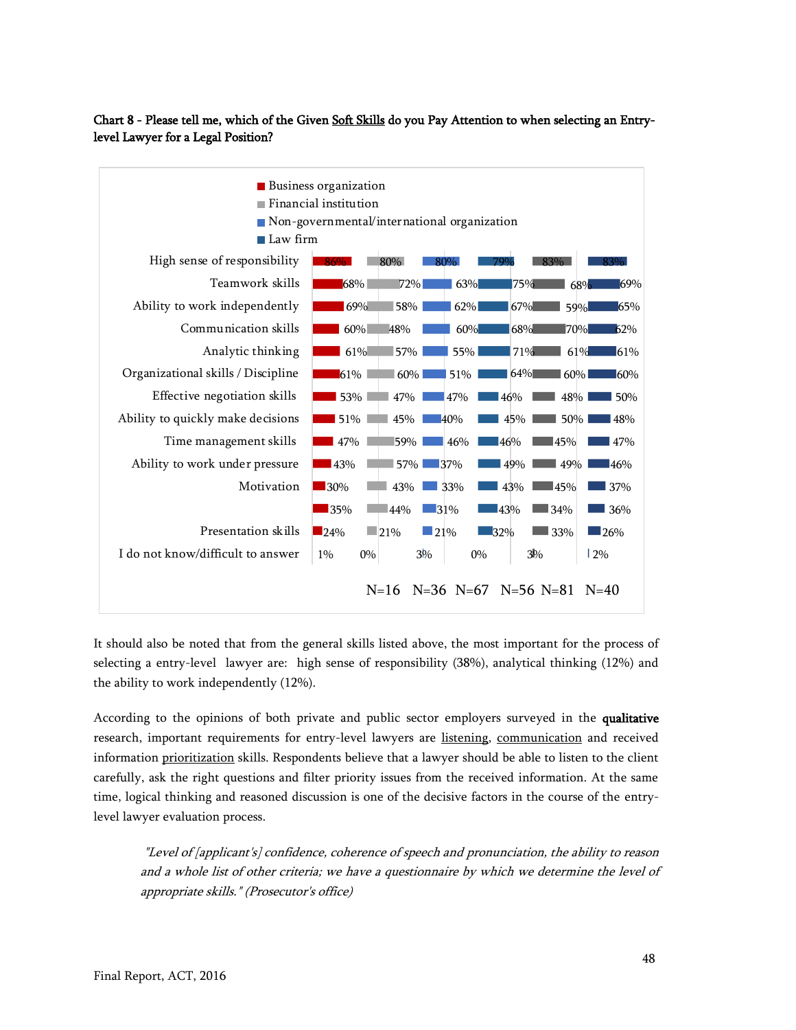**Chart 8 - Please tell me, which of the Given Soft Skills do you Pay Attention to when selecting an Entry-level Lawyer for a Legal Position?**

Legend: Business organization; Financial institution; Non-governmental/international organization; Law firm

| | Business organization | Financial institution | Non-governmental/international organization | Law firm | | |
|---|---|---|---|---|---|---|
| High sense of responsibility | 86% | 80% | 80% | 79% | 83% | 83% |
| Teamwork skills | 68% | 72% | 63% | 75% | 68% | 69% |
| Ability to work independently | 69% | 58% | 62% | 67% | 59% | 65% |
| Communication skills | 60% | 48% | 60% | 68% | 70% | 62% |
| Analytic thinking | 61% | 57% | 55% | 71% | 61% | 61% |
| Organizational skills / Discipline | 61% | 60% | 51% | 64% | 60% | 60% |
| Effective negotiation skills | 53% | 47% | 47% | 46% | 48% | 50% |
| Ability to quickly make decisions | 51% | 45% | 40% | 45% | 50% | 48% |
| Time management skills | 47% | 59% | 46% | 46% | 45% | 47% |
| Ability to work under pressure | 43% | 57% | 37% | 49% | 49% | 46% |
| Motivation | 30% | 43% | 33% | 43% | 45% | 37% |
| | 35% | 44% | 31% | 43% | 34% | 36% |
| Presentation skills | 24% | 21% | 21% | 32% | 33% | 26% |
| I do not know/difficult to answer | 1% | 0% | 3% | 0% | 3% | 2% |
| | N=16 | N=36 | N=67 | N=56 | N=81 | N=40 |

It should also be noted that from the general skills listed above, the most important for the process of selecting a entry-level lawyer are: high sense of responsibility (38%), analytical thinking (12%) and the ability to work independently (12%).

According to the opinions of both private and public sector employers surveyed in the **qualitative** research, important requirements for entry-level lawyers are listening, communication and received information prioritization skills. Respondents believe that a lawyer should be able to listen to the client carefully, ask the right questions and filter priority issues from the received information. At the same time, logical thinking and reasoned discussion is one of the decisive factors in the course of the entry-level lawyer evaluation process.

> *"Level of [applicant's] confidence, coherence of speech and pronunciation, the ability to reason and a whole list of other criteria; we have a questionnaire by which we determine the level of appropriate skills." (Prosecutor's office)*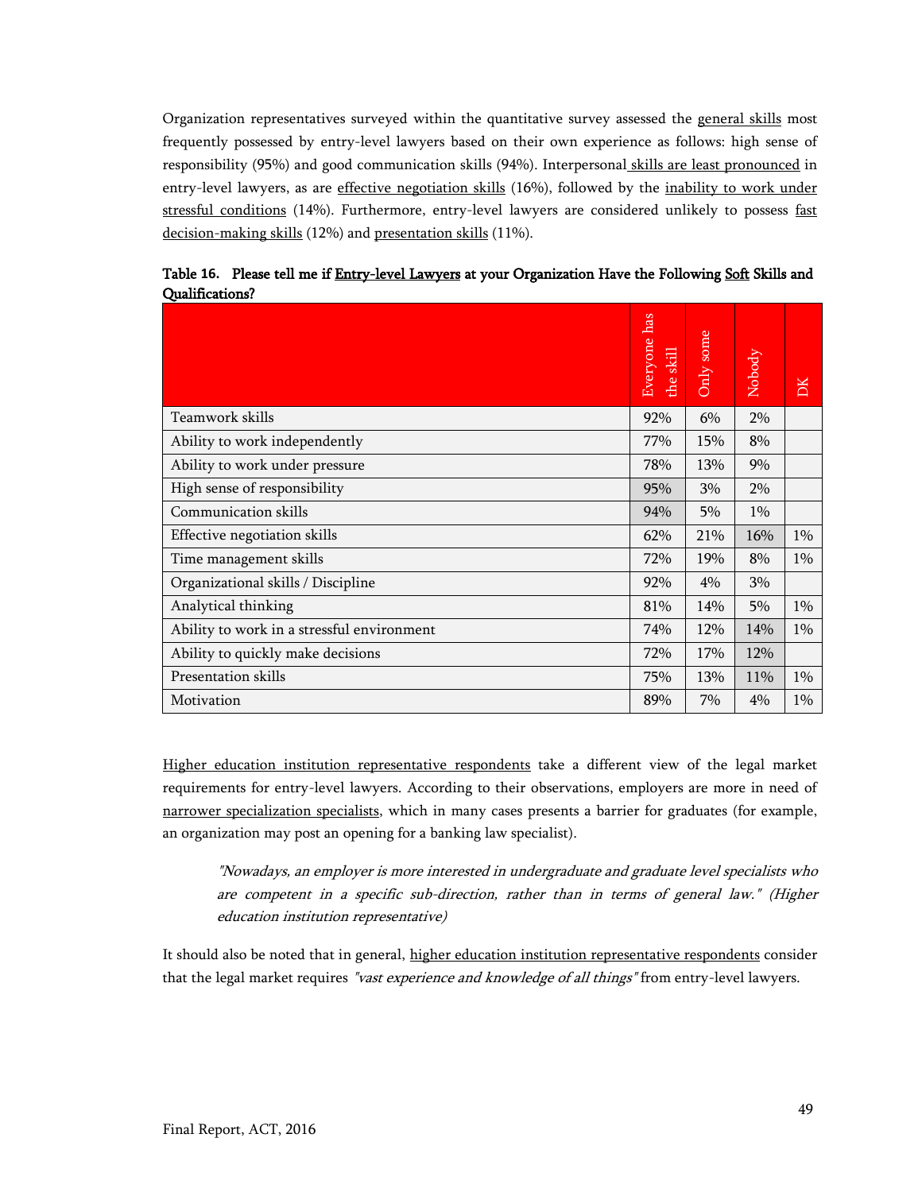Organization representatives surveyed within the quantitative survey assessed the general skills most frequently possessed by entry-level lawyers based on their own experience as follows: high sense of responsibility (95%) and good communication skills (94%). Interpersonal skills are least pronounced in entry-level lawyers, as are effective negotiation skills (16%), followed by the inability to work under stressful conditions (14%). Furthermore, entry-level lawyers are considered unlikely to possess fast decision-making skills (12%) and presentation skills (11%).

**Table 16. Please tell me if Entry-level Lawyers at your Organization Have the Following Soft Skills and Qualifications?**

| | Everyone has the skill | Only some | Nobody | DK |
|---|---|---|---|---|
| Teamwork skills | 92% | 6% | 2% | |
| Ability to work independently | 77% | 15% | 8% | |
| Ability to work under pressure | 78% | 13% | 9% | |
| High sense of responsibility | 95% | 3% | 2% | |
| Communication skills | 94% | 5% | 1% | |
| Effective negotiation skills | 62% | 21% | 16% | 1% |
| Time management skills | 72% | 19% | 8% | 1% |
| Organizational skills / Discipline | 92% | 4% | 3% | |
| Analytical thinking | 81% | 14% | 5% | 1% |
| Ability to work in a stressful environment | 74% | 12% | 14% | 1% |
| Ability to quickly make decisions | 72% | 17% | 12% | |
| Presentation skills | 75% | 13% | 11% | 1% |
| Motivation | 89% | 7% | 4% | 1% |

Higher education institution representative respondents take a different view of the legal market requirements for entry-level lawyers. According to their observations, employers are more in need of narrower specialization specialists, which in many cases presents a barrier for graduates (for example, an organization may post an opening for a banking law specialist).

> *"Nowadays, an employer is more interested in undergraduate and graduate level specialists who are competent in a specific sub-direction, rather than in terms of general law." (Higher education institution representative)*

It should also be noted that in general, higher education institution representative respondents consider that the legal market requires *"vast experience and knowledge of all things"* from entry-level lawyers.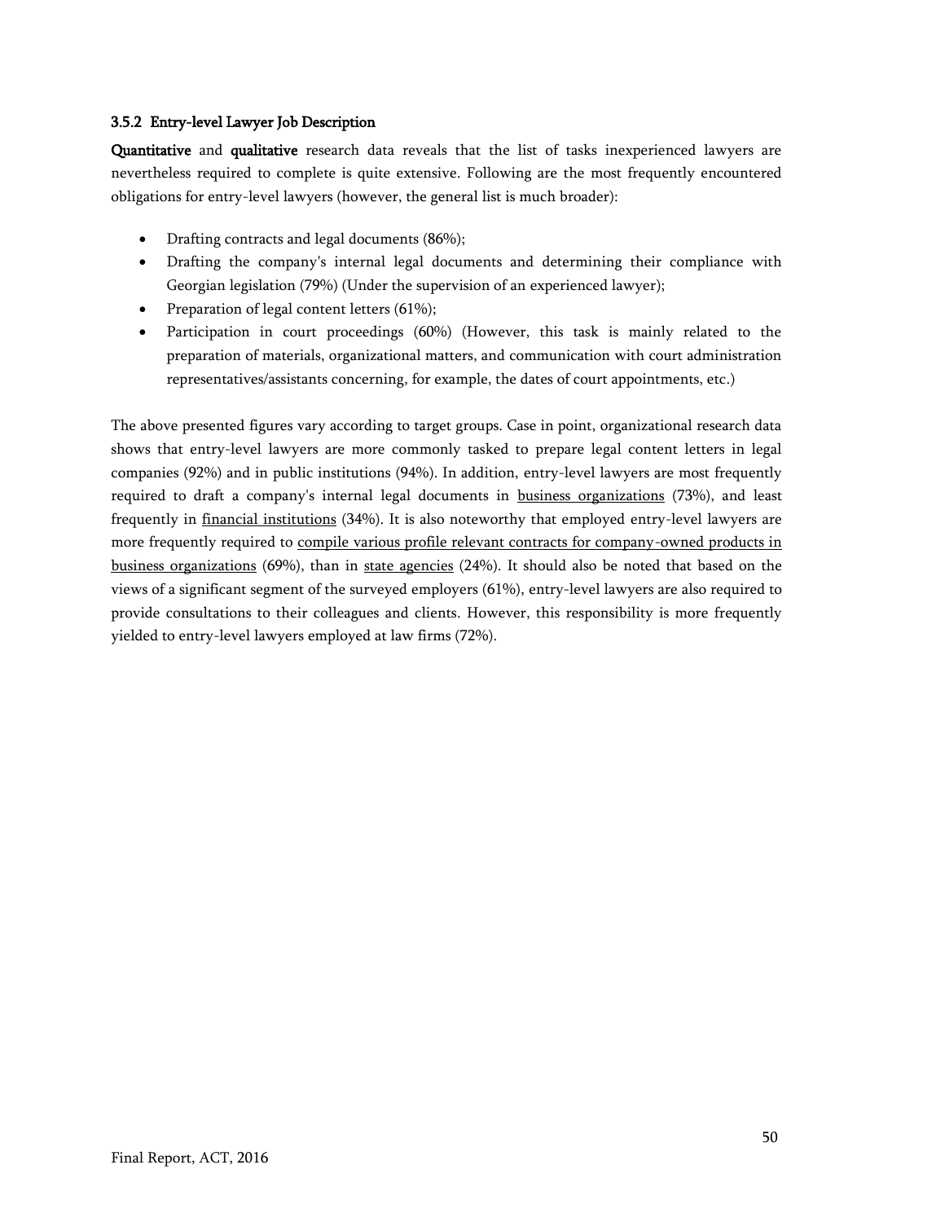### 3.5.2 Entry-level Lawyer Job Description

**Quantitative** and **qualitative** research data reveals that the list of tasks inexperienced lawyers are nevertheless required to complete is quite extensive. Following are the most frequently encountered obligations for entry-level lawyers (however, the general list is much broader):

- Drafting contracts and legal documents (86%);
- Drafting the company's internal legal documents and determining their compliance with Georgian legislation (79%) (Under the supervision of an experienced lawyer);
- Preparation of legal content letters (61%);
- Participation in court proceedings (60%) (However, this task is mainly related to the preparation of materials, organizational matters, and communication with court administration representatives/assistants concerning, for example, the dates of court appointments, etc.)

The above presented figures vary according to target groups. Case in point, organizational research data shows that entry-level lawyers are more commonly tasked to prepare legal content letters in legal companies (92%) and in public institutions (94%). In addition, entry-level lawyers are most frequently required to draft a company's internal legal documents in <u>business organizations</u> (73%), and least frequently in <u>financial institutions</u> (34%). It is also noteworthy that employed entry-level lawyers are more frequently required to <u>compile various profile relevant contracts for company-owned products in business organizations</u> (69%), than in <u>state agencies</u> (24%). It should also be noted that based on the views of a significant segment of the surveyed employers (61%), entry-level lawyers are also required to provide consultations to their colleagues and clients. However, this responsibility is more frequently yielded to entry-level lawyers employed at law firms (72%).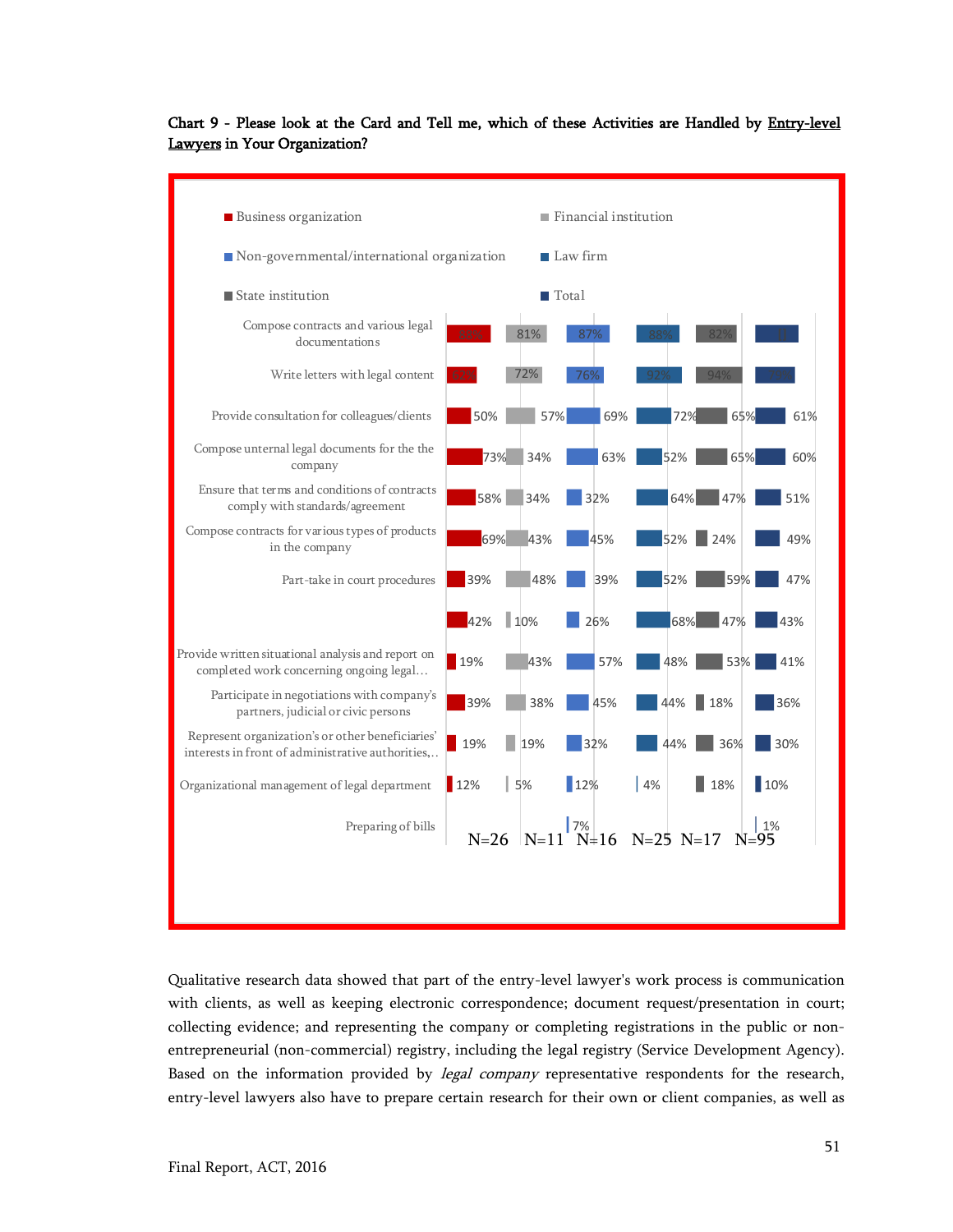**Chart 9 - Please look at the Card and Tell me, which of these Activities are Handled by Entry-level Lawyers in Your Organization?**

| Activity | Business organization (N=26) | Financial institution (N=11) | Non-governmental/international organization (N=16) | Law firm (N=25) | State institution (N=17) | Total (N=95) |
|---|---|---|---|---|---|---|
| Compose contracts and various legal documentations | 88% | 81% | 87% | 88% | 82% | |
| Write letters with legal content | 62% | 72% | 76% | 92% | 94% | |
| Provide consultation for colleagues/clients | 50% | 57% | 69% | 72% | 65% | 61% |
| Compose unternal legal documents for the the company | 73% | 34% | 63% | 52% | 65% | 60% |
| Ensure that terms and conditions of contracts comply with standards/agreement | 58% | 34% | 32% | 64% | 47% | 51% |
| Compose contracts for various types of products in the company | 69% | 43% | 45% | 52% | 24% | 49% |
| Part-take in court procedures | 39% | 48% | 39% | 52% | 59% | 47% |
| | 42% | 10% | 26% | 68% | 47% | 43% |
| Provide written situational analysis and report on completed work concerning ongoing legal… | 19% | 43% | 57% | 48% | 53% | 41% |
| Participate in negotiations with company's partners, judicial or civic persons | 39% | 38% | 45% | 44% | 18% | 36% |
| Represent organization's or other beneficiaries' interests in front of administrative authorities,… | 19% | 19% | 32% | 44% | 36% | 30% |
| Organizational management of legal department | 12% | 5% | 12% | 4% | 18% | 10% |
| Preparing of bills | | | 7% | | | 1% |

Qualitative research data showed that part of the entry-level lawyer's work process is communication with clients, as well as keeping electronic correspondence; document request/presentation in court; collecting evidence; and representing the company or completing registrations in the public or non-entrepreneurial (non-commercial) registry, including the legal registry (Service Development Agency). Based on the information provided by *legal company* representative respondents for the research, entry-level lawyers also have to prepare certain research for their own or client companies, as well as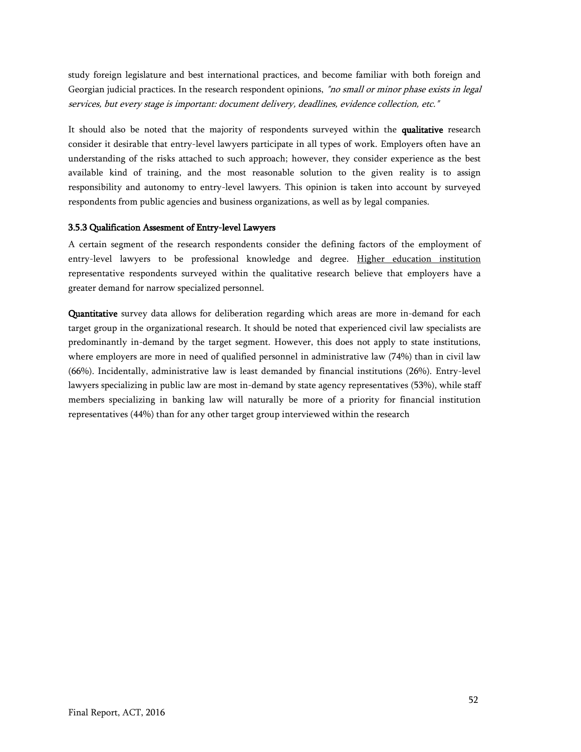study foreign legislature and best international practices, and become familiar with both foreign and Georgian judicial practices. In the research respondent opinions, *"no small or minor phase exists in legal services, but every stage is important: document delivery, deadlines, evidence collection, etc."*

It should also be noted that the majority of respondents surveyed within the **qualitative** research consider it desirable that entry-level lawyers participate in all types of work. Employers often have an understanding of the risks attached to such approach; however, they consider experience as the best available kind of training, and the most reasonable solution to the given reality is to assign responsibility and autonomy to entry-level lawyers. This opinion is taken into account by surveyed respondents from public agencies and business organizations, as well as by legal companies.

### 3.5.3 Qualification Assesment of Entry-level Lawyers

A certain segment of the research respondents consider the defining factors of the employment of entry-level lawyers to be professional knowledge and degree. <u>Higher education institution</u> representative respondents surveyed within the qualitative research believe that employers have a greater demand for narrow specialized personnel.

**Quantitative** survey data allows for deliberation regarding which areas are more in-demand for each target group in the organizational research. It should be noted that experienced civil law specialists are predominantly in-demand by the target segment. However, this does not apply to state institutions, where employers are more in need of qualified personnel in administrative law (74%) than in civil law (66%). Incidentally, administrative law is least demanded by financial institutions (26%). Entry-level lawyers specializing in public law are most in-demand by state agency representatives (53%), while staff members specializing in banking law will naturally be more of a priority for financial institution representatives (44%) than for any other target group interviewed within the research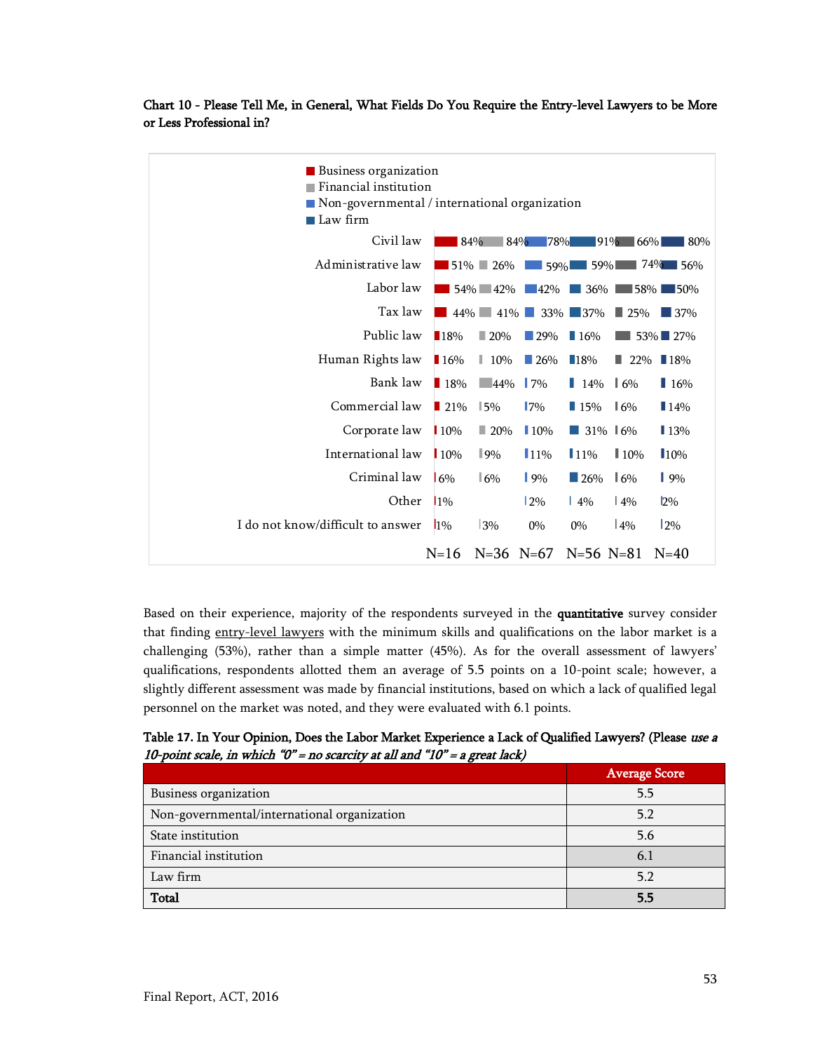**Chart 10 - Please Tell Me, in General, What Fields Do You Require the Entry-level Lawyers to be More or Less Professional in?**

- Business organization
- Financial institution
- Non-governmental / international organization
- Law firm

| | N=16 | N=36 | N=67 | N=56 | N=81 | N=40 |
|---|---|---|---|---|---|---|
| Civil law | 84% | 84% | 78% | 91% | 66% | 80% |
| Administrative law | 51% | 26% | 59% | 59% | 74% | 56% |
| Labor law | 54% | 42% | 42% | 36% | 58% | 50% |
| Tax law | 44% | 41% | 33% | 37% | 25% | 37% |
| Public law | 18% | 20% | 29% | 16% | 53% | 27% |
| Human Rights law | 16% | 10% | 26% | 18% | 22% | 18% |
| Bank law | 18% | 44% | 7% | 14% | 6% | 16% |
| Commercial law | 21% | 5% | 7% | 15% | 6% | 14% |
| Corporate law | 10% | 20% | 10% | 31% | 6% | 13% |
| International law | 10% | 9% | 11% | 11% | 10% | 10% |
| Criminal law | 6% | 6% | 9% | 26% | 6% | 9% |
| Other | 1% | | 2% | 4% | 4% | 2% |
| I do not know/difficult to answer | 1% | 3% | 0% | 0% | 4% | 2% |

Based on their experience, majority of the respondents surveyed in the **quantitative** survey consider that finding entry-level lawyers with the minimum skills and qualifications on the labor market is a challenging (53%), rather than a simple matter (45%). As for the overall assessment of lawyers' qualifications, respondents allotted them an average of 5.5 points on a 10-point scale; however, a slightly different assessment was made by financial institutions, based on which a lack of qualified legal personnel on the market was noted, and they were evaluated with 6.1 points.

**Table 17. In Your Opinion, Does the Labor Market Experience a Lack of Qualified Lawyers? (Please *use a 10-point scale, in which "0" = no scarcity at all and "10" = a great lack)***

| | Average Score |
|---|---|
| Business organization | 5.5 |
| Non-governmental/international organization | 5.2 |
| State institution | 5.6 |
| Financial institution | 6.1 |
| Law firm | 5.2 |
| **Total** | **5.5** |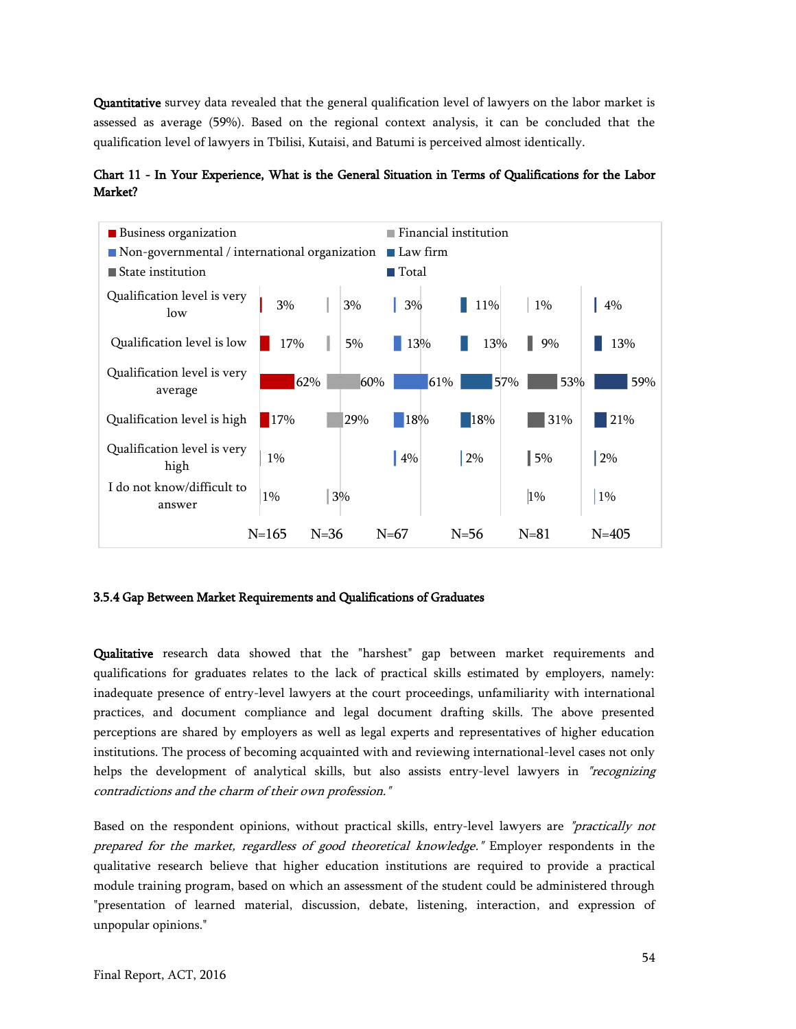**Quantitative** survey data revealed that the general qualification level of lawyers on the labor market is assessed as average (59%). Based on the regional context analysis, it can be concluded that the qualification level of lawyers in Tbilisi, Kutaisi, and Batumi is perceived almost identically.

**Chart 11 - In Your Experience, What is the General Situation in Terms of Qualifications for the Labor Market?**

| | Business organization | Financial institution | Non-governmental / international organization | Law firm | State institution | Total |
|---|---|---|---|---|---|---|
| Qualification level is very low | 3% | 3% | 3% | 11% | 1% | 4% |
| Qualification level is low | 17% | 5% | 13% | 13% | 9% | 13% |
| Qualification level is very average | 62% | 60% | 61% | 57% | 53% | 59% |
| Qualification level is high | 17% | 29% | 18% | 18% | 31% | 21% |
| Qualification level is very high | 1% | | 4% | 2% | 5% | 2% |
| I do not know/difficult to answer | 1% | 3% | | | 1% | 1% |
| | N=165 | N=36 | N=67 | N=56 | N=81 | N=405 |

### 3.5.4 Gap Between Market Requirements and Qualifications of Graduates

**Qualitative** research data showed that the "harshest" gap between market requirements and qualifications for graduates relates to the lack of practical skills estimated by employers, namely: inadequate presence of entry-level lawyers at the court proceedings, unfamiliarity with international practices, and document compliance and legal document drafting skills. The above presented perceptions are shared by employers as well as legal experts and representatives of higher education institutions. The process of becoming acquainted with and reviewing international-level cases not only helps the development of analytical skills, but also assists entry-level lawyers in *"recognizing contradictions and the charm of their own profession."*

Based on the respondent opinions, without practical skills, entry-level lawyers are *"practically not prepared for the market, regardless of good theoretical knowledge."* Employer respondents in the qualitative research believe that higher education institutions are required to provide a practical module training program, based on which an assessment of the student could be administered through "presentation of learned material, discussion, debate, listening, interaction, and expression of unpopular opinions."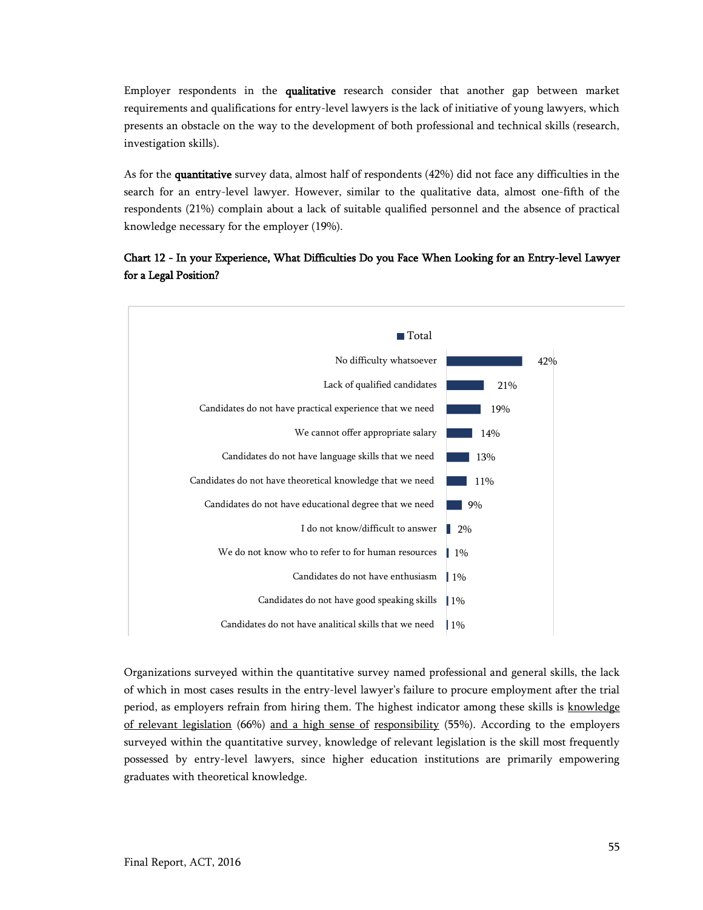Employer respondents in the **qualitative** research consider that another gap between market requirements and qualifications for entry-level lawyers is the lack of initiative of young lawyers, which presents an obstacle on the way to the development of both professional and technical skills (research, investigation skills).

As for the **quantitative** survey data, almost half of respondents (42%) did not face any difficulties in the search for an entry-level lawyer. However, similar to the qualitative data, almost one-fifth of the respondents (21%) complain about a lack of suitable qualified personnel and the absence of practical knowledge necessary for the employer (19%).

**Chart 12 - In your Experience, What Difficulties Do you Face When Looking for an Entry-level Lawyer for a Legal Position?**

| Difficulty | Total |
|---|---|
| No difficulty whatsoever | 42% |
| Lack of qualified candidates | 21% |
| Candidates do not have practical experience that we need | 19% |
| We cannot offer appropriate salary | 14% |
| Candidates do not have language skills that we need | 13% |
| Candidates do not have theoretical knowledge that we need | 11% |
| Candidates do not have educational degree that we need | 9% |
| I do not know/difficult to answer | 2% |
| We do not know who to refer to for human resources | 1% |
| Candidates do not have enthusiasm | 1% |
| Candidates do not have good speaking skills | 1% |
| Candidates do not have analitical skills that we need | 1% |

Organizations surveyed within the quantitative survey named professional and general skills, the lack of which in most cases results in the entry-level lawyer's failure to procure employment after the trial period, as employers refrain from hiring them. The highest indicator among these skills is knowledge of relevant legislation (66%) and a high sense of responsibility (55%). According to the employers surveyed within the quantitative survey, knowledge of relevant legislation is the skill most frequently possessed by entry-level lawyers, since higher education institutions are primarily empowering graduates with theoretical knowledge.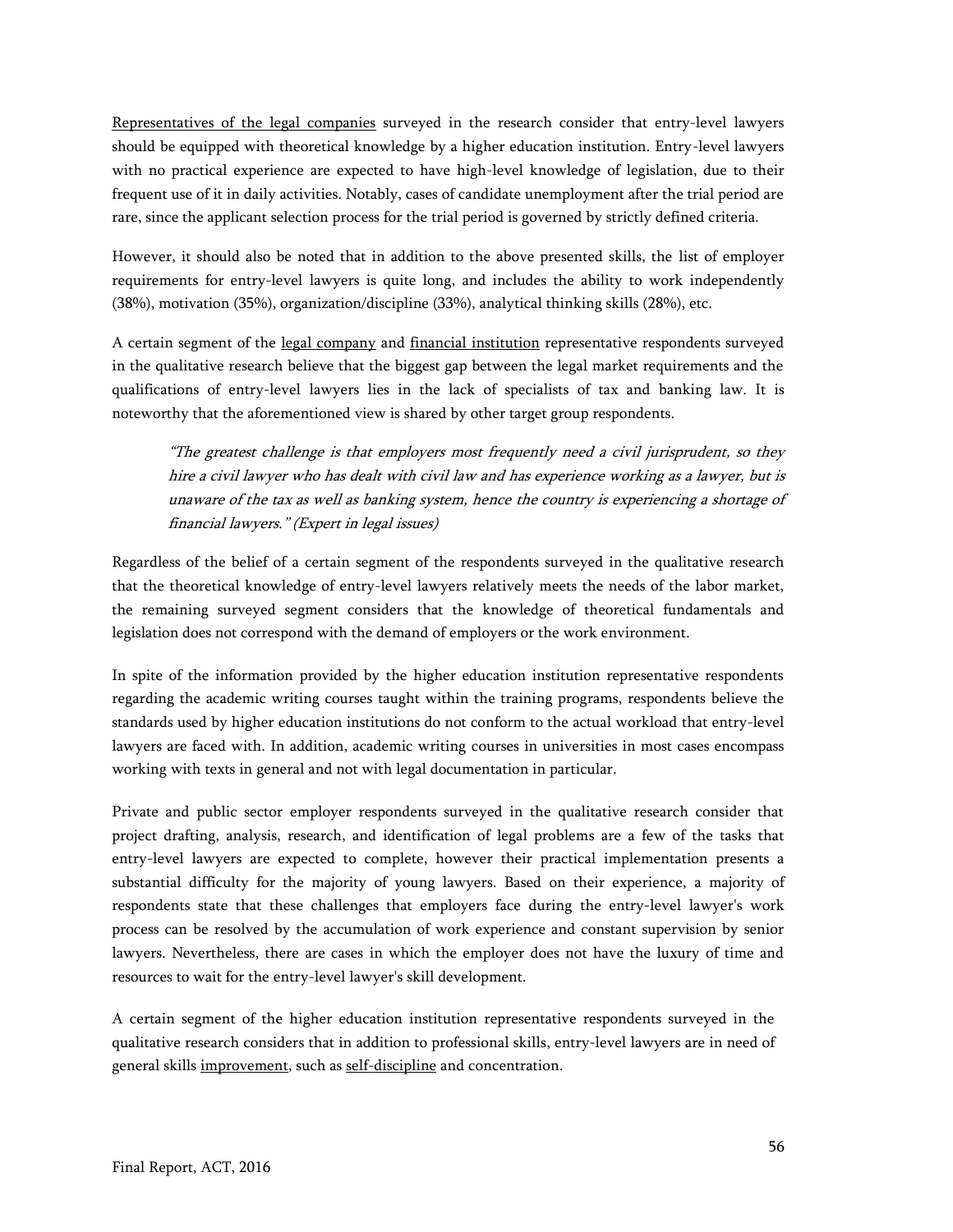Representatives of the legal companies surveyed in the research consider that entry-level lawyers should be equipped with theoretical knowledge by a higher education institution. Entry-level lawyers with no practical experience are expected to have high-level knowledge of legislation, due to their frequent use of it in daily activities. Notably, cases of candidate unemployment after the trial period are rare, since the applicant selection process for the trial period is governed by strictly defined criteria.

However, it should also be noted that in addition to the above presented skills, the list of employer requirements for entry-level lawyers is quite long, and includes the ability to work independently (38%), motivation (35%), organization/discipline (33%), analytical thinking skills (28%), etc.

A certain segment of the legal company and financial institution representative respondents surveyed in the qualitative research believe that the biggest gap between the legal market requirements and the qualifications of entry-level lawyers lies in the lack of specialists of tax and banking law. It is noteworthy that the aforementioned view is shared by other target group respondents.

> *"The greatest challenge is that employers most frequently need a civil jurisprudent, so they hire a civil lawyer who has dealt with civil law and has experience working as a lawyer, but is unaware of the tax as well as banking system, hence the country is experiencing a shortage of financial lawyers." (Expert in legal issues)*

Regardless of the belief of a certain segment of the respondents surveyed in the qualitative research that the theoretical knowledge of entry-level lawyers relatively meets the needs of the labor market, the remaining surveyed segment considers that the knowledge of theoretical fundamentals and legislation does not correspond with the demand of employers or the work environment.

In spite of the information provided by the higher education institution representative respondents regarding the academic writing courses taught within the training programs, respondents believe the standards used by higher education institutions do not conform to the actual workload that entry-level lawyers are faced with. In addition, academic writing courses in universities in most cases encompass working with texts in general and not with legal documentation in particular.

Private and public sector employer respondents surveyed in the qualitative research consider that project drafting, analysis, research, and identification of legal problems are a few of the tasks that entry-level lawyers are expected to complete, however their practical implementation presents a substantial difficulty for the majority of young lawyers. Based on their experience, a majority of respondents state that these challenges that employers face during the entry-level lawyer's work process can be resolved by the accumulation of work experience and constant supervision by senior lawyers. Nevertheless, there are cases in which the employer does not have the luxury of time and resources to wait for the entry-level lawyer's skill development.

A certain segment of the higher education institution representative respondents surveyed in the qualitative research considers that in addition to professional skills, entry-level lawyers are in need of general skills improvement, such as self-discipline and concentration.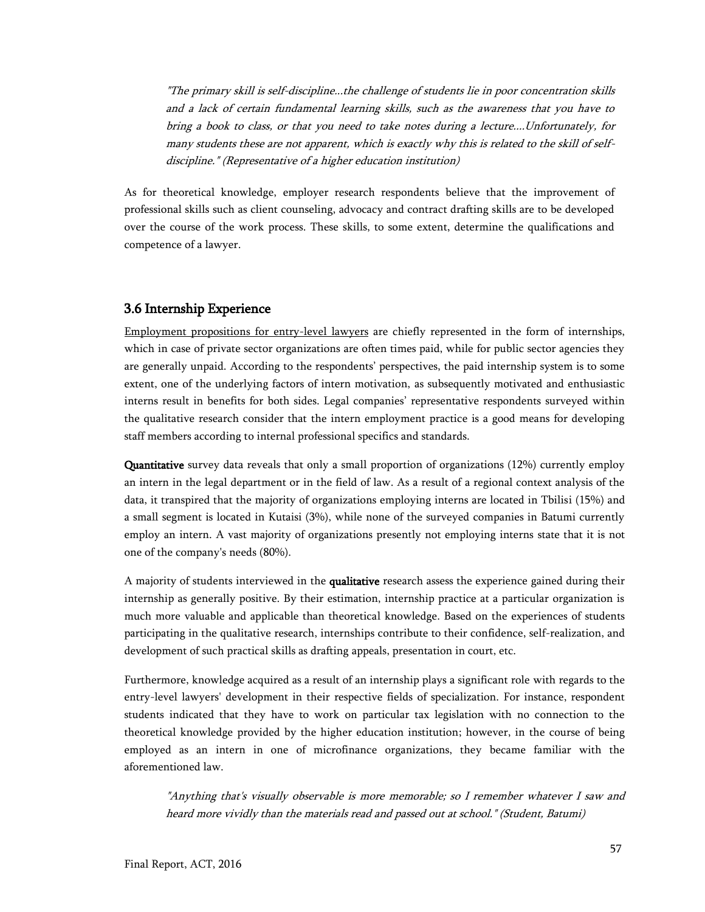> *"The primary skill is self-discipline...the challenge of students lie in poor concentration skills and a lack of certain fundamental learning skills, such as the awareness that you have to bring a book to class, or that you need to take notes during a lecture....Unfortunately, for many students these are not apparent, which is exactly why this is related to the skill of self-discipline." (Representative of a higher education institution)*

As for theoretical knowledge, employer research respondents believe that the improvement of professional skills such as client counseling, advocacy and contract drafting skills are to be developed over the course of the work process. These skills, to some extent, determine the qualifications and competence of a lawyer.

## 3.6 Internship Experience

Employment propositions for entry-level lawyers are chiefly represented in the form of internships, which in case of private sector organizations are often times paid, while for public sector agencies they are generally unpaid. According to the respondents' perspectives, the paid internship system is to some extent, one of the underlying factors of intern motivation, as subsequently motivated and enthusiastic interns result in benefits for both sides. Legal companies' representative respondents surveyed within the qualitative research consider that the intern employment practice is a good means for developing staff members according to internal professional specifics and standards.

**Quantitative** survey data reveals that only a small proportion of organizations (12%) currently employ an intern in the legal department or in the field of law. As a result of a regional context analysis of the data, it transpired that the majority of organizations employing interns are located in Tbilisi (15%) and a small segment is located in Kutaisi (3%), while none of the surveyed companies in Batumi currently employ an intern. A vast majority of organizations presently not employing interns state that it is not one of the company's needs (80%).

A majority of students interviewed in the **qualitative** research assess the experience gained during their internship as generally positive. By their estimation, internship practice at a particular organization is much more valuable and applicable than theoretical knowledge. Based on the experiences of students participating in the qualitative research, internships contribute to their confidence, self-realization, and development of such practical skills as drafting appeals, presentation in court, etc.

Furthermore, knowledge acquired as a result of an internship plays a significant role with regards to the entry-level lawyers' development in their respective fields of specialization. For instance, respondent students indicated that they have to work on particular tax legislation with no connection to the theoretical knowledge provided by the higher education institution; however, in the course of being employed as an intern in one of microfinance organizations, they became familiar with the aforementioned law.

> *"Anything that's visually observable is more memorable; so I remember whatever I saw and heard more vividly than the materials read and passed out at school." (Student, Batumi)*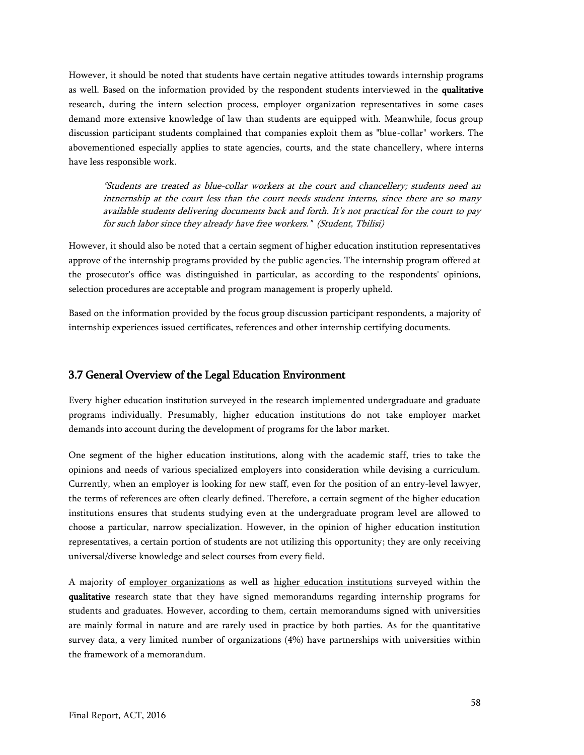However, it should be noted that students have certain negative attitudes towards internship programs as well. Based on the information provided by the respondent students interviewed in the **qualitative** research, during the intern selection process, employer organization representatives in some cases demand more extensive knowledge of law than students are equipped with. Meanwhile, focus group discussion participant students complained that companies exploit them as "blue-collar" workers. The abovementioned especially applies to state agencies, courts, and the state chancellery, where interns have less responsible work.

> *"Students are treated as blue-collar workers at the court and chancellery; students need an intnernship at the court less than the court needs student interns, since there are so many available students delivering documents back and forth. It's not practical for the court to pay for such labor since they already have free workers." (Student, Tbilisi)*

However, it should also be noted that a certain segment of higher education institution representatives approve of the internship programs provided by the public agencies. The internship program offered at the prosecutor's office was distinguished in particular, as according to the respondents' opinions, selection procedures are acceptable and program management is properly upheld.

Based on the information provided by the focus group discussion participant respondents, a majority of internship experiences issued certificates, references and other internship certifying documents.

## 3.7 General Overview of the Legal Education Environment

Every higher education institution surveyed in the research implemented undergraduate and graduate programs individually. Presumably, higher education institutions do not take employer market demands into account during the development of programs for the labor market.

One segment of the higher education institutions, along with the academic staff, tries to take the opinions and needs of various specialized employers into consideration while devising a curriculum. Currently, when an employer is looking for new staff, even for the position of an entry-level lawyer, the terms of references are often clearly defined. Therefore, a certain segment of the higher education institutions ensures that students studying even at the undergraduate program level are allowed to choose a particular, narrow specialization. However, in the opinion of higher education institution representatives, a certain portion of students are not utilizing this opportunity; they are only receiving universal/diverse knowledge and select courses from every field.

A majority of employer organizations as well as higher education institutions surveyed within the **qualitative** research state that they have signed memorandums regarding internship programs for students and graduates. However, according to them, certain memorandums signed with universities are mainly formal in nature and are rarely used in practice by both parties. As for the quantitative survey data, a very limited number of organizations (4%) have partnerships with universities within the framework of a memorandum.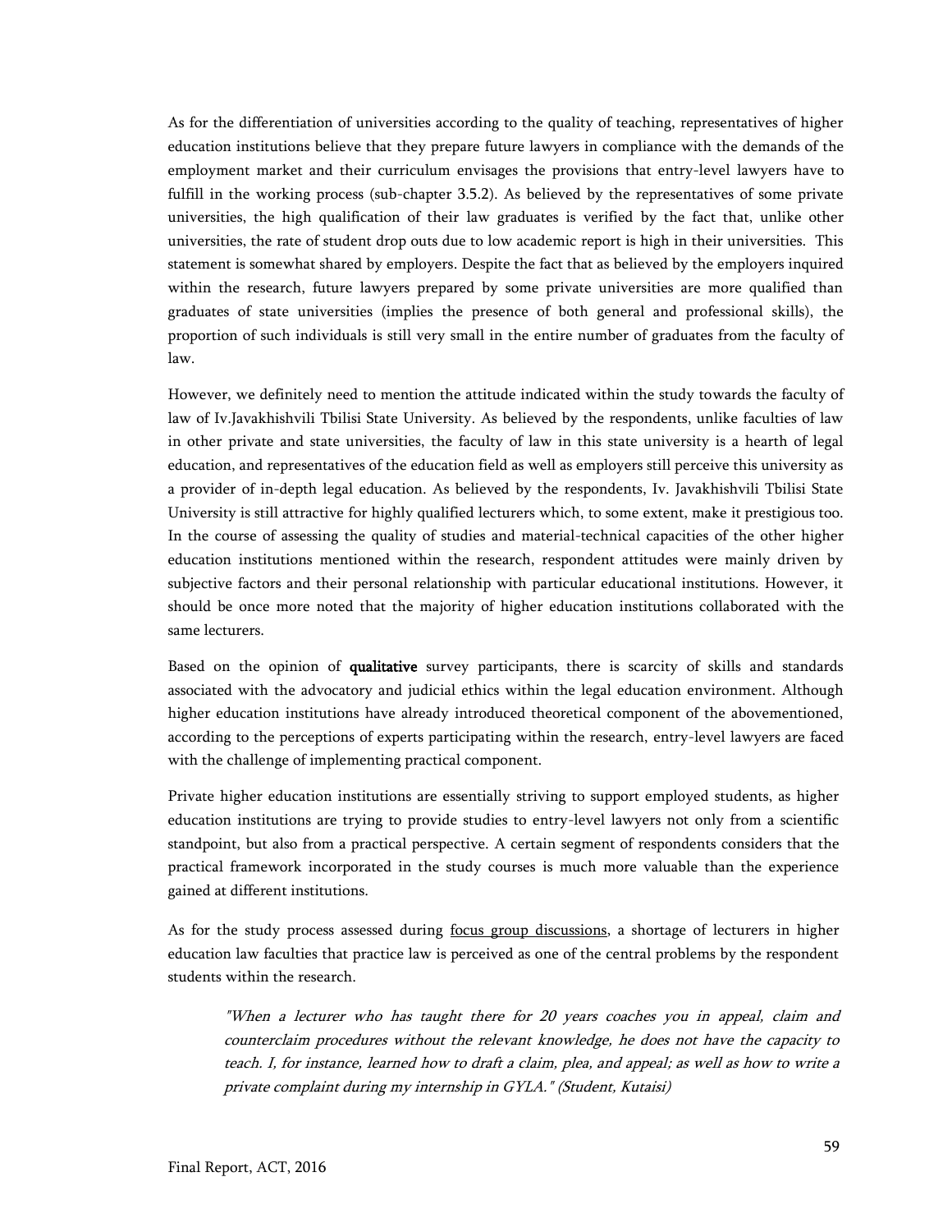As for the differentiation of universities according to the quality of teaching, representatives of higher education institutions believe that they prepare future lawyers in compliance with the demands of the employment market and their curriculum envisages the provisions that entry-level lawyers have to fulfill in the working process (sub-chapter 3.5.2). As believed by the representatives of some private universities, the high qualification of their law graduates is verified by the fact that, unlike other universities, the rate of student drop outs due to low academic report is high in their universities. This statement is somewhat shared by employers. Despite the fact that as believed by the employers inquired within the research, future lawyers prepared by some private universities are more qualified than graduates of state universities (implies the presence of both general and professional skills), the proportion of such individuals is still very small in the entire number of graduates from the faculty of law.

However, we definitely need to mention the attitude indicated within the study towards the faculty of law of Iv.Javakhishvili Tbilisi State University. As believed by the respondents, unlike faculties of law in other private and state universities, the faculty of law in this state university is a hearth of legal education, and representatives of the education field as well as employers still perceive this university as a provider of in-depth legal education. As believed by the respondents, Iv. Javakhishvili Tbilisi State University is still attractive for highly qualified lecturers which, to some extent, make it prestigious too. In the course of assessing the quality of studies and material-technical capacities of the other higher education institutions mentioned within the research, respondent attitudes were mainly driven by subjective factors and their personal relationship with particular educational institutions. However, it should be once more noted that the majority of higher education institutions collaborated with the same lecturers.

Based on the opinion of **qualitative** survey participants, there is scarcity of skills and standards associated with the advocatory and judicial ethics within the legal education environment. Although higher education institutions have already introduced theoretical component of the abovementioned, according to the perceptions of experts participating within the research, entry-level lawyers are faced with the challenge of implementing practical component.

Private higher education institutions are essentially striving to support employed students, as higher education institutions are trying to provide studies to entry-level lawyers not only from a scientific standpoint, but also from a practical perspective. A certain segment of respondents considers that the practical framework incorporated in the study courses is much more valuable than the experience gained at different institutions.

As for the study process assessed during focus group discussions, a shortage of lecturers in higher education law faculties that practice law is perceived as one of the central problems by the respondent students within the research.

> *"When a lecturer who has taught there for 20 years coaches you in appeal, claim and counterclaim procedures without the relevant knowledge, he does not have the capacity to teach. I, for instance, learned how to draft a claim, plea, and appeal; as well as how to write a private complaint during my internship in GYLA." (Student, Kutaisi)*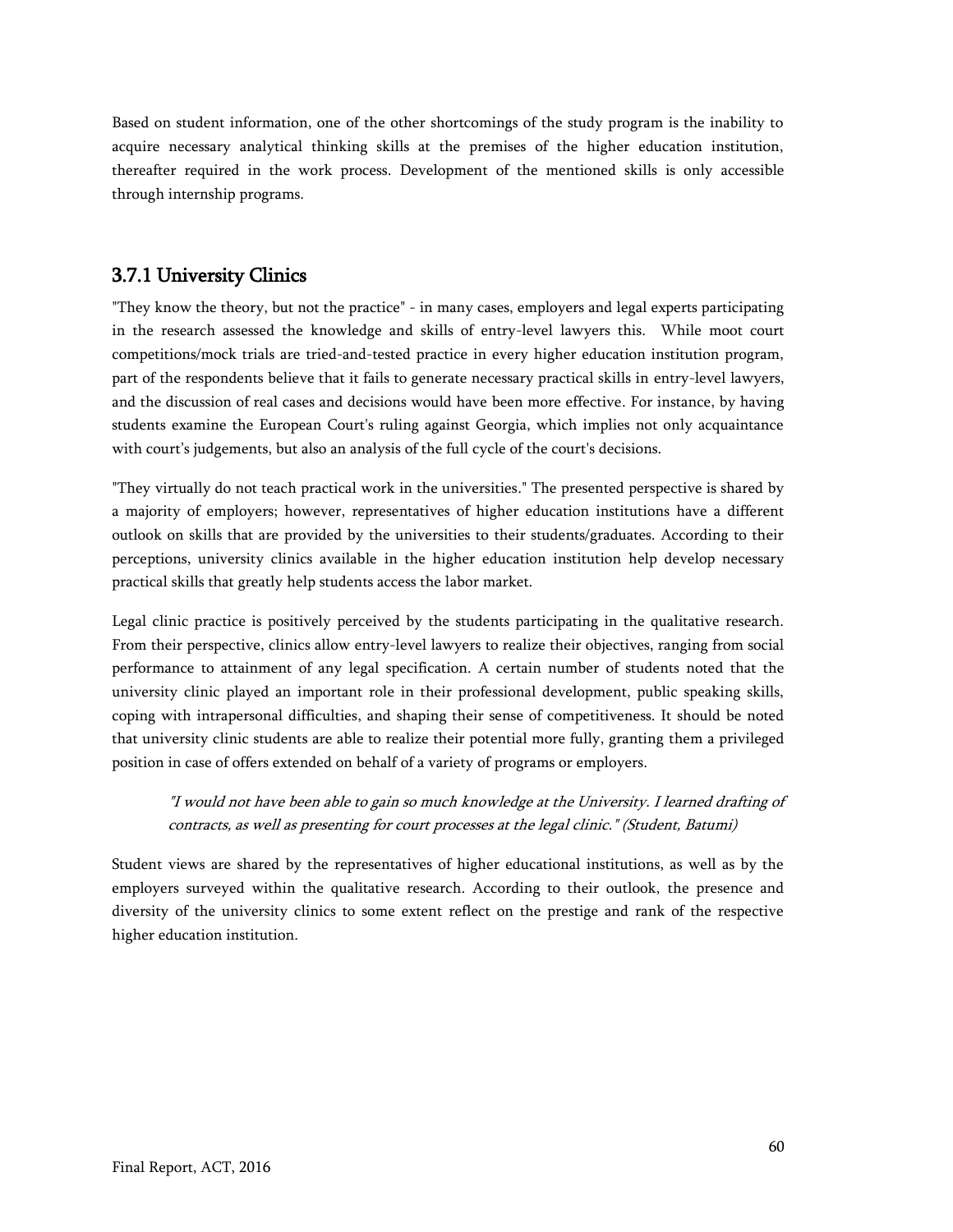Based on student information, one of the other shortcomings of the study program is the inability to acquire necessary analytical thinking skills at the premises of the higher education institution, thereafter required in the work process. Development of the mentioned skills is only accessible through internship programs.

### 3.7.1 University Clinics

"They know the theory, but not the practice" - in many cases, employers and legal experts participating in the research assessed the knowledge and skills of entry-level lawyers this. While moot court competitions/mock trials are tried-and-tested practice in every higher education institution program, part of the respondents believe that it fails to generate necessary practical skills in entry-level lawyers, and the discussion of real cases and decisions would have been more effective. For instance, by having students examine the European Court's ruling against Georgia, which implies not only acquaintance with court's judgements, but also an analysis of the full cycle of the court's decisions.

"They virtually do not teach practical work in the universities." The presented perspective is shared by a majority of employers; however, representatives of higher education institutions have a different outlook on skills that are provided by the universities to their students/graduates. According to their perceptions, university clinics available in the higher education institution help develop necessary practical skills that greatly help students access the labor market.

Legal clinic practice is positively perceived by the students participating in the qualitative research. From their perspective, clinics allow entry-level lawyers to realize their objectives, ranging from social performance to attainment of any legal specification. A certain number of students noted that the university clinic played an important role in their professional development, public speaking skills, coping with intrapersonal difficulties, and shaping their sense of competitiveness. It should be noted that university clinic students are able to realize their potential more fully, granting them a privileged position in case of offers extended on behalf of a variety of programs or employers.

> *"I would not have been able to gain so much knowledge at the University. I learned drafting of contracts, as well as presenting for court processes at the legal clinic." (Student, Batumi)*

Student views are shared by the representatives of higher educational institutions, as well as by the employers surveyed within the qualitative research. According to their outlook, the presence and diversity of the university clinics to some extent reflect on the prestige and rank of the respective higher education institution.